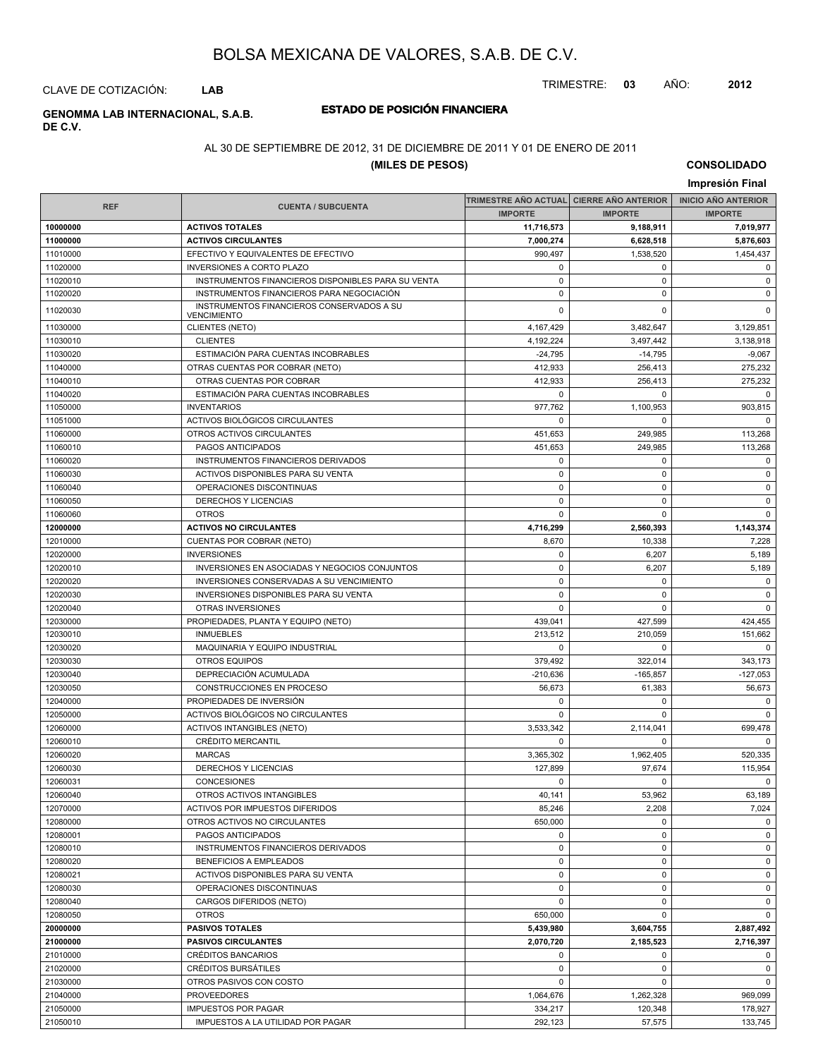# BOLSA MEXICANA DE VALORES, S.A.B. DE C.V.

CLAVE DE COTIZACIÓN: **LAB**

TRIMESTRE: **03** AÑO: **2012**

**GENOMMA LAB INTERNACIONAL, S.A.B. DE C.V.**

## ESTADO DE POSICIÓN FINANCIERA

AL 30 DE SEPTIEMBRE DE 2012, 31 DE DICIEMBRE DE 2011 Y 01 DE ENERO DE 2011

**(MILES DE PESOS)**

**CONSOLIDADO**

**Impresión Final**

| REF | CUENTA / SUBCUENTA | TRIMESTRE AÑO ACTUAL | CIERRE AÑO ANTERIOR | INICIO AÑO ANTERIOR |
|---|---|---|---|---|
| | | IMPORTE | IMPORTE | IMPORTE |
| **10000000** | **ACTIVOS TOTALES** | **11,716,573** | **9,188,911** | **7,019,977** |
| **11000000** | **ACTIVOS CIRCULANTES** | **7,000,274** | **6,628,518** | **5,876,603** |
| 11010000 | EFECTIVO Y EQUIVALENTES DE EFECTIVO | 990,497 | 1,538,520 | 1,454,437 |
| 11020000 | INVERSIONES A CORTO PLAZO | 0 | 0 | 0 |
| 11020010 | INSTRUMENTOS FINANCIEROS DISPONIBLES PARA SU VENTA | 0 | 0 | 0 |
| 11020020 | INSTRUMENTOS FINANCIEROS PARA NEGOCIACIÓN | 0 | 0 | 0 |
| 11020030 | INSTRUMENTOS FINANCIEROS CONSERVADOS A SU VENCIMIENTO | 0 | 0 | 0 |
| 11030000 | CLIENTES (NETO) | 4,167,429 | 3,482,647 | 3,129,851 |
| 11030010 | CLIENTES | 4,192,224 | 3,497,442 | 3,138,918 |
| 11030020 | ESTIMACIÓN PARA CUENTAS INCOBRABLES | -24,795 | -14,795 | -9,067 |
| 11040000 | OTRAS CUENTAS POR COBRAR (NETO) | 412,933 | 256,413 | 275,232 |
| 11040010 | OTRAS CUENTAS POR COBRAR | 412,933 | 256,413 | 275,232 |
| 11040020 | ESTIMACIÓN PARA CUENTAS INCOBRABLES | 0 | 0 | 0 |
| 11050000 | INVENTARIOS | 977,762 | 1,100,953 | 903,815 |
| 11051000 | ACTIVOS BIOLÓGICOS CIRCULANTES | 0 | 0 | 0 |
| 11060000 | OTROS ACTIVOS CIRCULANTES | 451,653 | 249,985 | 113,268 |
| 11060010 | PAGOS ANTICIPADOS | 451,653 | 249,985 | 113,268 |
| 11060020 | INSTRUMENTOS FINANCIEROS DERIVADOS | 0 | 0 | 0 |
| 11060030 | ACTIVOS DISPONIBLES PARA SU VENTA | 0 | 0 | 0 |
| 11060040 | OPERACIONES DISCONTINUAS | 0 | 0 | 0 |
| 11060050 | DERECHOS Y LICENCIAS | 0 | 0 | 0 |
| 11060060 | OTROS | 0 | 0 | 0 |
| **12000000** | **ACTIVOS NO CIRCULANTES** | **4,716,299** | **2,560,393** | **1,143,374** |
| 12010000 | CUENTAS POR COBRAR (NETO) | 8,670 | 10,338 | 7,228 |
| 12020000 | INVERSIONES | 0 | 6,207 | 5,189 |
| 12020010 | INVERSIONES EN ASOCIADAS Y NEGOCIOS CONJUNTOS | 0 | 6,207 | 5,189 |
| 12020020 | INVERSIONES CONSERVADAS A SU VENCIMIENTO | 0 | 0 | 0 |
| 12020030 | INVERSIONES DISPONIBLES PARA SU VENTA | 0 | 0 | 0 |
| 12020040 | OTRAS INVERSIONES | 0 | 0 | 0 |
| 12030000 | PROPIEDADES, PLANTA Y EQUIPO (NETO) | 439,041 | 427,599 | 424,455 |
| 12030010 | INMUEBLES | 213,512 | 210,059 | 151,662 |
| 12030020 | MAQUINARIA Y EQUIPO INDUSTRIAL | 0 | 0 | 0 |
| 12030030 | OTROS EQUIPOS | 379,492 | 322,014 | 343,173 |
| 12030040 | DEPRECIACIÓN ACUMULADA | -210,636 | -165,857 | -127,053 |
| 12030050 | CONSTRUCCIONES EN PROCESO | 56,673 | 61,383 | 56,673 |
| 12040000 | PROPIEDADES DE INVERSIÓN | 0 | 0 | 0 |
| 12050000 | ACTIVOS BIOLÓGICOS NO CIRCULANTES | 0 | 0 | 0 |
| 12060000 | ACTIVOS INTANGIBLES (NETO) | 3,533,342 | 2,114,041 | 699,478 |
| 12060010 | CRÉDITO MERCANTIL | 0 | 0 | 0 |
| 12060020 | MARCAS | 3,365,302 | 1,962,405 | 520,335 |
| 12060030 | DERECHOS Y LICENCIAS | 127,899 | 97,674 | 115,954 |
| 12060031 | CONCESIONES | 0 | 0 | 0 |
| 12060040 | OTROS ACTIVOS INTANGIBLES | 40,141 | 53,962 | 63,189 |
| 12070000 | ACTIVOS POR IMPUESTOS DIFERIDOS | 85,246 | 2,208 | 7,024 |
| 12080000 | OTROS ACTIVOS NO CIRCULANTES | 650,000 | 0 | 0 |
| 12080001 | PAGOS ANTICIPADOS | 0 | 0 | 0 |
| 12080010 | INSTRUMENTOS FINANCIEROS DERIVADOS | 0 | 0 | 0 |
| 12080020 | BENEFICIOS A EMPLEADOS | 0 | 0 | 0 |
| 12080021 | ACTIVOS DISPONIBLES PARA SU VENTA | 0 | 0 | 0 |
| 12080030 | OPERACIONES DISCONTINUAS | 0 | 0 | 0 |
| 12080040 | CARGOS DIFERIDOS (NETO) | 0 | 0 | 0 |
| 12080050 | OTROS | 650,000 | 0 | 0 |
| **20000000** | **PASIVOS TOTALES** | **5,439,980** | **3,604,755** | **2,887,492** |
| **21000000** | **PASIVOS CIRCULANTES** | **2,070,720** | **2,185,523** | **2,716,397** |
| 21010000 | CRÉDITOS BANCARIOS | 0 | 0 | 0 |
| 21020000 | CRÉDITOS BURSÁTILES | 0 | 0 | 0 |
| 21030000 | OTROS PASIVOS CON COSTO | 0 | 0 | 0 |
| 21040000 | PROVEEDORES | 1,064,676 | 1,262,328 | 969,099 |
| 21050000 | IMPUESTOS POR PAGAR | 334,217 | 120,348 | 178,927 |
| 21050010 | IMPUESTOS A LA UTILIDAD POR PAGAR | 292,123 | 57,575 | 133,745 |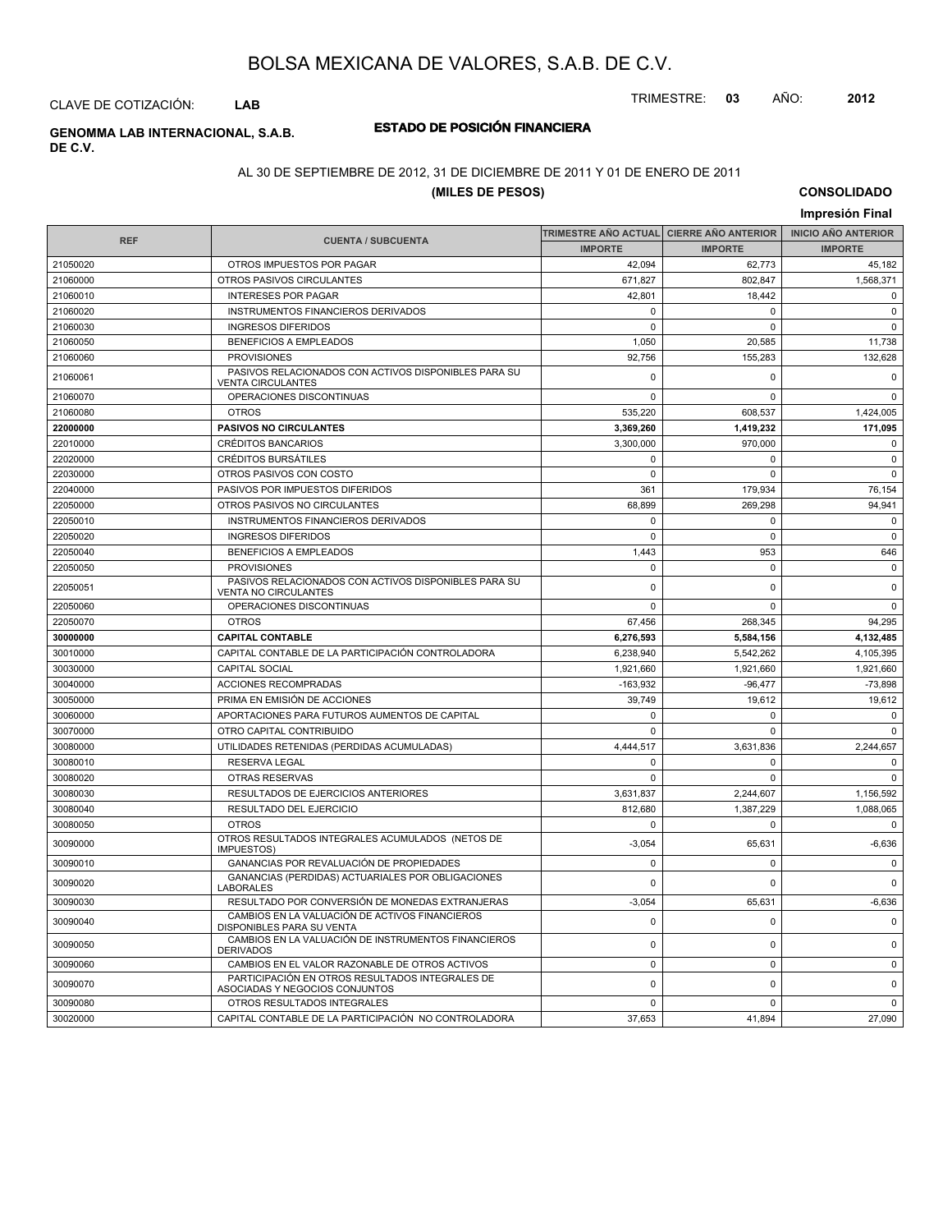# BOLSA MEXICANA DE VALORES, S.A.B. DE C.V.

CLAVE DE COTIZACIÓN: **LAB**

TRIMESTRE: **03** AÑO: **2012**

**GENOMMA LAB INTERNACIONAL, S.A.B. DE C.V.**

## ESTADO DE POSICIÓN FINANCIERA

AL 30 DE SEPTIEMBRE DE 2012, 31 DE DICIEMBRE DE 2011 Y 01 DE ENERO DE 2011

**(MILES DE PESOS)**

**CONSOLIDADO**

**Impresión Final**

| REF | CUENTA / SUBCUENTA | TRIMESTRE AÑO ACTUAL | CIERRE AÑO ANTERIOR | INICIO AÑO ANTERIOR |
|---|---|---|---|---|
| | | IMPORTE | IMPORTE | IMPORTE |
| 21050020 | OTROS IMPUESTOS POR PAGAR | 42,094 | 62,773 | 45,182 |
| 21060000 | OTROS PASIVOS CIRCULANTES | 671,827 | 802,847 | 1,568,371 |
| 21060010 | INTERESES POR PAGAR | 42,801 | 18,442 | 0 |
| 21060020 | INSTRUMENTOS FINANCIEROS DERIVADOS | 0 | 0 | 0 |
| 21060030 | INGRESOS DIFERIDOS | 0 | 0 | 0 |
| 21060050 | BENEFICIOS A EMPLEADOS | 1,050 | 20,585 | 11,738 |
| 21060060 | PROVISIONES | 92,756 | 155,283 | 132,628 |
| 21060061 | PASIVOS RELACIONADOS CON ACTIVOS DISPONIBLES PARA SU VENTA CIRCULANTES | 0 | 0 | 0 |
| 21060070 | OPERACIONES DISCONTINUAS | 0 | 0 | 0 |
| 21060080 | OTROS | 535,220 | 608,537 | 1,424,005 |
| **22000000** | **PASIVOS NO CIRCULANTES** | **3,369,260** | **1,419,232** | **171,095** |
| 22010000 | CRÉDITOS BANCARIOS | 3,300,000 | 970,000 | 0 |
| 22020000 | CRÉDITOS BURSÁTILES | 0 | 0 | 0 |
| 22030000 | OTROS PASIVOS CON COSTO | 0 | 0 | 0 |
| 22040000 | PASIVOS POR IMPUESTOS DIFERIDOS | 361 | 179,934 | 76,154 |
| 22050000 | OTROS PASIVOS NO CIRCULANTES | 68,899 | 269,298 | 94,941 |
| 22050010 | INSTRUMENTOS FINANCIEROS DERIVADOS | 0 | 0 | 0 |
| 22050020 | INGRESOS DIFERIDOS | 0 | 0 | 0 |
| 22050040 | BENEFICIOS A EMPLEADOS | 1,443 | 953 | 646 |
| 22050050 | PROVISIONES | 0 | 0 | 0 |
| 22050051 | PASIVOS RELACIONADOS CON ACTIVOS DISPONIBLES PARA SU VENTA NO CIRCULANTES | 0 | 0 | 0 |
| 22050060 | OPERACIONES DISCONTINUAS | 0 | 0 | 0 |
| 22050070 | OTROS | 67,456 | 268,345 | 94,295 |
| **30000000** | **CAPITAL CONTABLE** | **6,276,593** | **5,584,156** | **4,132,485** |
| 30010000 | CAPITAL CONTABLE DE LA PARTICIPACIÓN CONTROLADORA | 6,238,940 | 5,542,262 | 4,105,395 |
| 30030000 | CAPITAL SOCIAL | 1,921,660 | 1,921,660 | 1,921,660 |
| 30040000 | ACCIONES RECOMPRADAS | -163,932 | -96,477 | -73,898 |
| 30050000 | PRIMA EN EMISIÓN DE ACCIONES | 39,749 | 19,612 | 19,612 |
| 30060000 | APORTACIONES PARA FUTUROS AUMENTOS DE CAPITAL | 0 | 0 | 0 |
| 30070000 | OTRO CAPITAL CONTRIBUIDO | 0 | 0 | 0 |
| 30080000 | UTILIDADES RETENIDAS (PERDIDAS ACUMULADAS) | 4,444,517 | 3,631,836 | 2,244,657 |
| 30080010 | RESERVA LEGAL | 0 | 0 | 0 |
| 30080020 | OTRAS RESERVAS | 0 | 0 | 0 |
| 30080030 | RESULTADOS DE EJERCICIOS ANTERIORES | 3,631,837 | 2,244,607 | 1,156,592 |
| 30080040 | RESULTADO DEL EJERCICIO | 812,680 | 1,387,229 | 1,088,065 |
| 30080050 | OTROS | 0 | 0 | 0 |
| 30090000 | OTROS RESULTADOS INTEGRALES ACUMULADOS (NETOS DE IMPUESTOS) | -3,054 | 65,631 | -6,636 |
| 30090010 | GANANCIAS POR REVALUACIÓN DE PROPIEDADES | 0 | 0 | 0 |
| 30090020 | GANANCIAS (PERDIDAS) ACTUARIALES POR OBLIGACIONES LABORALES | 0 | 0 | 0 |
| 30090030 | RESULTADO POR CONVERSIÓN DE MONEDAS EXTRANJERAS | -3,054 | 65,631 | -6,636 |
| 30090040 | CAMBIOS EN LA VALUACIÓN DE ACTIVOS FINANCIEROS DISPONIBLES PARA SU VENTA | 0 | 0 | 0 |
| 30090050 | CAMBIOS EN LA VALUACIÓN DE INSTRUMENTOS FINANCIEROS DERIVADOS | 0 | 0 | 0 |
| 30090060 | CAMBIOS EN EL VALOR RAZONABLE DE OTROS ACTIVOS | 0 | 0 | 0 |
| 30090070 | PARTICIPACIÓN EN OTROS RESULTADOS INTEGRALES DE ASOCIADAS Y NEGOCIOS CONJUNTOS | 0 | 0 | 0 |
| 30090080 | OTROS RESULTADOS INTEGRALES | 0 | 0 | 0 |
| 30020000 | CAPITAL CONTABLE DE LA PARTICIPACIÓN NO CONTROLADORA | 37,653 | 41,894 | 27,090 |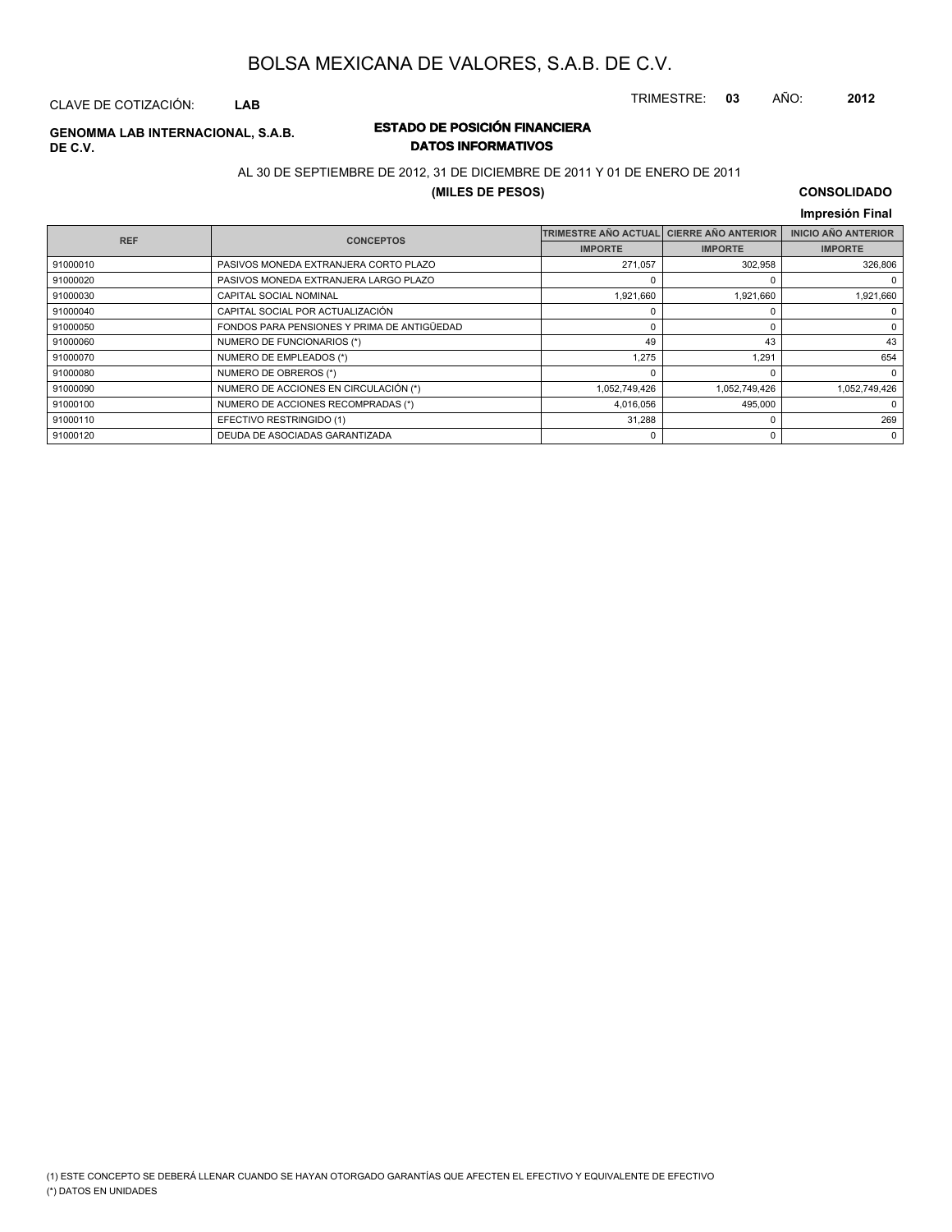# BOLSA MEXICANA DE VALORES, S.A.B. DE C.V.

CLAVE DE COTIZACIÓN: **LAB**

TRIMESTRE: **03** AÑO: **2012**

**GENOMMA LAB INTERNACIONAL, S.A.B. DE C.V.**

## ESTADO DE POSICIÓN FINANCIERA
## DATOS INFORMATIVOS

AL 30 DE SEPTIEMBRE DE 2012, 31 DE DICIEMBRE DE 2011 Y 01 DE ENERO DE 2011

**(MILES DE PESOS)**

**CONSOLIDADO**

**Impresión Final**

| REF | CONCEPTOS | TRIMESTRE AÑO ACTUAL | CIERRE AÑO ANTERIOR | INICIO AÑO ANTERIOR |
|---|---|---|---|---|
| | | IMPORTE | IMPORTE | IMPORTE |
| 91000010 | PASIVOS MONEDA EXTRANJERA CORTO PLAZO | 271,057 | 302,958 | 326,806 |
| 91000020 | PASIVOS MONEDA EXTRANJERA LARGO PLAZO | 0 | 0 | 0 |
| 91000030 | CAPITAL SOCIAL NOMINAL | 1,921,660 | 1,921,660 | 1,921,660 |
| 91000040 | CAPITAL SOCIAL POR ACTUALIZACIÓN | 0 | 0 | 0 |
| 91000050 | FONDOS PARA PENSIONES Y PRIMA DE ANTIGÜEDAD | 0 | 0 | 0 |
| 91000060 | NUMERO DE FUNCIONARIOS (*) | 49 | 43 | 43 |
| 91000070 | NUMERO DE EMPLEADOS (*) | 1,275 | 1,291 | 654 |
| 91000080 | NUMERO DE OBREROS (*) | 0 | 0 | 0 |
| 91000090 | NUMERO DE ACCIONES EN CIRCULACIÓN (*) | 1,052,749,426 | 1,052,749,426 | 1,052,749,426 |
| 91000100 | NUMERO DE ACCIONES RECOMPRADAS (*) | 4,016,056 | 495,000 | 0 |
| 91000110 | EFECTIVO RESTRINGIDO (1) | 31,288 | 0 | 269 |
| 91000120 | DEUDA DE ASOCIADAS GARANTIZADA | 0 | 0 | 0 |

(1) ESTE CONCEPTO SE DEBERÁ LLENAR CUANDO SE HAYAN OTORGADO GARANTÍAS QUE AFECTEN EL EFECTIVO Y EQUIVALENTE DE EFECTIVO

(*) DATOS EN UNIDADES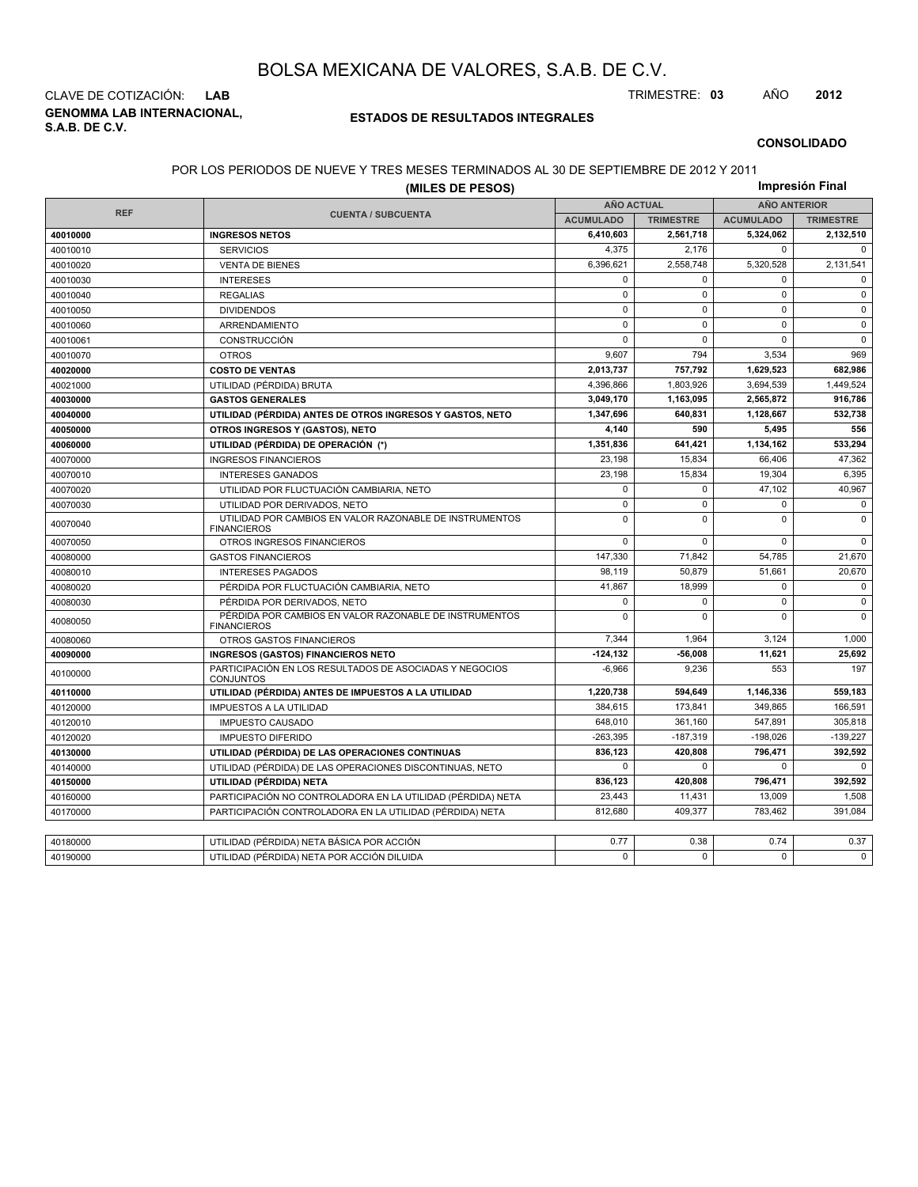# BOLSA MEXICANA DE VALORES, S.A.B. DE C.V.

CLAVE DE COTIZACIÓN: **LAB**

TRIMESTRE: **03** AÑO **2012**

**GENOMMA LAB INTERNACIONAL, S.A.B. DE C.V.**

## ESTADOS DE RESULTADOS INTEGRALES

**CONSOLIDADO**

POR LOS PERIODOS DE NUEVE Y TRES MESES TERMINADOS AL 30 DE SEPTIEMBRE DE 2012 Y 2011

**(MILES DE PESOS)**

**Impresión Final**

| REF | CUENTA / SUBCUENTA | AÑO ACTUAL | | AÑO ANTERIOR | |
|---|---|---|---|---|---|
| | | ACUMULADO | TRIMESTRE | ACUMULADO | TRIMESTRE |
| **40010000** | **INGRESOS NETOS** | **6,410,603** | **2,561,718** | **5,324,062** | **2,132,510** |
| 40010010 | SERVICIOS | 4,375 | 2,176 | 0 | 0 |
| 40010020 | VENTA DE BIENES | 6,396,621 | 2,558,748 | 5,320,528 | 2,131,541 |
| 40010030 | INTERESES | 0 | 0 | 0 | 0 |
| 40010040 | REGALIAS | 0 | 0 | 0 | 0 |
| 40010050 | DIVIDENDOS | 0 | 0 | 0 | 0 |
| 40010060 | ARRENDAMIENTO | 0 | 0 | 0 | 0 |
| 40010061 | CONSTRUCCIÓN | 0 | 0 | 0 | 0 |
| 40010070 | OTROS | 9,607 | 794 | 3,534 | 969 |
| **40020000** | **COSTO DE VENTAS** | **2,013,737** | **757,792** | **1,629,523** | **682,986** |
| 40021000 | UTILIDAD (PÉRDIDA) BRUTA | 4,396,866 | 1,803,926 | 3,694,539 | 1,449,524 |
| **40030000** | **GASTOS GENERALES** | **3,049,170** | **1,163,095** | **2,565,872** | **916,786** |
| **40040000** | **UTILIDAD (PÉRDIDA) ANTES DE OTROS INGRESOS Y GASTOS, NETO** | **1,347,696** | **640,831** | **1,128,667** | **532,738** |
| **40050000** | **OTROS INGRESOS Y (GASTOS), NETO** | **4,140** | **590** | **5,495** | **556** |
| **40060000** | **UTILIDAD (PÉRDIDA) DE OPERACIÓN (*)** | **1,351,836** | **641,421** | **1,134,162** | **533,294** |
| 40070000 | INGRESOS FINANCIEROS | 23,198 | 15,834 | 66,406 | 47,362 |
| 40070010 | INTERESES GANADOS | 23,198 | 15,834 | 19,304 | 6,395 |
| 40070020 | UTILIDAD POR FLUCTUACIÓN CAMBIARIA, NETO | 0 | 0 | 47,102 | 40,967 |
| 40070030 | UTILIDAD POR DERIVADOS, NETO | 0 | 0 | 0 | 0 |
| 40070040 | UTILIDAD POR CAMBIOS EN VALOR RAZONABLE DE INSTRUMENTOS FINANCIEROS | 0 | 0 | 0 | 0 |
| 40070050 | OTROS INGRESOS FINANCIEROS | 0 | 0 | 0 | 0 |
| 40080000 | GASTOS FINANCIEROS | 147,330 | 71,842 | 54,785 | 21,670 |
| 40080010 | INTERESES PAGADOS | 98,119 | 50,879 | 51,661 | 20,670 |
| 40080020 | PÉRDIDA POR FLUCTUACIÓN CAMBIARIA, NETO | 41,867 | 18,999 | 0 | 0 |
| 40080030 | PÉRDIDA POR DERIVADOS, NETO | 0 | 0 | 0 | 0 |
| 40080050 | PÉRDIDA POR CAMBIOS EN VALOR RAZONABLE DE INSTRUMENTOS FINANCIEROS | 0 | 0 | 0 | 0 |
| 40080060 | OTROS GASTOS FINANCIEROS | 7,344 | 1,964 | 3,124 | 1,000 |
| **40090000** | **INGRESOS (GASTOS) FINANCIEROS NETO** | **-124,132** | **-56,008** | **11,621** | **25,692** |
| 40100000 | PARTICIPACIÓN EN LOS RESULTADOS DE ASOCIADAS Y NEGOCIOS CONJUNTOS | -6,966 | 9,236 | 553 | 197 |
| **40110000** | **UTILIDAD (PÉRDIDA) ANTES DE IMPUESTOS A LA UTILIDAD** | **1,220,738** | **594,649** | **1,146,336** | **559,183** |
| 40120000 | IMPUESTOS A LA UTILIDAD | 384,615 | 173,841 | 349,865 | 166,591 |
| 40120010 | IMPUESTO CAUSADO | 648,010 | 361,160 | 547,891 | 305,818 |
| 40120020 | IMPUESTO DIFERIDO | -263,395 | -187,319 | -198,026 | -139,227 |
| **40130000** | **UTILIDAD (PÉRDIDA) DE LAS OPERACIONES CONTINUAS** | **836,123** | **420,808** | **796,471** | **392,592** |
| 40140000 | UTILIDAD (PÉRDIDA) DE LAS OPERACIONES DISCONTINUAS, NETO | 0 | 0 | 0 | 0 |
| **40150000** | **UTILIDAD (PÉRDIDA) NETA** | **836,123** | **420,808** | **796,471** | **392,592** |
| 40160000 | PARTICIPACIÓN NO CONTROLADORA EN LA UTILIDAD (PÉRDIDA) NETA | 23,443 | 11,431 | 13,009 | 1,508 |
| 40170000 | PARTICIPACIÓN CONTROLADORA EN LA UTILIDAD (PÉRDIDA) NETA | 812,680 | 409,377 | 783,462 | 391,084 |
| | | | | | |
| 40180000 | UTILIDAD (PÉRDIDA) NETA BÁSICA POR ACCIÓN | 0.77 | 0.38 | 0.74 | 0.37 |
| 40190000 | UTILIDAD (PÉRDIDA) NETA POR ACCIÓN DILUIDA | 0 | 0 | 0 | 0 |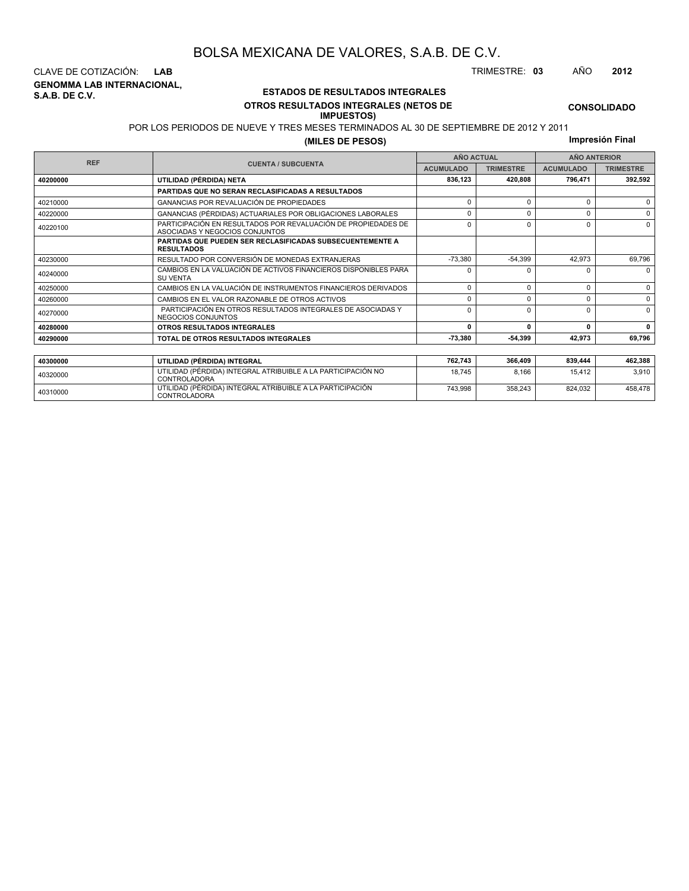# BOLSA MEXICANA DE VALORES, S.A.B. DE C.V.

CLAVE DE COTIZACIÓN: **LAB**

TRIMESTRE: **03** AÑO **2012**

**GENOMMA LAB INTERNACIONAL, S.A.B. DE C.V.**

## ESTADOS DE RESULTADOS INTEGRALES

### OTROS RESULTADOS INTEGRALES (NETOS DE IMPUESTOS)

**CONSOLIDADO**

POR LOS PERIODOS DE NUEVE Y TRES MESES TERMINADOS AL 30 DE SEPTIEMBRE DE 2012 Y 2011

**(MILES DE PESOS)**

**Impresión Final**

| REF | CUENTA / SUBCUENTA | AÑO ACTUAL | | AÑO ANTERIOR | |
|---|---|---|---|---|---|
| | | ACUMULADO | TRIMESTRE | ACUMULADO | TRIMESTRE |
| **40200000** | **UTILIDAD (PÉRDIDA) NETA** | **836,123** | **420,808** | **796,471** | **392,592** |
| | **PARTIDAS QUE NO SERAN RECLASIFICADAS A RESULTADOS** | | | | |
| 40210000 | GANANCIAS POR REVALUACIÓN DE PROPIEDADES | 0 | 0 | 0 | 0 |
| 40220000 | GANANCIAS (PÉRDIDAS) ACTUARIALES POR OBLIGACIONES LABORALES | 0 | 0 | 0 | 0 |
| 40220100 | PARTICIPACIÓN EN RESULTADOS POR REVALUACIÓN DE PROPIEDADES DE ASOCIADAS Y NEGOCIOS CONJUNTOS | 0 | 0 | 0 | 0 |
| | **PARTIDAS QUE PUEDEN SER RECLASIFICADAS SUBSECUENTEMENTE A RESULTADOS** | | | | |
| 40230000 | RESULTADO POR CONVERSIÓN DE MONEDAS EXTRANJERAS | -73,380 | -54,399 | 42,973 | 69,796 |
| 40240000 | CAMBIOS EN LA VALUACIÓN DE ACTIVOS FINANCIEROS DISPONIBLES PARA SU VENTA | 0 | 0 | 0 | 0 |
| 40250000 | CAMBIOS EN LA VALUACIÓN DE INSTRUMENTOS FINANCIEROS DERIVADOS | 0 | 0 | 0 | 0 |
| 40260000 | CAMBIOS EN EL VALOR RAZONABLE DE OTROS ACTIVOS | 0 | 0 | 0 | 0 |
| 40270000 | PARTICIPACIÓN EN OTROS RESULTADOS INTEGRALES DE ASOCIADAS Y NEGOCIOS CONJUNTOS | 0 | 0 | 0 | 0 |
| **40280000** | **OTROS RESULTADOS INTEGRALES** | **0** | **0** | **0** | **0** |
| **40290000** | **TOTAL DE OTROS RESULTADOS INTEGRALES** | **-73,380** | **-54,399** | **42,973** | **69,796** |

| REF | CUENTA / SUBCUENTA | ACUMULADO | TRIMESTRE | ACUMULADO | TRIMESTRE |
|---|---|---|---|---|---|
| **40300000** | **UTILIDAD (PÉRDIDA) INTEGRAL** | **762,743** | **366,409** | **839,444** | **462,388** |
| 40320000 | UTILIDAD (PÉRDIDA) INTEGRAL ATRIBUIBLE A LA PARTICIPACIÓN NO CONTROLADORA | 18,745 | 8,166 | 15,412 | 3,910 |
| 40310000 | UTILIDAD (PÉRDIDA) INTEGRAL ATRIBUIBLE A LA PARTICIPACIÓN CONTROLADORA | 743,998 | 358,243 | 824,032 | 458,478 |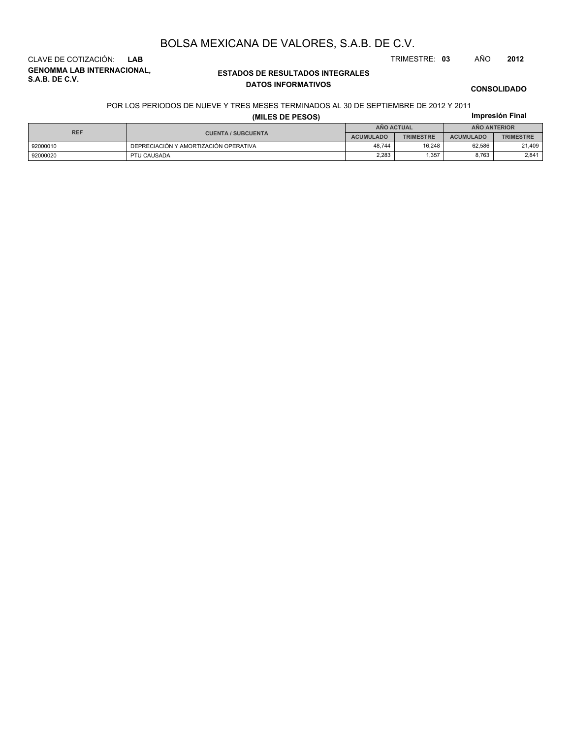# BOLSA MEXICANA DE VALORES, S.A.B. DE C.V.

CLAVE DE COTIZACIÓN: **LAB**

TRIMESTRE: **03** AÑO **2012**

**GENOMMA LAB INTERNACIONAL, S.A.B. DE C.V.**

**ESTADOS DE RESULTADOS INTEGRALES**

**DATOS INFORMATIVOS**

**CONSOLIDADO**

POR LOS PERIODOS DE NUEVE Y TRES MESES TERMINADOS AL 30 DE SEPTIEMBRE DE 2012 Y 2011

**(MILES DE PESOS)**

**Impresión Final**

| REF | CUENTA / SUBCUENTA | AÑO ACTUAL | | AÑO ANTERIOR | |
|---|---|---|---|---|---|
| | | ACUMULADO | TRIMESTRE | ACUMULADO | TRIMESTRE |
| 92000010 | DEPRECIACIÓN Y AMORTIZACIÓN OPERATIVA | 48,744 | 16,248 | 62,586 | 21,409 |
| 92000020 | PTU CAUSADA | 2,283 | 1,357 | 8,763 | 2,841 |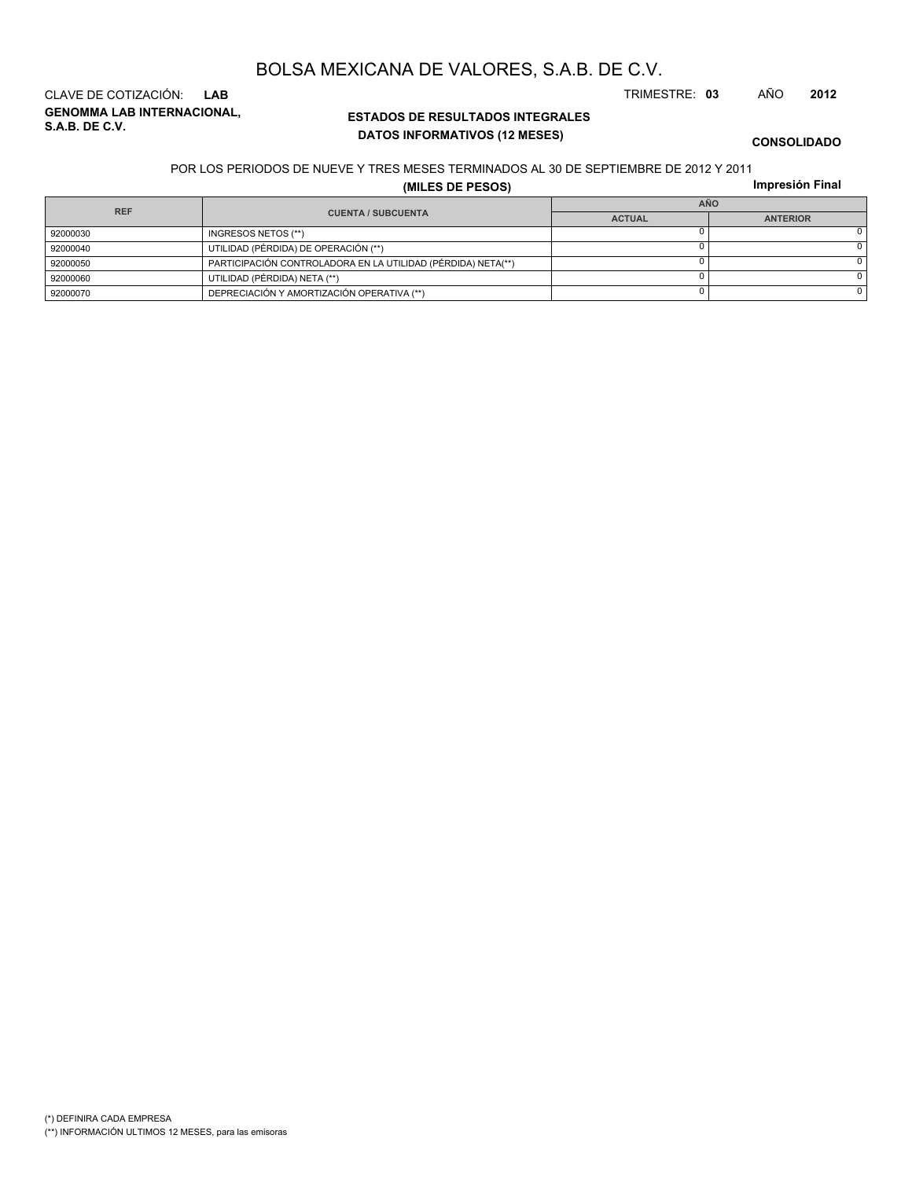# BOLSA MEXICANA DE VALORES, S.A.B. DE C.V.

CLAVE DE COTIZACIÓN: **LAB**

TRIMESTRE: **03** AÑO **2012**

**GENOMMA LAB INTERNACIONAL, S.A.B. DE C.V.**

**ESTADOS DE RESULTADOS INTEGRALES**
**DATOS INFORMATIVOS (12 MESES)**

**CONSOLIDADO**

POR LOS PERIODOS DE NUEVE Y TRES MESES TERMINADOS AL 30 DE SEPTIEMBRE DE 2012 Y 2011

**(MILES DE PESOS)**

**Impresión Final**

| REF | CUENTA / SUBCUENTA | AÑO | |
|---|---|---|---|
| | | ACTUAL | ANTERIOR |
| 92000030 | INGRESOS NETOS (**) | 0 | 0 |
| 92000040 | UTILIDAD (PÉRDIDA) DE OPERACIÓN (**) | 0 | 0 |
| 92000050 | PARTICIPACIÓN CONTROLADORA EN LA UTILIDAD (PÉRDIDA) NETA(**) | 0 | 0 |
| 92000060 | UTILIDAD (PÉRDIDA) NETA (**) | 0 | 0 |
| 92000070 | DEPRECIACIÓN Y AMORTIZACIÓN OPERATIVA (**) | 0 | 0 |

(*) DEFINIRA CADA EMPRESA
(**) INFORMACIÓN ULTIMOS 12 MESES, para las emisoras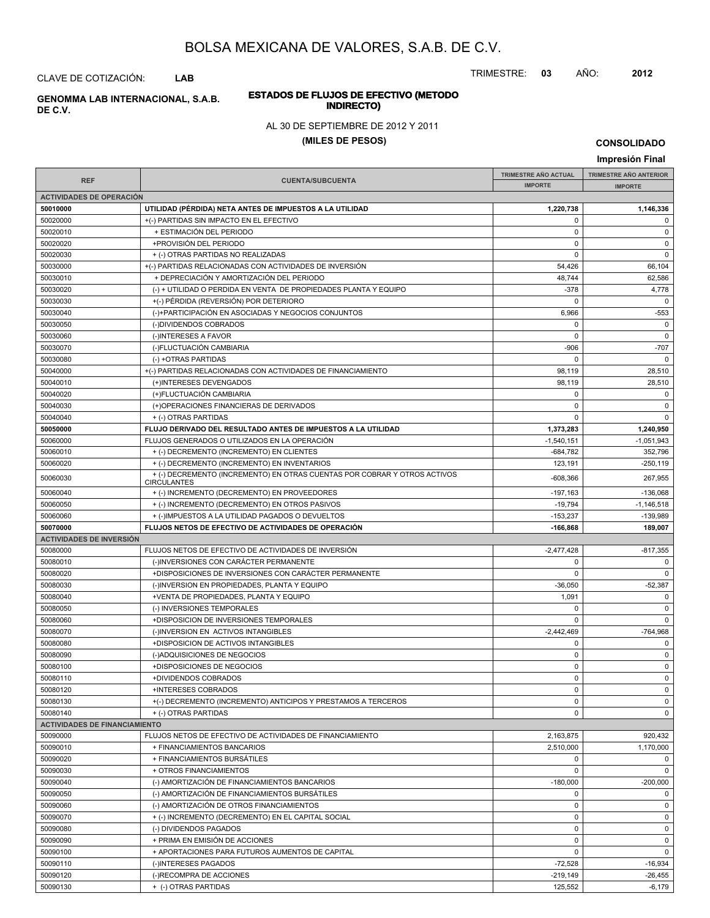# BOLSA MEXICANA DE VALORES, S.A.B. DE C.V.

CLAVE DE COTIZACIÓN: **LAB**

TRIMESTRE: **03** AÑO: **2012**

**GENOMMA LAB INTERNACIONAL, S.A.B. DE C.V.**

## ESTADOS DE FLUJOS DE EFECTIVO (METODO INDIRECTO)

AL 30 DE SEPTIEMBRE DE 2012 Y 2011

**(MILES DE PESOS)**

**CONSOLIDADO**

**Impresión Final**

| REF | CUENTA/SUBCUENTA | TRIMESTRE AÑO ACTUAL IMPORTE | TRIMESTRE AÑO ANTERIOR IMPORTE |
|---|---|---|---|
| **ACTIVIDADES DE OPERACIÓN** | | | |
| **50010000** | **UTILIDAD (PÉRDIDA) NETA ANTES DE IMPUESTOS A LA UTILIDAD** | **1,220,738** | **1,146,336** |
| 50020000 | +(-) PARTIDAS SIN IMPACTO EN EL EFECTIVO | 0 | 0 |
| 50020010 | + ESTIMACIÓN DEL PERIODO | 0 | 0 |
| 50020020 | +PROVISIÓN DEL PERIODO | 0 | 0 |
| 50020030 | + (-) OTRAS PARTIDAS NO REALIZADAS | 0 | 0 |
| 50030000 | +(-) PARTIDAS RELACIONADAS CON ACTIVIDADES DE INVERSIÓN | 54,426 | 66,104 |
| 50030010 | + DEPRECIACIÓN Y AMORTIZACIÓN DEL PERIODO | 48,744 | 62,586 |
| 50030020 | (-) + UTILIDAD O PERDIDA EN VENTA DE PROPIEDADES PLANTA Y EQUIPO | -378 | 4,778 |
| 50030030 | +(-) PÉRDIDA (REVERSIÓN) POR DETERIORO | 0 | 0 |
| 50030040 | (-)+PARTICIPACIÓN EN ASOCIADAS Y NEGOCIOS CONJUNTOS | 6,966 | -553 |
| 50030050 | (-)DIVIDENDOS COBRADOS | 0 | 0 |
| 50030060 | (-)INTERESES A FAVOR | 0 | 0 |
| 50030070 | (-)FLUCTUACIÓN CAMBIARIA | -906 | -707 |
| 50030080 | (-) +OTRAS PARTIDAS | 0 | 0 |
| 50040000 | +(-) PARTIDAS RELACIONADAS CON ACTIVIDADES DE FINANCIAMIENTO | 98,119 | 28,510 |
| 50040010 | (+)INTERESES DEVENGADOS | 98,119 | 28,510 |
| 50040020 | (+)FLUCTUACIÓN CAMBIARIA | 0 | 0 |
| 50040030 | (+)OPERACIONES FINANCIERAS DE DERIVADOS | 0 | 0 |
| 50040040 | + (-) OTRAS PARTIDAS | 0 | 0 |
| **50050000** | **FLUJO DERIVADO DEL RESULTADO ANTES DE IMPUESTOS A LA UTILIDAD** | **1,373,283** | **1,240,950** |
| 50060000 | FLUJOS GENERADOS O UTILIZADOS EN LA OPERACIÓN | -1,540,151 | -1,051,943 |
| 50060010 | + (-) DECREMENTO (INCREMENTO) EN CLIENTES | -684,782 | 352,796 |
| 50060020 | + (-) DECREMENTO (INCREMENTO) EN INVENTARIOS | 123,191 | -250,119 |
| 50060030 | + (-) DECREMENTO (INCREMENTO) EN OTRAS CUENTAS POR COBRAR Y OTROS ACTIVOS CIRCULANTES | -608,366 | 267,955 |
| 50060040 | + (-) INCREMENTO (DECREMENTO) EN PROVEEDORES | -197,163 | -136,068 |
| 50060050 | + (-) INCREMENTO (DECREMENTO) EN OTROS PASIVOS | -19,794 | -1,146,518 |
| 50060060 | + (-)IMPUESTOS A LA UTILIDAD PAGADOS O DEVUELTOS | -153,237 | -139,989 |
| **50070000** | **FLUJOS NETOS DE EFECTIVO DE ACTIVIDADES DE OPERACIÓN** | **-166,868** | **189,007** |
| **ACTIVIDADES DE INVERSIÓN** | | | |
| 50080000 | FLUJOS NETOS DE EFECTIVO DE ACTIVIDADES DE INVERSIÓN | -2,477,428 | -817,355 |
| 50080010 | (-)INVERSIONES CON CARÁCTER PERMANENTE | 0 | 0 |
| 50080020 | +DISPOSICIONES DE INVERSIONES CON CARÁCTER PERMANENTE | 0 | 0 |
| 50080030 | (-)INVERSION EN PROPIEDADES, PLANTA Y EQUIPO | -36,050 | -52,387 |
| 50080040 | +VENTA DE PROPIEDADES, PLANTA Y EQUIPO | 1,091 | 0 |
| 50080050 | (-) INVERSIONES TEMPORALES | 0 | 0 |
| 50080060 | +DISPOSICION DE INVERSIONES TEMPORALES | 0 | 0 |
| 50080070 | (-)INVERSION EN ACTIVOS INTANGIBLES | -2,442,469 | -764,968 |
| 50080080 | +DISPOSICION DE ACTIVOS INTANGIBLES | 0 | 0 |
| 50080090 | (-)ADQUISICIONES DE NEGOCIOS | 0 | 0 |
| 50080100 | +DISPOSICIONES DE NEGOCIOS | 0 | 0 |
| 50080110 | +DIVIDENDOS COBRADOS | 0 | 0 |
| 50080120 | +INTERESES COBRADOS | 0 | 0 |
| 50080130 | +(-) DECREMENTO (INCREMENTO) ANTICIPOS Y PRESTAMOS A TERCEROS | 0 | 0 |
| 50080140 | + (-) OTRAS PARTIDAS | 0 | 0 |
| **ACTIVIDADES DE FINANCIAMIENTO** | | | |
| 50090000 | FLUJOS NETOS DE EFECTIVO DE ACTIVIDADES DE FINANCIAMIENTO | 2,163,875 | 920,432 |
| 50090010 | + FINANCIAMIENTOS BANCARIOS | 2,510,000 | 1,170,000 |
| 50090020 | + FINANCIAMIENTOS BURSÁTILES | 0 | 0 |
| 50090030 | + OTROS FINANCIAMIENTOS | 0 | 0 |
| 50090040 | (-) AMORTIZACIÓN DE FINANCIAMIENTOS BANCARIOS | -180,000 | -200,000 |
| 50090050 | (-) AMORTIZACIÓN DE FINANCIAMIENTOS BURSÁTILES | 0 | 0 |
| 50090060 | (-) AMORTIZACIÓN DE OTROS FINANCIAMIENTOS | 0 | 0 |
| 50090070 | + (-) INCREMENTO (DECREMENTO) EN EL CAPITAL SOCIAL | 0 | 0 |
| 50090080 | (-) DIVIDENDOS PAGADOS | 0 | 0 |
| 50090090 | + PRIMA EN EMISIÓN DE ACCIONES | 0 | 0 |
| 50090100 | + APORTACIONES PARA FUTUROS AUMENTOS DE CAPITAL | 0 | 0 |
| 50090110 | (-)INTERESES PAGADOS | -72,528 | -16,934 |
| 50090120 | (-)RECOMPRA DE ACCIONES | -219,149 | -26,455 |
| 50090130 | + (-) OTRAS PARTIDAS | 125,552 | -6,179 |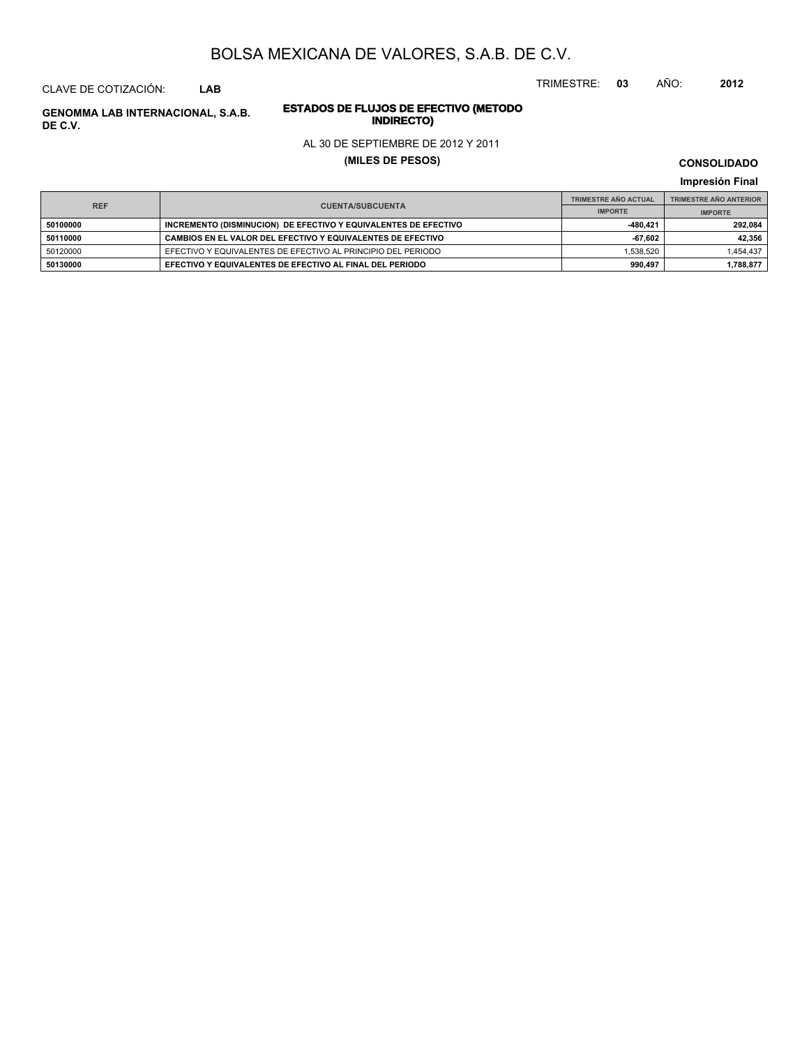# BOLSA MEXICANA DE VALORES, S.A.B. DE C.V.

CLAVE DE COTIZACIÓN: **LAB**

TRIMESTRE: **03** AÑO: **2012**

**GENOMMA LAB INTERNACIONAL, S.A.B. DE C.V.**

**ESTADOS DE FLUJOS DE EFECTIVO (METODO INDIRECTO)**

AL 30 DE SEPTIEMBRE DE 2012 Y 2011

**(MILES DE PESOS)**

**CONSOLIDADO**

**Impresión Final**

| REF | CUENTA/SUBCUENTA | TRIMESTRE AÑO ACTUAL | TRIMESTRE AÑO ANTERIOR |
|---|---|---|---|
| | | IMPORTE | IMPORTE |
| **50100000** | **INCREMENTO (DISMINUCION) DE EFECTIVO Y EQUIVALENTES DE EFECTIVO** | **-480,421** | **292,084** |
| **50110000** | **CAMBIOS EN EL VALOR DEL EFECTIVO Y EQUIVALENTES DE EFECTIVO** | **-67,602** | **42,356** |
| 50120000 | EFECTIVO Y EQUIVALENTES DE EFECTIVO AL PRINCIPIO DEL PERIODO | 1,538,520 | 1,454,437 |
| **50130000** | **EFECTIVO Y EQUIVALENTES DE EFECTIVO AL FINAL DEL PERIODO** | **990,497** | **1,788,877** |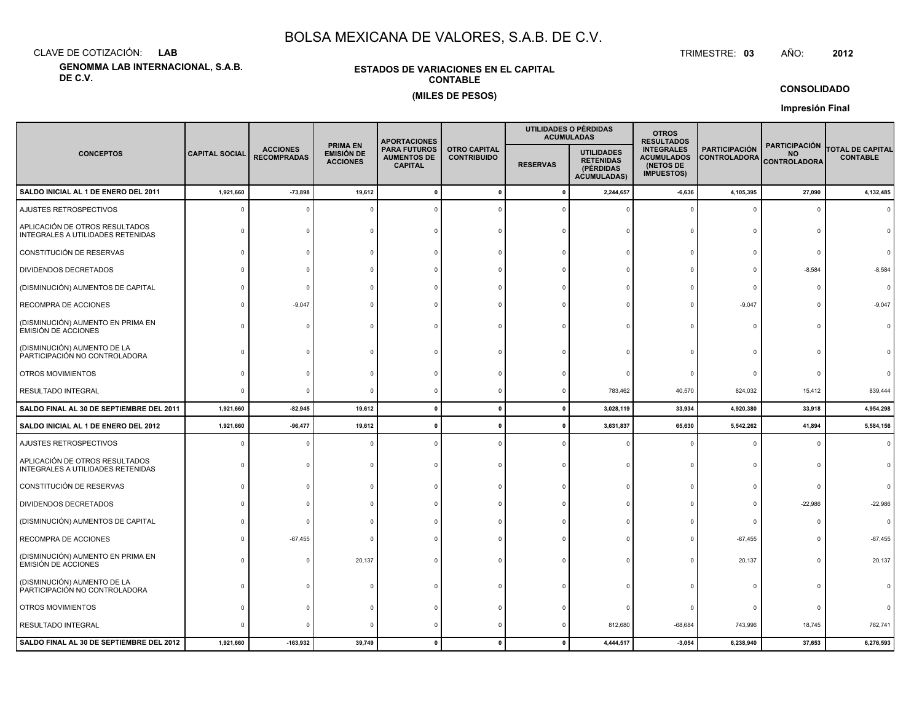# BOLSA MEXICANA DE VALORES, S.A.B. DE C.V.

CLAVE DE COTIZACIÓN: **LAB**

TRIMESTRE: **03** AÑO: **2012**

**GENOMMA LAB INTERNACIONAL, S.A.B. DE C.V.**

**ESTADOS DE VARIACIONES EN EL CAPITAL CONTABLE**

**(MILES DE PESOS)**

**CONSOLIDADO**

**Impresión Final**

| CONCEPTOS | CAPITAL SOCIAL | ACCIONES RECOMPRADAS | PRIMA EN EMISIÓN DE ACCIONES | APORTACIONES PARA FUTUROS AUMENTOS DE CAPITAL | OTRO CAPITAL CONTRIBUIDO | UTILIDADES O PÉRDIDAS ACUMULADAS | | OTROS RESULTADOS INTEGRALES ACUMULADOS (NETOS DE IMPUESTOS) | PARTICIPACIÓN CONTROLADORA | PARTICIPACIÓN NO CONTROLADORA | TOTAL DE CAPITAL CONTABLE |
|---|---|---|---|---|---|---|---|---|---|---|---|
| | | | | | | RESERVAS | UTILIDADES RETENIDAS (PÉRDIDAS ACUMULADAS) | | | | |
| **SALDO INICIAL AL 1 DE ENERO DEL 2011** | **1,921,660** | **-73,898** | **19,612** | **0** | **0** | **0** | **2,244,657** | **-6,636** | **4,105,395** | **27,090** | **4,132,485** |
| AJUSTES RETROSPECTIVOS | 0 | 0 | 0 | 0 | 0 | 0 | 0 | 0 | 0 | 0 | 0 |
| APLICACIÓN DE OTROS RESULTADOS INTEGRALES A UTILIDADES RETENIDAS | 0 | 0 | 0 | 0 | 0 | 0 | 0 | 0 | 0 | 0 | 0 |
| CONSTITUCIÓN DE RESERVAS | 0 | 0 | 0 | 0 | 0 | 0 | 0 | 0 | 0 | 0 | 0 |
| DIVIDENDOS DECRETADOS | 0 | 0 | 0 | 0 | 0 | 0 | 0 | 0 | 0 | -8,584 | -8,584 |
| (DISMINUCIÓN) AUMENTOS DE CAPITAL | 0 | 0 | 0 | 0 | 0 | 0 | 0 | 0 | 0 | 0 | 0 |
| RECOMPRA DE ACCIONES | 0 | -9,047 | 0 | 0 | 0 | 0 | 0 | 0 | -9,047 | 0 | -9,047 |
| (DISMINUCIÓN) AUMENTO EN PRIMA EN EMISIÓN DE ACCIONES | 0 | 0 | 0 | 0 | 0 | 0 | 0 | 0 | 0 | 0 | 0 |
| (DISMINUCIÓN) AUMENTO DE LA PARTICIPACIÓN NO CONTROLADORA | 0 | 0 | 0 | 0 | 0 | 0 | 0 | 0 | 0 | 0 | 0 |
| OTROS MOVIMIENTOS | 0 | 0 | 0 | 0 | 0 | 0 | 0 | 0 | 0 | 0 | 0 |
| RESULTADO INTEGRAL | 0 | 0 | 0 | 0 | 0 | 0 | 783,462 | 40,570 | 824,032 | 15,412 | 839,444 |
| **SALDO FINAL AL 30 DE SEPTIEMBRE DEL 2011** | **1,921,660** | **-82,945** | **19,612** | **0** | **0** | **0** | **3,028,119** | **33,934** | **4,920,380** | **33,918** | **4,954,298** |
| **SALDO INICIAL AL 1 DE ENERO DEL 2012** | **1,921,660** | **-96,477** | **19,612** | **0** | **0** | **0** | **3,631,837** | **65,630** | **5,542,262** | **41,894** | **5,584,156** |
| AJUSTES RETROSPECTIVOS | 0 | 0 | 0 | 0 | 0 | 0 | 0 | 0 | 0 | 0 | 0 |
| APLICACIÓN DE OTROS RESULTADOS INTEGRALES A UTILIDADES RETENIDAS | 0 | 0 | 0 | 0 | 0 | 0 | 0 | 0 | 0 | 0 | 0 |
| CONSTITUCIÓN DE RESERVAS | 0 | 0 | 0 | 0 | 0 | 0 | 0 | 0 | 0 | 0 | 0 |
| DIVIDENDOS DECRETADOS | 0 | 0 | 0 | 0 | 0 | 0 | 0 | 0 | 0 | -22,986 | -22,986 |
| (DISMINUCIÓN) AUMENTOS DE CAPITAL | 0 | 0 | 0 | 0 | 0 | 0 | 0 | 0 | 0 | 0 | 0 |
| RECOMPRA DE ACCIONES | 0 | -67,455 | 0 | 0 | 0 | 0 | 0 | 0 | -67,455 | 0 | -67,455 |
| (DISMINUCIÓN) AUMENTO EN PRIMA EN EMISIÓN DE ACCIONES | 0 | 0 | 20,137 | 0 | 0 | 0 | 0 | 0 | 20,137 | 0 | 20,137 |
| (DISMINUCIÓN) AUMENTO DE LA PARTICIPACIÓN NO CONTROLADORA | 0 | 0 | 0 | 0 | 0 | 0 | 0 | 0 | 0 | 0 | 0 |
| OTROS MOVIMIENTOS | 0 | 0 | 0 | 0 | 0 | 0 | 0 | 0 | 0 | 0 | 0 |
| RESULTADO INTEGRAL | 0 | 0 | 0 | 0 | 0 | 0 | 812,680 | -68,684 | 743,996 | 18,745 | 762,741 |
| **SALDO FINAL AL 30 DE SEPTIEMBRE DEL 2012** | **1,921,660** | **-163,932** | **39,749** | **0** | **0** | **0** | **4,444,517** | **-3,054** | **6,238,940** | **37,653** | **6,276,593** |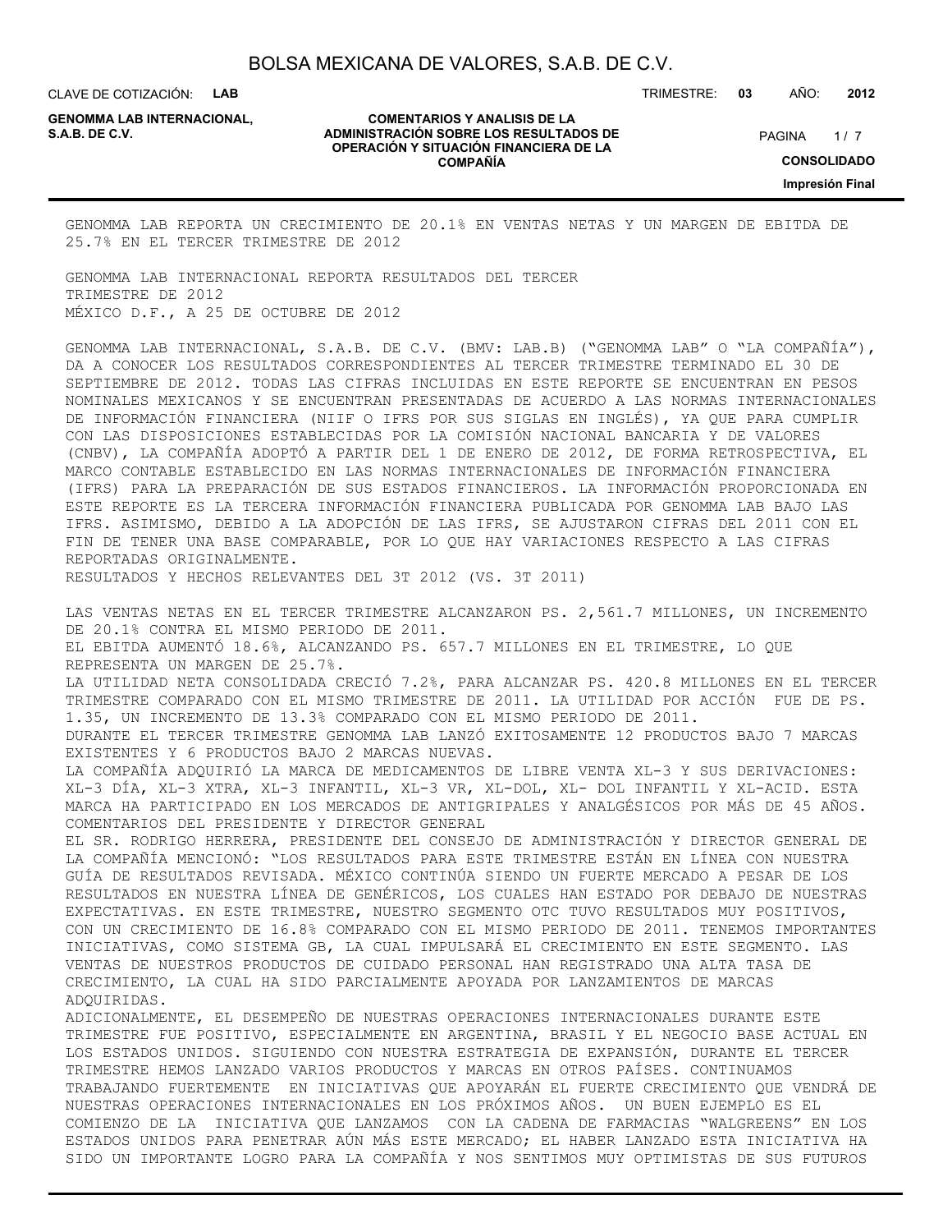GENOMMA LAB REPORTA UN CRECIMIENTO DE 20.1% EN VENTAS NETAS Y UN MARGEN DE EBITDA DE 25.7% EN EL TERCER TRIMESTRE DE 2012

GENOMMA LAB INTERNACIONAL REPORTA RESULTADOS DEL TERCER TRIMESTRE DE 2012
MÉXICO D.F., A 25 DE OCTUBRE DE 2012

GENOMMA LAB INTERNACIONAL, S.A.B. DE C.V. (BMV: LAB.B) ("GENOMMA LAB" O "LA COMPAÑÍA"), DA A CONOCER LOS RESULTADOS CORRESPONDIENTES AL TERCER TRIMESTRE TERMINADO EL 30 DE SEPTIEMBRE DE 2012. TODAS LAS CIFRAS INCLUIDAS EN ESTE REPORTE SE ENCUENTRAN EN PESOS NOMINALES MEXICANOS Y SE ENCUENTRAN PRESENTADAS DE ACUERDO A LAS NORMAS INTERNACIONALES DE INFORMACIÓN FINANCIERA (NIIF O IFRS POR SUS SIGLAS EN INGLÉS), YA QUE PARA CUMPLIR CON LAS DISPOSICIONES ESTABLECIDAS POR LA COMISIÓN NACIONAL BANCARIA Y DE VALORES (CNBV), LA COMPAÑÍA ADOPTÓ A PARTIR DEL 1 DE ENERO DE 2012, DE FORMA RETROSPECTIVA, EL MARCO CONTABLE ESTABLECIDO EN LAS NORMAS INTERNACIONALES DE INFORMACIÓN FINANCIERA (IFRS) PARA LA PREPARACIÓN DE SUS ESTADOS FINANCIEROS. LA INFORMACIÓN PROPORCIONADA EN ESTE REPORTE ES LA TERCERA INFORMACIÓN FINANCIERA PUBLICADA POR GENOMMA LAB BAJO LAS IFRS. ASIMISMO, DEBIDO A LA ADOPCIÓN DE LAS IFRS, SE AJUSTARON CIFRAS DEL 2011 CON EL FIN DE TENER UNA BASE COMPARABLE, POR LO QUE HAY VARIACIONES RESPECTO A LAS CIFRAS REPORTADAS ORIGINALMENTE.

RESULTADOS Y HECHOS RELEVANTES DEL 3T 2012 (VS. 3T 2011)

LAS VENTAS NETAS EN EL TERCER TRIMESTRE ALCANZARON PS. 2,561.7 MILLONES, UN INCREMENTO DE 20.1% CONTRA EL MISMO PERIODO DE 2011.

EL EBITDA AUMENTÓ 18.6%, ALCANZANDO PS. 657.7 MILLONES EN EL TRIMESTRE, LO QUE REPRESENTA UN MARGEN DE 25.7%.

LA UTILIDAD NETA CONSOLIDADA CRECIÓ 7.2%, PARA ALCANZAR PS. 420.8 MILLONES EN EL TERCER TRIMESTRE COMPARADO CON EL MISMO TRIMESTRE DE 2011. LA UTILIDAD POR ACCIÓN FUE DE PS. 1.35, UN INCREMENTO DE 13.3% COMPARADO CON EL MISMO PERIODO DE 2011.

DURANTE EL TERCER TRIMESTRE GENOMMA LAB LANZÓ EXITOSAMENTE 12 PRODUCTOS BAJO 7 MARCAS EXISTENTES Y 6 PRODUCTOS BAJO 2 MARCAS NUEVAS.

LA COMPAÑÍA ADQUIRIÓ LA MARCA DE MEDICAMENTOS DE LIBRE VENTA XL-3 Y SUS DERIVACIONES: XL-3 DÍA, XL-3 XTRA, XL-3 INFANTIL, XL-3 VR, XL-DOL, XL- DOL INFANTIL Y XL-ACID. ESTA MARCA HA PARTICIPADO EN LOS MERCADOS DE ANTIGRIPALES Y ANALGÉSICOS POR MÁS DE 45 AÑOS.

COMENTARIOS DEL PRESIDENTE Y DIRECTOR GENERAL

EL SR. RODRIGO HERRERA, PRESIDENTE DEL CONSEJO DE ADMINISTRACIÓN Y DIRECTOR GENERAL DE LA COMPAÑÍA MENCIONÓ: "LOS RESULTADOS PARA ESTE TRIMESTRE ESTÁN EN LÍNEA CON NUESTRA GUÍA DE RESULTADOS REVISADA. MÉXICO CONTINÚA SIENDO UN FUERTE MERCADO A PESAR DE LOS RESULTADOS EN NUESTRA LÍNEA DE GENÉRICOS, LOS CUALES HAN ESTADO POR DEBAJO DE NUESTRAS EXPECTATIVAS. EN ESTE TRIMESTRE, NUESTRO SEGMENTO OTC TUVO RESULTADOS MUY POSITIVOS, CON UN CRECIMIENTO DE 16.8% COMPARADO CON EL MISMO PERIODO DE 2011. TENEMOS IMPORTANTES INICIATIVAS, COMO SISTEMA GB, LA CUAL IMPULSARÁ EL CRECIMIENTO EN ESTE SEGMENTO. LAS VENTAS DE NUESTROS PRODUCTOS DE CUIDADO PERSONAL HAN REGISTRADO UNA ALTA TASA DE CRECIMIENTO, LA CUAL HA SIDO PARCIALMENTE APOYADA POR LANZAMIENTOS DE MARCAS ADQUIRIDAS.

ADICIONALMENTE, EL DESEMPEÑO DE NUESTRAS OPERACIONES INTERNACIONALES DURANTE ESTE TRIMESTRE FUE POSITIVO, ESPECIALMENTE EN ARGENTINA, BRASIL Y EL NEGOCIO BASE ACTUAL EN LOS ESTADOS UNIDOS. SIGUIENDO CON NUESTRA ESTRATEGIA DE EXPANSIÓN, DURANTE EL TERCER TRIMESTRE HEMOS LANZADO VARIOS PRODUCTOS Y MARCAS EN OTROS PAÍSES. CONTINUAMOS TRABAJANDO FUERTEMENTE EN INICIATIVAS QUE APOYARÁN EL FUERTE CRECIMIENTO QUE VENDRÁ DE NUESTRAS OPERACIONES INTERNACIONALES EN LOS PRÓXIMOS AÑOS. UN BUEN EJEMPLO ES EL COMIENZO DE LA INICIATIVA QUE LANZAMOS CON LA CADENA DE FARMACIAS "WALGREENS" EN LOS ESTADOS UNIDOS PARA PENETRAR AÚN MÁS ESTE MERCADO; EL HABER LANZADO ESTA INICIATIVA HA SIDO UN IMPORTANTE LOGRO PARA LA COMPAÑÍA Y NOS SENTIMOS MUY OPTIMISTAS DE SUS FUTUROS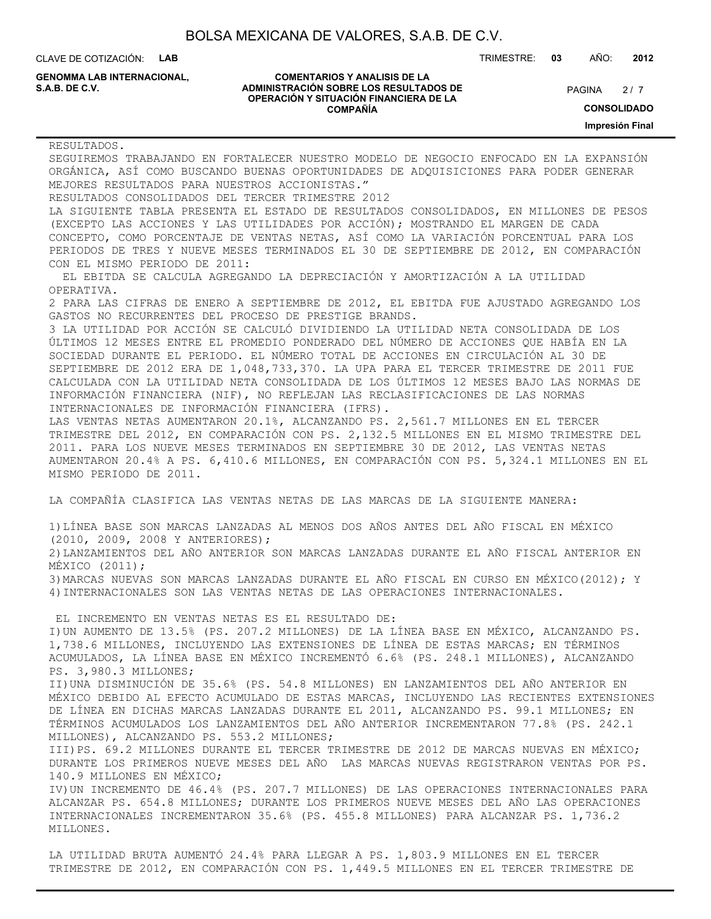RESULTADOS.

SEGUIREMOS TRABAJANDO EN FORTALECER NUESTRO MODELO DE NEGOCIO ENFOCADO EN LA EXPANSIÓN ORGÁNICA, ASÍ COMO BUSCANDO BUENAS OPORTUNIDADES DE ADQUISICIONES PARA PODER GENERAR MEJORES RESULTADOS PARA NUESTROS ACCIONISTAS."

RESULTADOS CONSOLIDADOS DEL TERCER TRIMESTRE 2012

LA SIGUIENTE TABLA PRESENTA EL ESTADO DE RESULTADOS CONSOLIDADOS, EN MILLONES DE PESOS (EXCEPTO LAS ACCIONES Y LAS UTILIDADES POR ACCIÓN); MOSTRANDO EL MARGEN DE CADA CONCEPTO, COMO PORCENTAJE DE VENTAS NETAS, ASÍ COMO LA VARIACIÓN PORCENTUAL PARA LOS PERIODOS DE TRES Y NUEVE MESES TERMINADOS EL 30 DE SEPTIEMBRE DE 2012, EN COMPARACIÓN CON EL MISMO PERIODO DE 2011:

EL EBITDA SE CALCULA AGREGANDO LA DEPRECIACIÓN Y AMORTIZACIÓN A LA UTILIDAD OPERATIVA.

2 PARA LAS CIFRAS DE ENERO A SEPTIEMBRE DE 2012, EL EBITDA FUE AJUSTADO AGREGANDO LOS GASTOS NO RECURRENTES DEL PROCESO DE PRESTIGE BRANDS.

3 LA UTILIDAD POR ACCIÓN SE CALCULÓ DIVIDIENDO LA UTILIDAD NETA CONSOLIDADA DE LOS ÚLTIMOS 12 MESES ENTRE EL PROMEDIO PONDERADO DEL NÚMERO DE ACCIONES QUE HABÍA EN LA SOCIEDAD DURANTE EL PERIODO. EL NÚMERO TOTAL DE ACCIONES EN CIRCULACIÓN AL 30 DE SEPTIEMBRE DE 2012 ERA DE 1,048,733,370. LA UPA PARA EL TERCER TRIMESTRE DE 2011 FUE CALCULADA CON LA UTILIDAD NETA CONSOLIDADA DE LOS ÚLTIMOS 12 MESES BAJO LAS NORMAS DE INFORMACIÓN FINANCIERA (NIF), NO REFLEJAN LAS RECLASIFICACIONES DE LAS NORMAS INTERNACIONALES DE INFORMACIÓN FINANCIERA (IFRS).

LAS VENTAS NETAS AUMENTARON 20.1%, ALCANZANDO PS. 2,561.7 MILLONES EN EL TERCER TRIMESTRE DEL 2012, EN COMPARACIÓN CON PS. 2,132.5 MILLONES EN EL MISMO TRIMESTRE DEL 2011. PARA LOS NUEVE MESES TERMINADOS EN SEPTIEMBRE 30 DE 2012, LAS VENTAS NETAS AUMENTARON 20.4% A PS. 6,410.6 MILLONES, EN COMPARACIÓN CON PS. 5,324.1 MILLONES EN EL MISMO PERIODO DE 2011.

LA COMPAÑÍA CLASIFICA LAS VENTAS NETAS DE LAS MARCAS DE LA SIGUIENTE MANERA:

1) LÍNEA BASE SON MARCAS LANZADAS AL MENOS DOS AÑOS ANTES DEL AÑO FISCAL EN MÉXICO (2010, 2009, 2008 Y ANTERIORES);
2) LANZAMIENTOS DEL AÑO ANTERIOR SON MARCAS LANZADAS DURANTE EL AÑO FISCAL ANTERIOR EN MÉXICO (2011);
3) MARCAS NUEVAS SON MARCAS LANZADAS DURANTE EL AÑO FISCAL EN CURSO EN MÉXICO(2012); Y
4) INTERNACIONALES SON LAS VENTAS NETAS DE LAS OPERACIONES INTERNACIONALES.

EL INCREMENTO EN VENTAS NETAS ES EL RESULTADO DE:

I) UN AUMENTO DE 13.5% (PS. 207.2 MILLONES) DE LA LÍNEA BASE EN MÉXICO, ALCANZANDO PS. 1,738.6 MILLONES, INCLUYENDO LAS EXTENSIONES DE LÍNEA DE ESTAS MARCAS; EN TÉRMINOS ACUMULADOS, LA LÍNEA BASE EN MÉXICO INCREMENTÓ 6.6% (PS. 248.1 MILLONES), ALCANZANDO PS. 3,980.3 MILLONES;

II) UNA DISMINUCIÓN DE 35.6% (PS. 54.8 MILLONES) EN LANZAMIENTOS DEL AÑO ANTERIOR EN MÉXICO DEBIDO AL EFECTO ACUMULADO DE ESTAS MARCAS, INCLUYENDO LAS RECIENTES EXTENSIONES DE LÍNEA EN DICHAS MARCAS LANZADAS DURANTE EL 2011, ALCANZANDO PS. 99.1 MILLONES; EN TÉRMINOS ACUMULADOS LOS LANZAMIENTOS DEL AÑO ANTERIOR INCREMENTARON 77.8% (PS. 242.1 MILLONES), ALCANZANDO PS. 553.2 MILLONES;

III) PS. 69.2 MILLONES DURANTE EL TERCER TRIMESTRE DE 2012 DE MARCAS NUEVAS EN MÉXICO; DURANTE LOS PRIMEROS NUEVE MESES DEL AÑO LAS MARCAS NUEVAS REGISTRARON VENTAS POR PS. 140.9 MILLONES EN MÉXICO;

IV) UN INCREMENTO DE 46.4% (PS. 207.7 MILLONES) DE LAS OPERACIONES INTERNACIONALES PARA ALCANZAR PS. 654.8 MILLONES; DURANTE LOS PRIMEROS NUEVE MESES DEL AÑO LAS OPERACIONES INTERNACIONALES INCREMENTARON 35.6% (PS. 455.8 MILLONES) PARA ALCANZAR PS. 1,736.2 MILLONES.

LA UTILIDAD BRUTA AUMENTÓ 24.4% PARA LLEGAR A PS. 1,803.9 MILLONES EN EL TERCER TRIMESTRE DE 2012, EN COMPARACIÓN CON PS. 1,449.5 MILLONES EN EL TERCER TRIMESTRE DE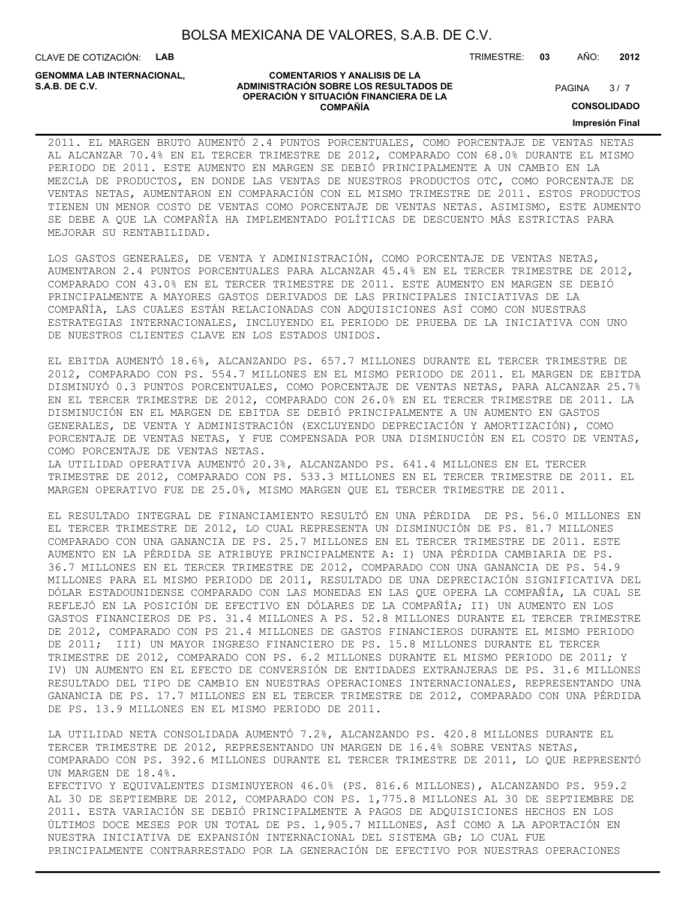2011. EL MARGEN BRUTO AUMENTÓ 2.4 PUNTOS PORCENTUALES, COMO PORCENTAJE DE VENTAS NETAS AL ALCANZAR 70.4% EN EL TERCER TRIMESTRE DE 2012, COMPARADO CON 68.0% DURANTE EL MISMO PERIODO DE 2011. ESTE AUMENTO EN MARGEN SE DEBIÓ PRINCIPALMENTE A UN CAMBIO EN LA MEZCLA DE PRODUCTOS, EN DONDE LAS VENTAS DE NUESTROS PRODUCTOS OTC, COMO PORCENTAJE DE VENTAS NETAS, AUMENTARON EN COMPARACIÓN CON EL MISMO TRIMESTRE DE 2011. ESTOS PRODUCTOS TIENEN UN MENOR COSTO DE VENTAS COMO PORCENTAJE DE VENTAS NETAS. ASIMISMO, ESTE AUMENTO SE DEBE A QUE LA COMPAÑÍA HA IMPLEMENTADO POLÍTICAS DE DESCUENTO MÁS ESTRICTAS PARA MEJORAR SU RENTABILIDAD.

LOS GASTOS GENERALES, DE VENTA Y ADMINISTRACIÓN, COMO PORCENTAJE DE VENTAS NETAS, AUMENTARON 2.4 PUNTOS PORCENTUALES PARA ALCANZAR 45.4% EN EL TERCER TRIMESTRE DE 2012, COMPARADO CON 43.0% EN EL TERCER TRIMESTRE DE 2011. ESTE AUMENTO EN MARGEN SE DEBIÓ PRINCIPALMENTE A MAYORES GASTOS DERIVADOS DE LAS PRINCIPALES INICIATIVAS DE LA COMPAÑÍA, LAS CUALES ESTÁN RELACIONADAS CON ADQUISICIONES ASÍ COMO CON NUESTRAS ESTRATEGIAS INTERNACIONALES, INCLUYENDO EL PERIODO DE PRUEBA DE LA INICIATIVA CON UNO DE NUESTROS CLIENTES CLAVE EN LOS ESTADOS UNIDOS.

EL EBITDA AUMENTÓ 18.6%, ALCANZANDO PS. 657.7 MILLONES DURANTE EL TERCER TRIMESTRE DE 2012, COMPARADO CON PS. 554.7 MILLONES EN EL MISMO PERIODO DE 2011. EL MARGEN DE EBITDA DISMINUYÓ 0.3 PUNTOS PORCENTUALES, COMO PORCENTAJE DE VENTAS NETAS, PARA ALCANZAR 25.7% EN EL TERCER TRIMESTRE DE 2012, COMPARADO CON 26.0% EN EL TERCER TRIMESTRE DE 2011. LA DISMINUCIÓN EN EL MARGEN DE EBITDA SE DEBIÓ PRINCIPALMENTE A UN AUMENTO EN GASTOS GENERALES, DE VENTA Y ADMINISTRACIÓN (EXCLUYENDO DEPRECIACIÓN Y AMORTIZACIÓN), COMO PORCENTAJE DE VENTAS NETAS, Y FUE COMPENSADA POR UNA DISMINUCIÓN EN EL COSTO DE VENTAS, COMO PORCENTAJE DE VENTAS NETAS.
LA UTILIDAD OPERATIVA AUMENTÓ 20.3%, ALCANZANDO PS. 641.4 MILLONES EN EL TERCER TRIMESTRE DE 2012, COMPARADO CON PS. 533.3 MILLONES EN EL TERCER TRIMESTRE DE 2011. EL MARGEN OPERATIVO FUE DE 25.0%, MISMO MARGEN QUE EL TERCER TRIMESTRE DE 2011.

EL RESULTADO INTEGRAL DE FINANCIAMIENTO RESULTÓ EN UNA PÉRDIDA DE PS. 56.0 MILLONES EN EL TERCER TRIMESTRE DE 2012, LO CUAL REPRESENTA UN DISMINUCIÓN DE PS. 81.7 MILLONES COMPARADO CON UNA GANANCIA DE PS. 25.7 MILLONES EN EL TERCER TRIMESTRE DE 2011. ESTE AUMENTO EN LA PÉRDIDA SE ATRIBUYE PRINCIPALMENTE A: I) UNA PÉRDIDA CAMBIARIA DE PS. 36.7 MILLONES EN EL TERCER TRIMESTRE DE 2012, COMPARADO CON UNA GANANCIA DE PS. 54.9 MILLONES PARA EL MISMO PERIODO DE 2011, RESULTADO DE UNA DEPRECIACIÓN SIGNIFICATIVA DEL DÓLAR ESTADOUNIDENSE COMPARADO CON LAS MONEDAS EN LAS QUE OPERA LA COMPAÑÍA, LA CUAL SE REFLEJÓ EN LA POSICIÓN DE EFECTIVO EN DÓLARES DE LA COMPAÑÍA; II) UN AUMENTO EN LOS GASTOS FINANCIEROS DE PS. 31.4 MILLONES A PS. 52.8 MILLONES DURANTE EL TERCER TRIMESTRE DE 2012, COMPARADO CON PS 21.4 MILLONES DE GASTOS FINANCIEROS DURANTE EL MISMO PERIODO DE 2011; III) UN MAYOR INGRESO FINANCIERO DE PS. 15.8 MILLONES DURANTE EL TERCER TRIMESTRE DE 2012, COMPARADO CON PS. 6.2 MILLONES DURANTE EL MISMO PERIODO DE 2011; Y IV) UN AUMENTO EN EL EFECTO DE CONVERSIÓN DE ENTIDADES EXTRANJERAS DE PS. 31.6 MILLONES RESULTADO DEL TIPO DE CAMBIO EN NUESTRAS OPERACIONES INTERNACIONALES, REPRESENTANDO UNA GANANCIA DE PS. 17.7 MILLONES EN EL TERCER TRIMESTRE DE 2012, COMPARADO CON UNA PÉRDIDA DE PS. 13.9 MILLONES EN EL MISMO PERIODO DE 2011.

LA UTILIDAD NETA CONSOLIDADA AUMENTÓ 7.2%, ALCANZANDO PS. 420.8 MILLONES DURANTE EL TERCER TRIMESTRE DE 2012, REPRESENTANDO UN MARGEN DE 16.4% SOBRE VENTAS NETAS, COMPARADO CON PS. 392.6 MILLONES DURANTE EL TERCER TRIMESTRE DE 2011, LO QUE REPRESENTÓ UN MARGEN DE 18.4%.
EFECTIVO Y EQUIVALENTES DISMINUYERON 46.0% (PS. 816.6 MILLONES), ALCANZANDO PS. 959.2 AL 30 DE SEPTIEMBRE DE 2012, COMPARADO CON PS. 1,775.8 MILLONES AL 30 DE SEPTIEMBRE DE 2011. ESTA VARIACIÓN SE DEBIÓ PRINCIPALMENTE A PAGOS DE ADQUISICIONES HECHOS EN LOS ÚLTIMOS DOCE MESES POR UN TOTAL DE PS. 1,905.7 MILLONES, ASÍ COMO A LA APORTACIÓN EN NUESTRA INICIATIVA DE EXPANSIÓN INTERNACIONAL DEL SISTEMA GB; LO CUAL FUE PRINCIPALMENTE CONTRARRESTADO POR LA GENERACIÓN DE EFECTIVO POR NUESTRAS OPERACIONES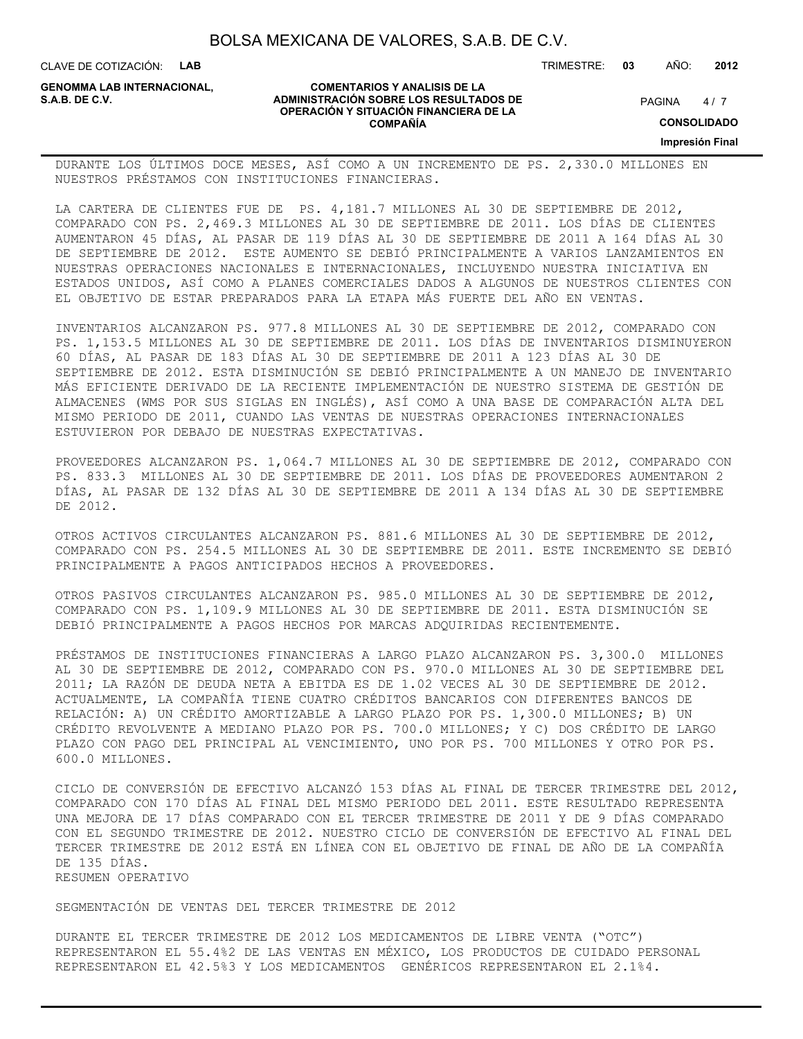DURANTE LOS ÚLTIMOS DOCE MESES, ASÍ COMO A UN INCREMENTO DE PS. 2,330.0 MILLONES EN NUESTROS PRÉSTAMOS CON INSTITUCIONES FINANCIERAS.

LA CARTERA DE CLIENTES FUE DE PS. 4,181.7 MILLONES AL 30 DE SEPTIEMBRE DE 2012, COMPARADO CON PS. 2,469.3 MILLONES AL 30 DE SEPTIEMBRE DE 2011. LOS DÍAS DE CLIENTES AUMENTARON 45 DÍAS, AL PASAR DE 119 DÍAS AL 30 DE SEPTIEMBRE DE 2011 A 164 DÍAS AL 30 DE SEPTIEMBRE DE 2012. ESTE AUMENTO SE DEBIÓ PRINCIPALMENTE A VARIOS LANZAMIENTOS EN NUESTRAS OPERACIONES NACIONALES E INTERNACIONALES, INCLUYENDO NUESTRA INICIATIVA EN ESTADOS UNIDOS, ASÍ COMO A PLANES COMERCIALES DADOS A ALGUNOS DE NUESTROS CLIENTES CON EL OBJETIVO DE ESTAR PREPARADOS PARA LA ETAPA MÁS FUERTE DEL AÑO EN VENTAS.

INVENTARIOS ALCANZARON PS. 977.8 MILLONES AL 30 DE SEPTIEMBRE DE 2012, COMPARADO CON PS. 1,153.5 MILLONES AL 30 DE SEPTIEMBRE DE 2011. LOS DÍAS DE INVENTARIOS DISMINUYERON 60 DÍAS, AL PASAR DE 183 DÍAS AL 30 DE SEPTIEMBRE DE 2011 A 123 DÍAS AL 30 DE SEPTIEMBRE DE 2012. ESTA DISMINUCIÓN SE DEBIÓ PRINCIPALMENTE A UN MANEJO DE INVENTARIO MÁS EFICIENTE DERIVADO DE LA RECIENTE IMPLEMENTACIÓN DE NUESTRO SISTEMA DE GESTIÓN DE ALMACENES (WMS POR SUS SIGLAS EN INGLÉS), ASÍ COMO A UNA BASE DE COMPARACIÓN ALTA DEL MISMO PERIODO DE 2011, CUANDO LAS VENTAS DE NUESTRAS OPERACIONES INTERNACIONALES ESTUVIERON POR DEBAJO DE NUESTRAS EXPECTATIVAS.

PROVEEDORES ALCANZARON PS. 1,064.7 MILLONES AL 30 DE SEPTIEMBRE DE 2012, COMPARADO CON PS. 833.3 MILLONES AL 30 DE SEPTIEMBRE DE 2011. LOS DÍAS DE PROVEEDORES AUMENTARON 2 DÍAS, AL PASAR DE 132 DÍAS AL 30 DE SEPTIEMBRE DE 2011 A 134 DÍAS AL 30 DE SEPTIEMBRE DE 2012.

OTROS ACTIVOS CIRCULANTES ALCANZARON PS. 881.6 MILLONES AL 30 DE SEPTIEMBRE DE 2012, COMPARADO CON PS. 254.5 MILLONES AL 30 DE SEPTIEMBRE DE 2011. ESTE INCREMENTO SE DEBIÓ PRINCIPALMENTE A PAGOS ANTICIPADOS HECHOS A PROVEEDORES.

OTROS PASIVOS CIRCULANTES ALCANZARON PS. 985.0 MILLONES AL 30 DE SEPTIEMBRE DE 2012, COMPARADO CON PS. 1,109.9 MILLONES AL 30 DE SEPTIEMBRE DE 2011. ESTA DISMINUCIÓN SE DEBIÓ PRINCIPALMENTE A PAGOS HECHOS POR MARCAS ADQUIRIDAS RECIENTEMENTE.

PRÉSTAMOS DE INSTITUCIONES FINANCIERAS A LARGO PLAZO ALCANZARON PS. 3,300.0 MILLONES AL 30 DE SEPTIEMBRE DE 2012, COMPARADO CON PS. 970.0 MILLONES AL 30 DE SEPTIEMBRE DEL 2011; LA RAZÓN DE DEUDA NETA A EBITDA ES DE 1.02 VECES AL 30 DE SEPTIEMBRE DE 2012. ACTUALMENTE, LA COMPAÑÍA TIENE CUATRO CRÉDITOS BANCARIOS CON DIFERENTES BANCOS DE RELACIÓN: A) UN CRÉDITO AMORTIZABLE A LARGO PLAZO POR PS. 1,300.0 MILLONES; B) UN CRÉDITO REVOLVENTE A MEDIANO PLAZO POR PS. 700.0 MILLONES; Y C) DOS CRÉDITO DE LARGO PLAZO CON PAGO DEL PRINCIPAL AL VENCIMIENTO, UNO POR PS. 700 MILLONES Y OTRO POR PS. 600.0 MILLONES.

CICLO DE CONVERSIÓN DE EFECTIVO ALCANZÓ 153 DÍAS AL FINAL DE TERCER TRIMESTRE DEL 2012, COMPARADO CON 170 DÍAS AL FINAL DEL MISMO PERIODO DEL 2011. ESTE RESULTADO REPRESENTA UNA MEJORA DE 17 DÍAS COMPARADO CON EL TERCER TRIMESTRE DE 2011 Y DE 9 DÍAS COMPARADO CON EL SEGUNDO TRIMESTRE DE 2012. NUESTRO CICLO DE CONVERSIÓN DE EFECTIVO AL FINAL DEL TERCER TRIMESTRE DE 2012 ESTÁ EN LÍNEA CON EL OBJETIVO DE FINAL DE AÑO DE LA COMPAÑÍA DE 135 DÍAS.

RESUMEN OPERATIVO

SEGMENTACIÓN DE VENTAS DEL TERCER TRIMESTRE DE 2012

DURANTE EL TERCER TRIMESTRE DE 2012 LOS MEDICAMENTOS DE LIBRE VENTA ("OTC") REPRESENTARON EL 55.4%2 DE LAS VENTAS EN MÉXICO, LOS PRODUCTOS DE CUIDADO PERSONAL REPRESENTARON EL 42.5%3 Y LOS MEDICAMENTOS GENÉRICOS REPRESENTARON EL 2.1%4.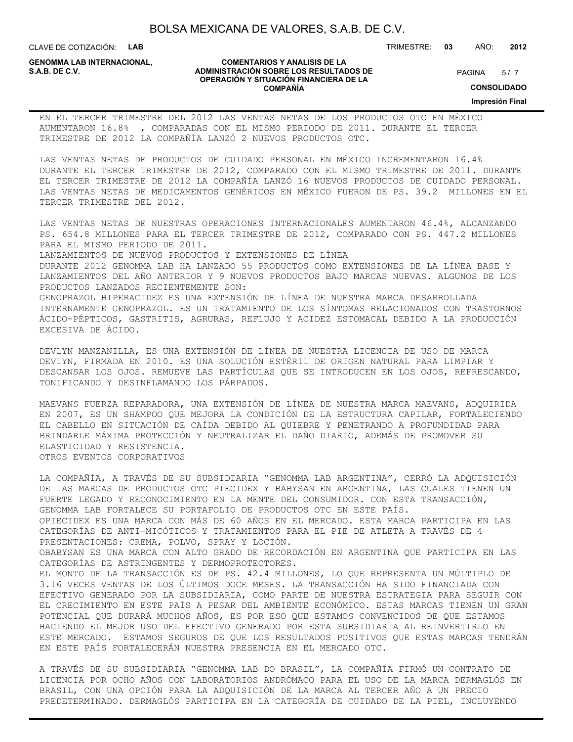EN EL TERCER TRIMESTRE DEL 2012 LAS VENTAS NETAS DE LOS PRODUCTOS OTC EN MÉXICO AUMENTARON 16.8% , COMPARADAS CON EL MISMO PERIODO DE 2011. DURANTE EL TERCER TRIMESTRE DE 2012 LA COMPAÑÍA LANZÓ 2 NUEVOS PRODUCTOS OTC.

LAS VENTAS NETAS DE PRODUCTOS DE CUIDADO PERSONAL EN MÉXICO INCREMENTARON 16.4% DURANTE EL TERCER TRIMESTRE DE 2012, COMPARADO CON EL MISMO TRIMESTRE DE 2011. DURANTE EL TERCER TRIMESTRE DE 2012 LA COMPAÑÍA LANZÓ 16 NUEVOS PRODUCTOS DE CUIDADO PERSONAL. LAS VENTAS NETAS DE MEDICAMENTOS GENÉRICOS EN MÉXICO FUERON DE PS. 39.2 MILLONES EN EL TERCER TRIMESTRE DEL 2012.

LAS VENTAS NETAS DE NUESTRAS OPERACIONES INTERNACIONALES AUMENTARON 46.4%, ALCANZANDO PS. 654.8 MILLONES PARA EL TERCER TRIMESTRE DE 2012, COMPARADO CON PS. 447.2 MILLONES PARA EL MISMO PERIODO DE 2011.

LANZAMIENTOS DE NUEVOS PRODUCTOS Y EXTENSIONES DE LÍNEA

DURANTE 2012 GENOMMA LAB HA LANZADO 55 PRODUCTOS COMO EXTENSIONES DE LA LÍNEA BASE Y LANZAMIENTOS DEL AÑO ANTERIOR Y 9 NUEVOS PRODUCTOS BAJO MARCAS NUEVAS. ALGUNOS DE LOS PRODUCTOS LANZADOS RECIENTEMENTE SON:

GENOPRAZOL HIPERACIDEZ ES UNA EXTENSIÓN DE LÍNEA DE NUESTRA MARCA DESARROLLADA INTERNAMENTE GENOPRAZOL. ES UN TRATAMIENTO DE LOS SÍNTOMAS RELACIONADOS CON TRASTORNOS ÁCIDO-PÉPTICOS, GASTRITIS, AGRURAS, REFLUJO Y ACIDEZ ESTOMACAL DEBIDO A LA PRODUCCIÓN EXCESIVA DE ÁCIDO.

DEVLYN MANZANILLA, ES UNA EXTENSIÓN DE LÍNEA DE NUESTRA LICENCIA DE USO DE MARCA DEVLYN, FIRMADA EN 2010. ES UNA SOLUCIÓN ESTÉRIL DE ORIGEN NATURAL PARA LIMPIAR Y DESCANSAR LOS OJOS. REMUEVE LAS PARTÍCULAS QUE SE INTRODUCEN EN LOS OJOS, REFRESCANDO, TONIFICANDO Y DESINFLAMANDO LOS PÁRPADOS.

MAEVANS FUERZA REPARADORA, UNA EXTENSIÓN DE LÍNEA DE NUESTRA MARCA MAEVANS, ADQUIRIDA EN 2007, ES UN SHAMPOO QUE MEJORA LA CONDICIÓN DE LA ESTRUCTURA CAPILAR, FORTALECIENDO EL CABELLO EN SITUACIÓN DE CAÍDA DEBIDO AL QUIEBRE Y PENETRANDO A PROFUNDIDAD PARA BRINDARLE MÁXIMA PROTECCIÓN Y NEUTRALIZAR EL DAÑO DIARIO, ADEMÁS DE PROMOVER SU ELASTICIDAD Y RESISTENCIA.

OTROS EVENTOS CORPORATIVOS

LA COMPAÑÍA, A TRAVÉS DE SU SUBSIDIARIA "GENOMMA LAB ARGENTINA", CERRÓ LA ADQUISICIÓN DE LAS MARCAS DE PRODUCTOS OTC PIECIDEX Y BABYSAN EN ARGENTINA, LAS CUALES TIENEN UN FUERTE LEGADO Y RECONOCIMIENTO EN LA MENTE DEL CONSUMIDOR. CON ESTA TRANSACCIÓN, GENOMMA LAB FORTALECE SU PORTAFOLIO DE PRODUCTOS OTC EN ESTE PAÍS.

OPIECIDEX ES UNA MARCA CON MÁS DE 60 AÑOS EN EL MERCADO. ESTA MARCA PARTICIPA EN LAS CATEGORÍAS DE ANTI-MICÓTICOS Y TRATAMIENTOS PARA EL PIE DE ATLETA A TRAVÉS DE 4 PRESENTACIONES: CREMA, POLVO, SPRAY Y LOCIÓN.

OBABYSAN ES UNA MARCA CON ALTO GRADO DE RECORDACIÓN EN ARGENTINA QUE PARTICIPA EN LAS CATEGORÍAS DE ASTRINGENTES Y DERMOPROTECTORES.

EL MONTO DE LA TRANSACCIÓN ES DE PS. 42.4 MILLONES, LO QUE REPRESENTA UN MÚLTIPLO DE 3.16 VECES VENTAS DE LOS ÚLTIMOS DOCE MESES. LA TRANSACCIÓN HA SIDO FINANCIADA CON EFECTIVO GENERADO POR LA SUBSIDIARIA, COMO PARTE DE NUESTRA ESTRATEGIA PARA SEGUIR CON EL CRECIMIENTO EN ESTE PAÍS A PESAR DEL AMBIENTE ECONÓMICO. ESTAS MARCAS TIENEN UN GRAN POTENCIAL QUE DURARÁ MUCHOS AÑOS, ES POR ESO QUE ESTAMOS CONVENCIDOS DE QUE ESTAMOS HACIENDO EL MEJOR USO DEL EFECTIVO GENERADO POR ESTA SUBSIDIARIA AL REINVERTIRLO EN ESTE MERCADO. ESTAMOS SEGUROS DE QUE LOS RESULTADOS POSITIVOS QUE ESTAS MARCAS TENDRÁN EN ESTE PAÍS FORTALECERÁN NUESTRA PRESENCIA EN EL MERCADO OTC.

A TRAVÉS DE SU SUBSIDIARIA "GENOMMA LAB DO BRASIL", LA COMPAÑÍA FIRMÓ UN CONTRATO DE LICENCIA POR OCHO AÑOS CON LABORATORIOS ANDRÓMACO PARA EL USO DE LA MARCA DERMAGLÓS EN BRASIL, CON UNA OPCIÓN PARA LA ADQUISICIÓN DE LA MARCA AL TERCER AÑO A UN PRECIO PREDETERMINADO. DERMAGLÓS PARTICIPA EN LA CATEGORÍA DE CUIDADO DE LA PIEL, INCLUYENDO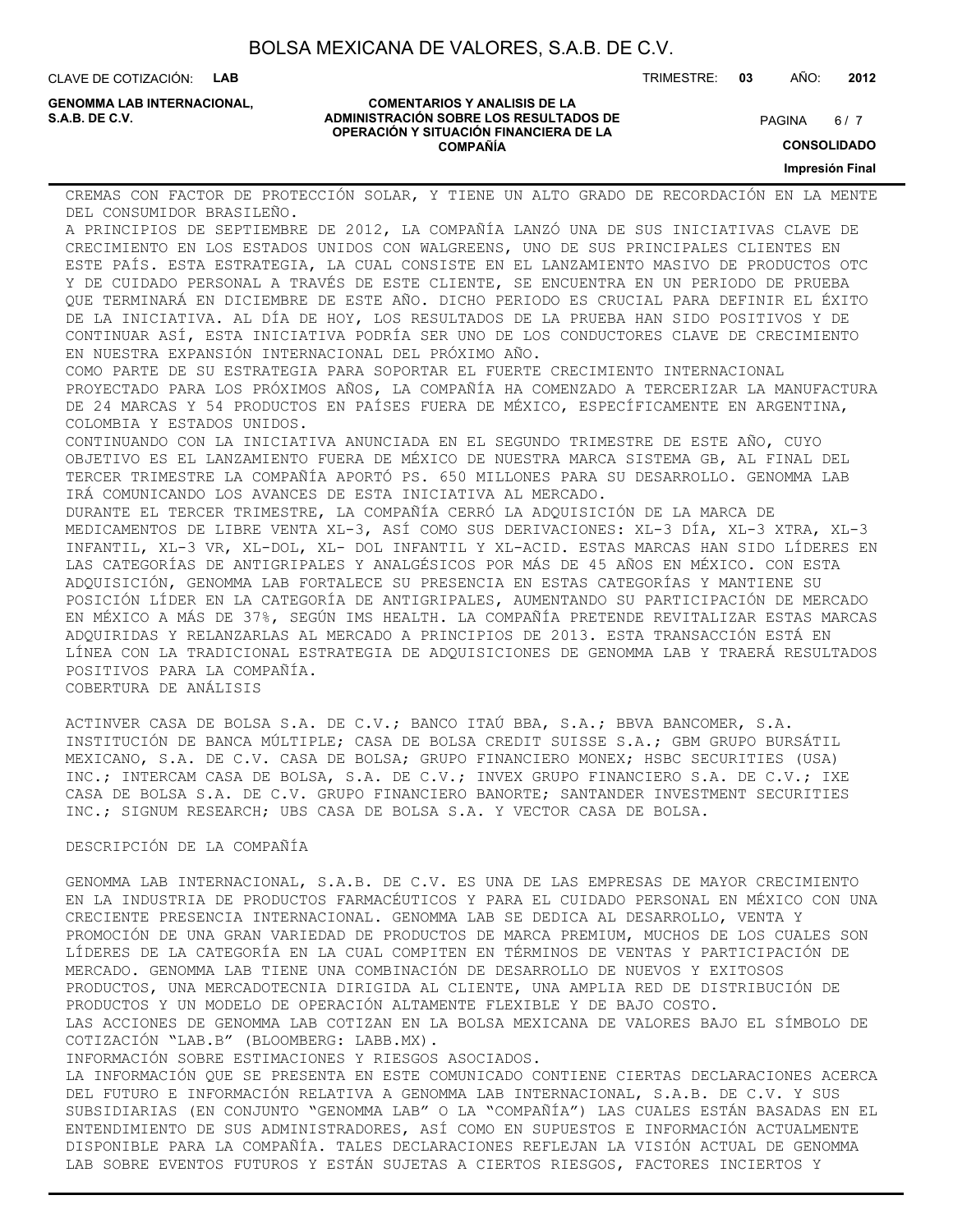CREMAS CON FACTOR DE PROTECCIÓN SOLAR, Y TIENE UN ALTO GRADO DE RECORDACIÓN EN LA MENTE DEL CONSUMIDOR BRASILEÑO.

A PRINCIPIOS DE SEPTIEMBRE DE 2012, LA COMPAÑÍA LANZÓ UNA DE SUS INICIATIVAS CLAVE DE CRECIMIENTO EN LOS ESTADOS UNIDOS CON WALGREENS, UNO DE SUS PRINCIPALES CLIENTES EN ESTE PAÍS. ESTA ESTRATEGIA, LA CUAL CONSISTE EN EL LANZAMIENTO MASIVO DE PRODUCTOS OTC Y DE CUIDADO PERSONAL A TRAVÉS DE ESTE CLIENTE, SE ENCUENTRA EN UN PERIODO DE PRUEBA QUE TERMINARÁ EN DICIEMBRE DE ESTE AÑO. DICHO PERIODO ES CRUCIAL PARA DEFINIR EL ÉXITO DE LA INICIATIVA. AL DÍA DE HOY, LOS RESULTADOS DE LA PRUEBA HAN SIDO POSITIVOS Y DE CONTINUAR ASÍ, ESTA INICIATIVA PODRÍA SER UNO DE LOS CONDUCTORES CLAVE DE CRECIMIENTO EN NUESTRA EXPANSIÓN INTERNACIONAL DEL PRÓXIMO AÑO.

COMO PARTE DE SU ESTRATEGIA PARA SOPORTAR EL FUERTE CRECIMIENTO INTERNACIONAL PROYECTADO PARA LOS PRÓXIMOS AÑOS, LA COMPAÑÍA HA COMENZADO A TERCERIZAR LA MANUFACTURA DE 24 MARCAS Y 54 PRODUCTOS EN PAÍSES FUERA DE MÉXICO, ESPECÍFICAMENTE EN ARGENTINA, COLOMBIA Y ESTADOS UNIDOS.

CONTINUANDO CON LA INICIATIVA ANUNCIADA EN EL SEGUNDO TRIMESTRE DE ESTE AÑO, CUYO OBJETIVO ES EL LANZAMIENTO FUERA DE MÉXICO DE NUESTRA MARCA SISTEMA GB, AL FINAL DEL TERCER TRIMESTRE LA COMPAÑÍA APORTÓ PS. 650 MILLONES PARA SU DESARROLLO. GENOMMA LAB IRÁ COMUNICANDO LOS AVANCES DE ESTA INICIATIVA AL MERCADO.

DURANTE EL TERCER TRIMESTRE, LA COMPAÑÍA CERRÓ LA ADQUISICIÓN DE LA MARCA DE MEDICAMENTOS DE LIBRE VENTA XL-3, ASÍ COMO SUS DERIVACIONES: XL-3 DÍA, XL-3 XTRA, XL-3 INFANTIL, XL-3 VR, XL-DOL, XL- DOL INFANTIL Y XL-ACID. ESTAS MARCAS HAN SIDO LÍDERES EN LAS CATEGORÍAS DE ANTIGRIPALES Y ANALGÉSICOS POR MÁS DE 45 AÑOS EN MÉXICO. CON ESTA ADQUISICIÓN, GENOMMA LAB FORTALECE SU PRESENCIA EN ESTAS CATEGORÍAS Y MANTIENE SU POSICIÓN LÍDER EN LA CATEGORÍA DE ANTIGRIPALES, AUMENTANDO SU PARTICIPACIÓN DE MERCADO EN MÉXICO A MÁS DE 37%, SEGÚN IMS HEALTH. LA COMPAÑÍA PRETENDE REVITALIZAR ESTAS MARCAS ADQUIRIDAS Y RELANZARLAS AL MERCADO A PRINCIPIOS DE 2013. ESTA TRANSACCIÓN ESTÁ EN LÍNEA CON LA TRADICIONAL ESTRATEGIA DE ADQUISICIONES DE GENOMMA LAB Y TRAERÁ RESULTADOS POSITIVOS PARA LA COMPAÑÍA.

COBERTURA DE ANÁLISIS

ACTINVER CASA DE BOLSA S.A. DE C.V.; BANCO ITAÚ BBA, S.A.; BBVA BANCOMER, S.A. INSTITUCIÓN DE BANCA MÚLTIPLE; CASA DE BOLSA CREDIT SUISSE S.A.; GBM GRUPO BURSÁTIL MEXICANO, S.A. DE C.V. CASA DE BOLSA; GRUPO FINANCIERO MONEX; HSBC SECURITIES (USA) INC.; INTERCAM CASA DE BOLSA, S.A. DE C.V.; INVEX GRUPO FINANCIERO S.A. DE C.V.; IXE CASA DE BOLSA S.A. DE C.V. GRUPO FINANCIERO BANORTE; SANTANDER INVESTMENT SECURITIES INC.; SIGNUM RESEARCH; UBS CASA DE BOLSA S.A. Y VECTOR CASA DE BOLSA.

DESCRIPCIÓN DE LA COMPAÑÍA

GENOMMA LAB INTERNACIONAL, S.A.B. DE C.V. ES UNA DE LAS EMPRESAS DE MAYOR CRECIMIENTO EN LA INDUSTRIA DE PRODUCTOS FARMACÉUTICOS Y PARA EL CUIDADO PERSONAL EN MÉXICO CON UNA CRECIENTE PRESENCIA INTERNACIONAL. GENOMMA LAB SE DEDICA AL DESARROLLO, VENTA Y PROMOCIÓN DE UNA GRAN VARIEDAD DE PRODUCTOS DE MARCA PREMIUM, MUCHOS DE LOS CUALES SON LÍDERES DE LA CATEGORÍA EN LA CUAL COMPITEN EN TÉRMINOS DE VENTAS Y PARTICIPACIÓN DE MERCADO. GENOMMA LAB TIENE UNA COMBINACIÓN DE DESARROLLO DE NUEVOS Y EXITOSOS PRODUCTOS, UNA MERCADOTECNIA DIRIGIDA AL CLIENTE, UNA AMPLIA RED DE DISTRIBUCIÓN DE PRODUCTOS Y UN MODELO DE OPERACIÓN ALTAMENTE FLEXIBLE Y DE BAJO COSTO.

LAS ACCIONES DE GENOMMA LAB COTIZAN EN LA BOLSA MEXICANA DE VALORES BAJO EL SÍMBOLO DE COTIZACIÓN "LAB.B" (BLOOMBERG: LABB.MX).

INFORMACIÓN SOBRE ESTIMACIONES Y RIESGOS ASOCIADOS.

LA INFORMACIÓN QUE SE PRESENTA EN ESTE COMUNICADO CONTIENE CIERTAS DECLARACIONES ACERCA DEL FUTURO E INFORMACIÓN RELATIVA A GENOMMA LAB INTERNACIONAL, S.A.B. DE C.V. Y SUS SUBSIDIARIAS (EN CONJUNTO "GENOMMA LAB" O LA "COMPAÑÍA") LAS CUALES ESTÁN BASADAS EN EL ENTENDIMIENTO DE SUS ADMINISTRADORES, ASÍ COMO EN SUPUESTOS E INFORMACIÓN ACTUALMENTE DISPONIBLE PARA LA COMPAÑÍA. TALES DECLARACIONES REFLEJAN LA VISIÓN ACTUAL DE GENOMMA LAB SOBRE EVENTOS FUTUROS Y ESTÁN SUJETAS A CIERTOS RIESGOS, FACTORES INCIERTOS Y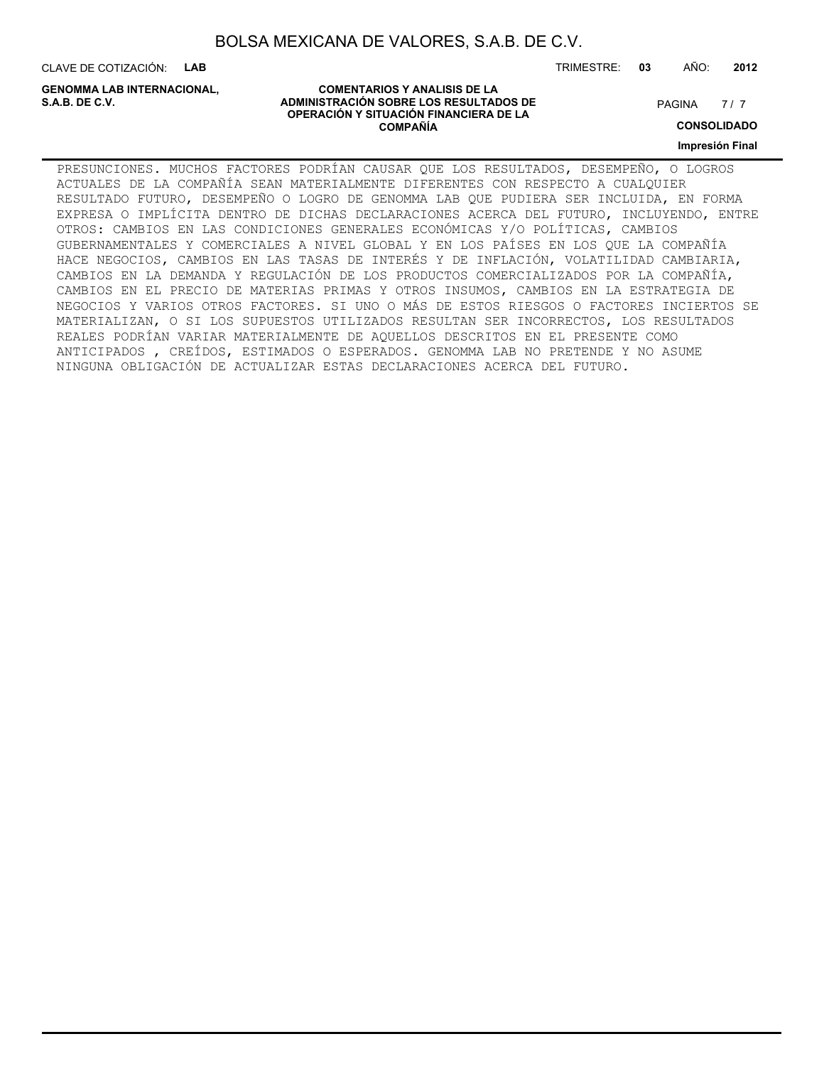PRESUNCIONES. MUCHOS FACTORES PODRÍAN CAUSAR QUE LOS RESULTADOS, DESEMPEÑO, O LOGROS ACTUALES DE LA COMPAÑÍA SEAN MATERIALMENTE DIFERENTES CON RESPECTO A CUALQUIER RESULTADO FUTURO, DESEMPEÑO O LOGRO DE GENOMMA LAB QUE PUDIERA SER INCLUIDA, EN FORMA EXPRESA O IMPLÍCITA DENTRO DE DICHAS DECLARACIONES ACERCA DEL FUTURO, INCLUYENDO, ENTRE OTROS: CAMBIOS EN LAS CONDICIONES GENERALES ECONÓMICAS Y/O POLÍTICAS, CAMBIOS GUBERNAMENTALES Y COMERCIALES A NIVEL GLOBAL Y EN LOS PAÍSES EN LOS QUE LA COMPAÑÍA HACE NEGOCIOS, CAMBIOS EN LAS TASAS DE INTERÉS Y DE INFLACIÓN, VOLATILIDAD CAMBIARIA, CAMBIOS EN LA DEMANDA Y REGULACIÓN DE LOS PRODUCTOS COMERCIALIZADOS POR LA COMPAÑÍA, CAMBIOS EN EL PRECIO DE MATERIAS PRIMAS Y OTROS INSUMOS, CAMBIOS EN LA ESTRATEGIA DE NEGOCIOS Y VARIOS OTROS FACTORES. SI UNO O MÁS DE ESTOS RIESGOS O FACTORES INCIERTOS SE MATERIALIZAN, O SI LOS SUPUESTOS UTILIZADOS RESULTAN SER INCORRECTOS, LOS RESULTADOS REALES PODRÍAN VARIAR MATERIALMENTE DE AQUELLOS DESCRITOS EN EL PRESENTE COMO ANTICIPADOS , CREÍDOS, ESTIMADOS O ESPERADOS. GENOMMA LAB NO PRETENDE Y NO ASUME NINGUNA OBLIGACIÓN DE ACTUALIZAR ESTAS DECLARACIONES ACERCA DEL FUTURO.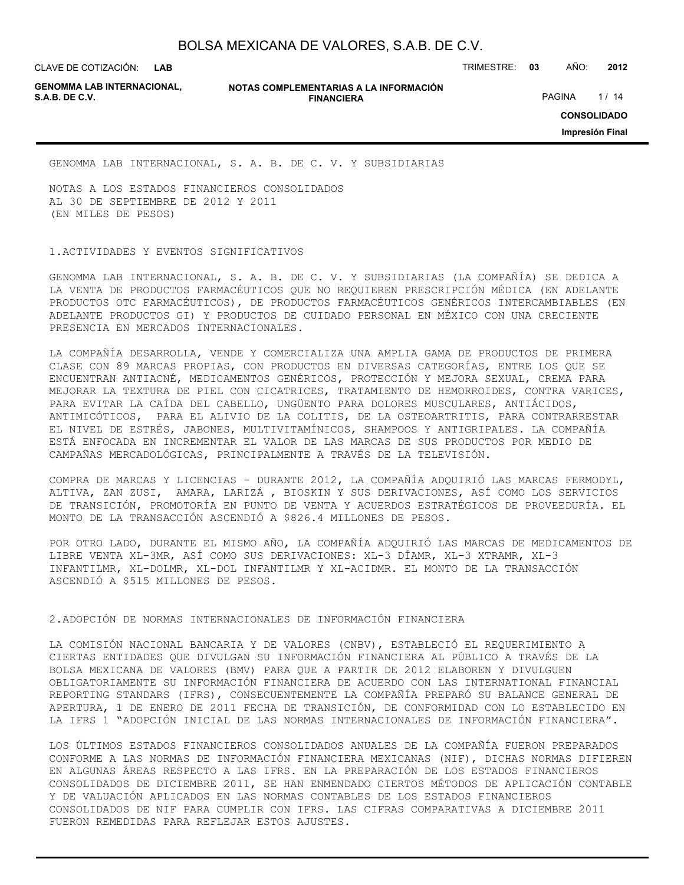GENOMMA LAB INTERNACIONAL, S. A. B. DE C. V. Y SUBSIDIARIAS

NOTAS A LOS ESTADOS FINANCIEROS CONSOLIDADOS
AL 30 DE SEPTIEMBRE DE 2012 Y 2011
(EN MILES DE PESOS)

## 1.ACTIVIDADES Y EVENTOS SIGNIFICATIVOS

GENOMMA LAB INTERNACIONAL, S. A. B. DE C. V. Y SUBSIDIARIAS (LA COMPAÑÍA) SE DEDICA A LA VENTA DE PRODUCTOS FARMACÉUTICOS QUE NO REQUIEREN PRESCRIPCIÓN MÉDICA (EN ADELANTE PRODUCTOS OTC FARMACÉUTICOS), DE PRODUCTOS FARMACÉUTICOS GENÉRICOS INTERCAMBIABLES (EN ADELANTE PRODUCTOS GI) Y PRODUCTOS DE CUIDADO PERSONAL EN MÉXICO CON UNA CRECIENTE PRESENCIA EN MERCADOS INTERNACIONALES.

LA COMPAÑÍA DESARROLLA, VENDE Y COMERCIALIZA UNA AMPLIA GAMA DE PRODUCTOS DE PRIMERA CLASE CON 89 MARCAS PROPIAS, CON PRODUCTOS EN DIVERSAS CATEGORÍAS, ENTRE LOS QUE SE ENCUENTRAN ANTIACNÉ, MEDICAMENTOS GENÉRICOS, PROTECCIÓN Y MEJORA SEXUAL, CREMA PARA MEJORAR LA TEXTURA DE PIEL CON CICATRICES, TRATAMIENTO DE HEMORROIDES, CONTRA VARICES, PARA EVITAR LA CAÍDA DEL CABELLO, UNGÜENTO PARA DOLORES MUSCULARES, ANTIÁCIDOS, ANTIMICÓTICOS, PARA EL ALIVIO DE LA COLITIS, DE LA OSTEOARTRITIS, PARA CONTRARRESTAR EL NIVEL DE ESTRÉS, JABONES, MULTIVITAMÍNICOS, SHAMPOOS Y ANTIGRIPALES. LA COMPAÑÍA ESTÁ ENFOCADA EN INCREMENTAR EL VALOR DE LAS MARCAS DE SUS PRODUCTOS POR MEDIO DE CAMPAÑAS MERCADOLÓGICAS, PRINCIPALMENTE A TRAVÉS DE LA TELEVISIÓN.

COMPRA DE MARCAS Y LICENCIAS - DURANTE 2012, LA COMPAÑÍA ADQUIRIÓ LAS MARCAS FERMODYL, ALTIVA, ZAN ZUSI, AMARA, LARIZÁ , BIOSKIN Y SUS DERIVACIONES, ASÍ COMO LOS SERVICIOS DE TRANSICIÓN, PROMOTORÍA EN PUNTO DE VENTA Y ACUERDOS ESTRATÉGICOS DE PROVEEDURÍA. EL MONTO DE LA TRANSACCIÓN ASCENDIÓ A $826.4 MILLONES DE PESOS.

POR OTRO LADO, DURANTE EL MISMO AÑO, LA COMPAÑÍA ADQUIRIÓ LAS MARCAS DE MEDICAMENTOS DE LIBRE VENTA XL-3MR, ASÍ COMO SUS DERIVACIONES: XL-3 DÍAMR, XL-3 XTRAMR, XL-3 INFANTILMR, XL-DOLMR, XL-DOL INFANTILMR Y XL-ACIDMR. EL MONTO DE LA TRANSACCIÓN ASCENDIÓ A $515 MILLONES DE PESOS.

## 2.ADOPCIÓN DE NORMAS INTERNACIONALES DE INFORMACIÓN FINANCIERA

LA COMISIÓN NACIONAL BANCARIA Y DE VALORES (CNBV), ESTABLECIÓ EL REQUERIMIENTO A CIERTAS ENTIDADES QUE DIVULGAN SU INFORMACIÓN FINANCIERA AL PÚBLICO A TRAVÉS DE LA BOLSA MEXICANA DE VALORES (BMV) PARA QUE A PARTIR DE 2012 ELABOREN Y DIVULGUEN OBLIGATORIAMENTE SU INFORMACIÓN FINANCIERA DE ACUERDO CON LAS INTERNATIONAL FINANCIAL REPORTING STANDARS (IFRS), CONSECUENTEMENTE LA COMPAÑÍA PREPARÓ SU BALANCE GENERAL DE APERTURA, 1 DE ENERO DE 2011 FECHA DE TRANSICIÓN, DE CONFORMIDAD CON LO ESTABLECIDO EN LA IFRS 1 “ADOPCIÓN INICIAL DE LAS NORMAS INTERNACIONALES DE INFORMACIÓN FINANCIERA”.

LOS ÚLTIMOS ESTADOS FINANCIEROS CONSOLIDADOS ANUALES DE LA COMPAÑÍA FUERON PREPARADOS CONFORME A LAS NORMAS DE INFORMACIÓN FINANCIERA MEXICANAS (NIF), DICHAS NORMAS DIFIEREN EN ALGUNAS ÁREAS RESPECTO A LAS IFRS. EN LA PREPARACIÓN DE LOS ESTADOS FINANCIEROS CONSOLIDADOS DE DICIEMBRE 2011, SE HAN ENMENDADO CIERTOS MÉTODOS DE APLICACIÓN CONTABLE Y DE VALUACIÓN APLICADOS EN LAS NORMAS CONTABLES DE LOS ESTADOS FINANCIEROS CONSOLIDADOS DE NIF PARA CUMPLIR CON IFRS. LAS CIFRAS COMPARATIVAS A DICIEMBRE 2011 FUERON REMEDIDAS PARA REFLEJAR ESTOS AJUSTES.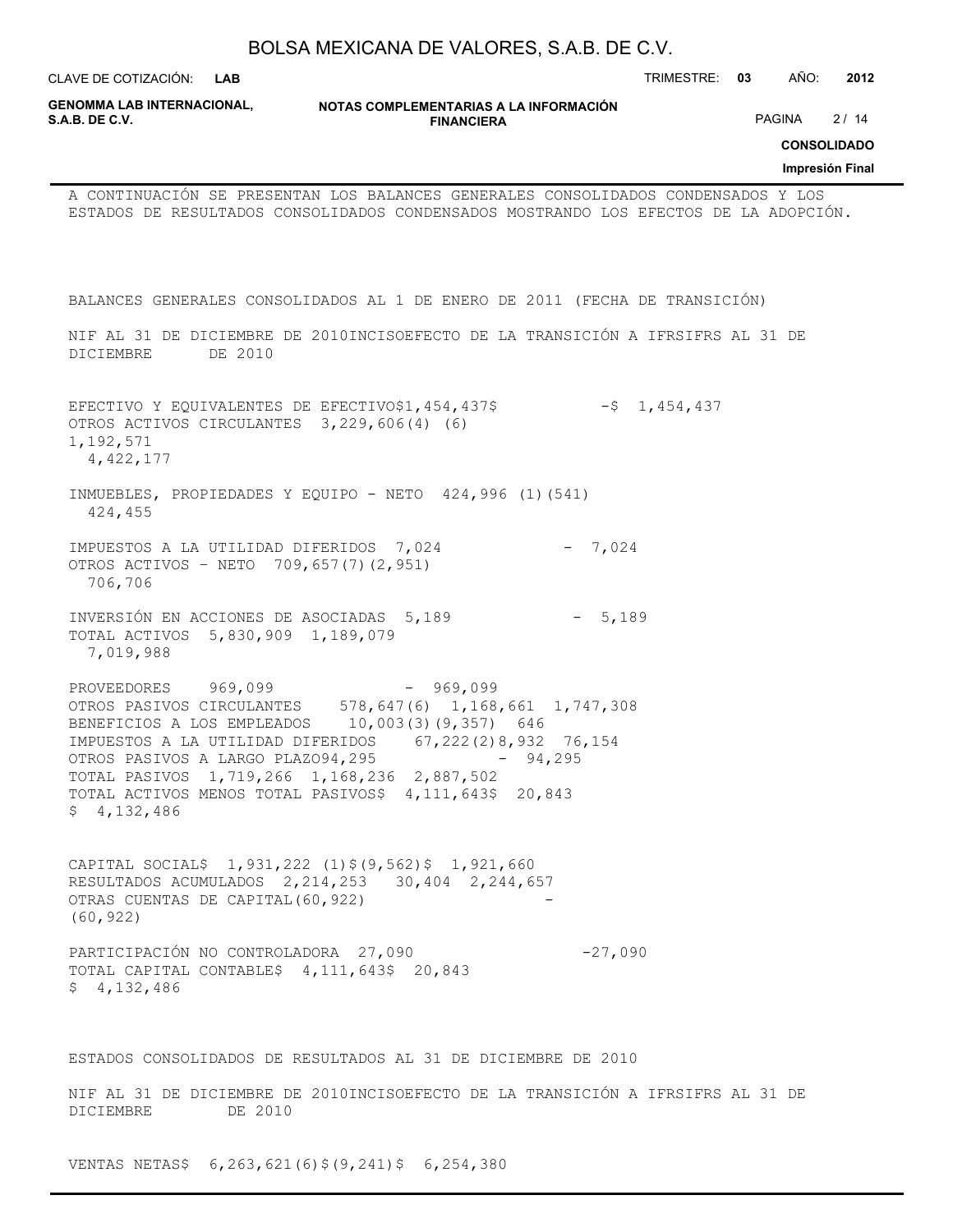A CONTINUACIÓN SE PRESENTAN LOS BALANCES GENERALES CONSOLIDADOS CONDENSADOS Y LOS ESTADOS DE RESULTADOS CONSOLIDADOS CONDENSADOS MOSTRANDO LOS EFECTOS DE LA ADOPCIÓN.

BALANCES GENERALES CONSOLIDADOS AL 1 DE ENERO DE 2011 (FECHA DE TRANSICIÓN)

| | NIF AL 31 DE DICIEMBRE DE 2010 | INCISO | EFECTO DE LA TRANSICIÓN A IFRS | IFRS AL 31 DE DICIEMBRE DE 2010 |
|---|---|---|---|---|
| EFECTIVO Y EQUIVALENTES DE EFECTIVO | $1,454,437 | | $ - | $ 1,454,437 |
| OTROS ACTIVOS CIRCULANTES | 3,229,606 | (4) (6) | 1,192,571 | 4,422,177 |
| INMUEBLES, PROPIEDADES Y EQUIPO - NETO | 424,996 | (1) | (541) | 424,455 |
| IMPUESTOS A LA UTILIDAD DIFERIDOS | 7,024 | | - | 7,024 |
| OTROS ACTIVOS – NETO | 709,657 | (7) | (2,951) | 706,706 |
| INVERSIÓN EN ACCIONES DE ASOCIADAS | 5,189 | | - | 5,189 |
| TOTAL ACTIVOS | 5,830,909 | | 1,189,079 | 7,019,988 |
| PROVEEDORES | 969,099 | | - | 969,099 |
| OTROS PASIVOS CIRCULANTES | 578,647 | (6) | 1,168,661 | 1,747,308 |
| BENEFICIOS A LOS EMPLEADOS | 10,003 | (3) | (9,357) | 646 |
| IMPUESTOS A LA UTILIDAD DIFERIDOS | 67,222 | (2) | 8,932 | 76,154 |
| OTROS PASIVOS A LARGO PLAZO | 94,295 | | - | 94,295 |
| TOTAL PASIVOS | 1,719,266 | | 1,168,236 | 2,887,502 |
| TOTAL ACTIVOS MENOS TOTAL PASIVOS | $ 4,111,643 | | $ 20,843 | $ 4,132,486 |
| CAPITAL SOCIAL | $ 1,931,222 | (1) | $(9,562) | $ 1,921,660 |
| RESULTADOS ACUMULADOS | 2,214,253 | | 30,404 | 2,244,657 |
| OTRAS CUENTAS DE CAPITAL | (60,922) | | - | (60,922) |
| PARTICIPACIÓN NO CONTROLADORA | 27,090 | | - | 27,090 |
| TOTAL CAPITAL CONTABLE | $ 4,111,643 | | $ 20,843 | $ 4,132,486 |

ESTADOS CONSOLIDADOS DE RESULTADOS AL 31 DE DICIEMBRE DE 2010

| | NIF AL 31 DE DICIEMBRE DE 2010 | INCISO | EFECTO DE LA TRANSICIÓN A IFRS | IFRS AL 31 DE DICIEMBRE DE 2010 |
|---|---|---|---|---|
| VENTAS NETAS | $ 6,263,621 | (6) | $(9,241) | $ 6,254,380 |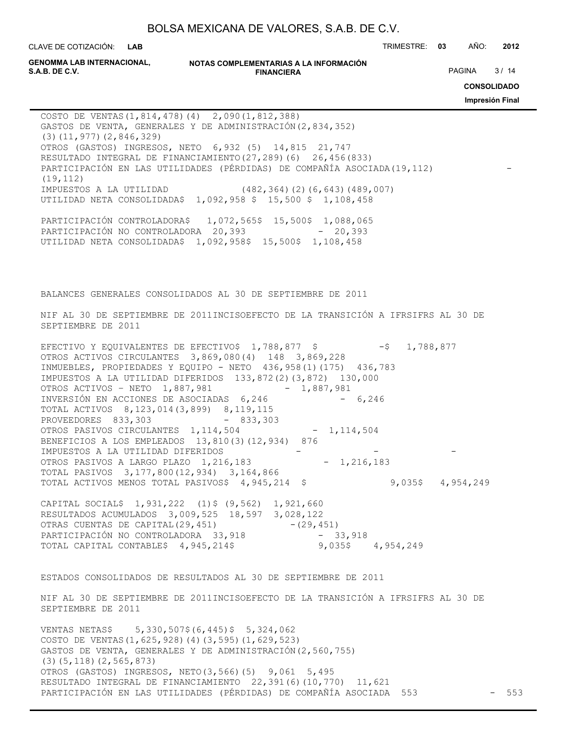| | NIF | INCISO | EFECTO DE LA TRANSICIÓN A IFRS | IFRS |
|---|---|---|---|---|
| COSTO DE VENTAS | (1,814,478) | (4) | 2,090 | (1,812,388) |
| GASTOS DE VENTA, GENERALES Y DE ADMINISTRACIÓN | (2,834,352) | (3) | (11,977) | (2,846,329) |
| OTROS (GASTOS) INGRESOS, NETO | 6,932 | (5) | 14,815 | 21,747 |
| RESULTADO INTEGRAL DE FINANCIAMIENTO | (27,289) | (6) | 26,456 | (833) |
| PARTICIPACIÓN EN LAS UTILIDADES (PÉRDIDAS) DE COMPAÑÍA ASOCIADA | (19,112) | | - | (19,112) |
| IMPUESTOS A LA UTILIDAD | (482,364) | (2) | (6,643) | (489,007) |
| UTILIDAD NETA CONSOLIDADA | $ 1,092,958 | | $ 15,500 | $ 1,108,458 |
| | | | | |
| PARTICIPACIÓN CONTROLADORA | $ 1,072,565 | | $ 15,500 | $ 1,088,065 |
| PARTICIPACIÓN NO CONTROLADORA | 20,393 | | - | 20,393 |
| UTILIDAD NETA CONSOLIDADA | $ 1,092,958 | | $ 15,500 | $ 1,108,458 |

BALANCES GENERALES CONSOLIDADOS AL 30 DE SEPTIEMBRE DE 2011

| | NIF AL 30 DE SEPTIEMBRE DE 2011 | INCISO | EFECTO DE LA TRANSICIÓN A IFRS | IFRS AL 30 DE SEPTIEMBRE DE 2011 |
|---|---|---|---|---|
| EFECTIVO Y EQUIVALENTES DE EFECTIVO | $ 1,788,877 | | $ - | $ 1,788,877 |
| OTROS ACTIVOS CIRCULANTES | 3,869,080 | (4) | 148 | 3,869,228 |
| INMUEBLES, PROPIEDADES Y EQUIPO - NETO | 436,958 | (1) | (175) | 436,783 |
| IMPUESTOS A LA UTILIDAD DIFERIDOS | 133,872 | (2) | (3,872) | 130,000 |
| OTROS ACTIVOS – NETO | 1,887,981 | | - | 1,887,981 |
| INVERSIÓN EN ACCIONES DE ASOCIADAS | 6,246 | | - | 6,246 |
| TOTAL ACTIVOS | 8,123,014 | | (3,899) | 8,119,115 |
| PROVEEDORES | 833,303 | | - | 833,303 |
| OTROS PASIVOS CIRCULANTES | 1,114,504 | | - | 1,114,504 |
| BENEFICIOS A LOS EMPLEADOS | 13,810 | (3) | (12,934) | 876 |
| IMPUESTOS A LA UTILIDAD DIFERIDOS | - | | - | - |
| OTROS PASIVOS A LARGO PLAZO | 1,216,183 | | - | 1,216,183 |
| TOTAL PASIVOS | 3,177,800 | | (12,934) | 3,164,866 |
| TOTAL ACTIVOS MENOS TOTAL PASIVOS | $ 4,945,214 | | $ 9,035 | $ 4,954,249 |
| | | | | |
| CAPITAL SOCIAL | $ 1,931,222 | (1) | $ (9,562) | 1,921,660 |
| RESULTADOS ACUMULADOS | 3,009,525 | | 18,597 | 3,028,122 |
| OTRAS CUENTAS DE CAPITAL | (29,451) | | - | (29,451) |
| PARTICIPACIÓN NO CONTROLADORA | 33,918 | | - | 33,918 |
| TOTAL CAPITAL CONTABLE | $ 4,945,214 | | $ 9,035 | $ 4,954,249 |

ESTADOS CONSOLIDADOS DE RESULTADOS AL 30 DE SEPTIEMBRE DE 2011

| | NIF AL 30 DE SEPTIEMBRE DE 2011 | INCISO | EFECTO DE LA TRANSICIÓN A IFRS | IFRS AL 30 DE SEPTIEMBRE DE 2011 |
|---|---|---|---|---|
| VENTAS NETAS | $ 5,330,507 | | $ (6,445) | $ 5,324,062 |
| COSTO DE VENTAS | (1,625,928) | (4) | (3,595) | (1,629,523) |
| GASTOS DE VENTA, GENERALES Y DE ADMINISTRACIÓN | (2,560,755) | (3) | (5,118) | (2,565,873) |
| OTROS (GASTOS) INGRESOS, NETO | (3,566) | (5) | 9,061 | 5,495 |
| RESULTADO INTEGRAL DE FINANCIAMIENTO | 22,391 | (6) | (10,770) | 11,621 |
| PARTICIPACIÓN EN LAS UTILIDADES (PÉRDIDAS) DE COMPAÑÍA ASOCIADA | 553 | | - | 553 |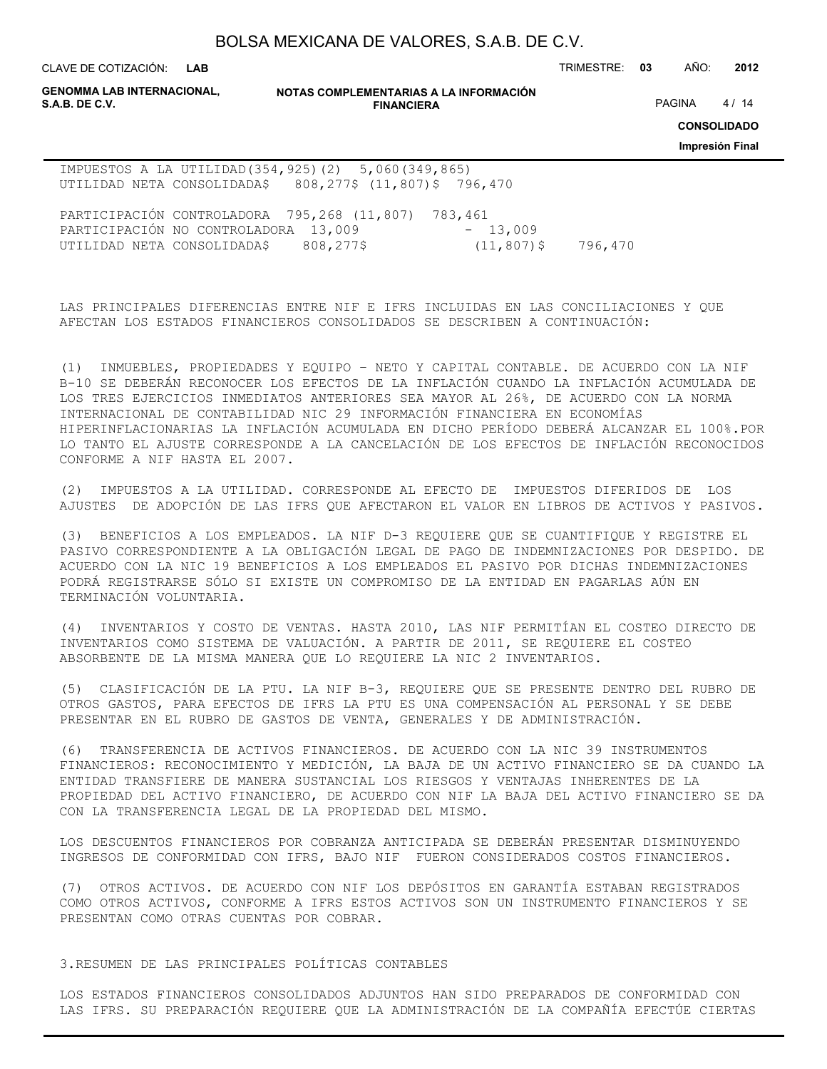| | | | |
|---|---|---|---|
| IMPUESTOS A LA UTILIDAD | (354,925) | (2) 5,060 | (349,865) |
| UTILIDAD NETA CONSOLIDADA | $ 808,277 | $ (11,807) | $ 796,470 |
| | | | |
| PARTICIPACIÓN CONTROLADORA | 795,268 | (11,807) | 783,461 |
| PARTICIPACIÓN NO CONTROLADORA | 13,009 | - | 13,009 |
| UTILIDAD NETA CONSOLIDADA | $ 808,277 | $ (11,807) | $ 796,470 |

LAS PRINCIPALES DIFERENCIAS ENTRE NIF E IFRS INCLUIDAS EN LAS CONCILIACIONES Y QUE AFECTAN LOS ESTADOS FINANCIEROS CONSOLIDADOS SE DESCRIBEN A CONTINUACIÓN:

(1) INMUEBLES, PROPIEDADES Y EQUIPO – NETO Y CAPITAL CONTABLE. DE ACUERDO CON LA NIF B-10 SE DEBERÁN RECONOCER LOS EFECTOS DE LA INFLACIÓN CUANDO LA INFLACIÓN ACUMULADA DE LOS TRES EJERCICIOS INMEDIATOS ANTERIORES SEA MAYOR AL 26%, DE ACUERDO CON LA NORMA INTERNACIONAL DE CONTABILIDAD NIC 29 INFORMACIÓN FINANCIERA EN ECONOMÍAS HIPERINFLACIONARIAS LA INFLACIÓN ACUMULADA EN DICHO PERÍODO DEBERÁ ALCANZAR EL 100%.POR LO TANTO EL AJUSTE CORRESPONDE A LA CANCELACIÓN DE LOS EFECTOS DE INFLACIÓN RECONOCIDOS CONFORME A NIF HASTA EL 2007.

(2) IMPUESTOS A LA UTILIDAD. CORRESPONDE AL EFECTO DE IMPUESTOS DIFERIDOS DE LOS AJUSTES DE ADOPCIÓN DE LAS IFRS QUE AFECTARON EL VALOR EN LIBROS DE ACTIVOS Y PASIVOS.

(3) BENEFICIOS A LOS EMPLEADOS. LA NIF D-3 REQUIERE QUE SE CUANTIFIQUE Y REGISTRE EL PASIVO CORRESPONDIENTE A LA OBLIGACIÓN LEGAL DE PAGO DE INDEMNIZACIONES POR DESPIDO. DE ACUERDO CON LA NIC 19 BENEFICIOS A LOS EMPLEADOS EL PASIVO POR DICHAS INDEMNIZACIONES PODRÁ REGISTRARSE SÓLO SI EXISTE UN COMPROMISO DE LA ENTIDAD EN PAGARLAS AÚN EN TERMINACIÓN VOLUNTARIA.

(4) INVENTARIOS Y COSTO DE VENTAS. HASTA 2010, LAS NIF PERMITÍAN EL COSTEO DIRECTO DE INVENTARIOS COMO SISTEMA DE VALUACIÓN. A PARTIR DE 2011, SE REQUIERE EL COSTEO ABSORBENTE DE LA MISMA MANERA QUE LO REQUIERE LA NIC 2 INVENTARIOS.

(5) CLASIFICACIÓN DE LA PTU. LA NIF B-3, REQUIERE QUE SE PRESENTE DENTRO DEL RUBRO DE OTROS GASTOS, PARA EFECTOS DE IFRS LA PTU ES UNA COMPENSACIÓN AL PERSONAL Y SE DEBE PRESENTAR EN EL RUBRO DE GASTOS DE VENTA, GENERALES Y DE ADMINISTRACIÓN.

(6) TRANSFERENCIA DE ACTIVOS FINANCIEROS. DE ACUERDO CON LA NIC 39 INSTRUMENTOS FINANCIEROS: RECONOCIMIENTO Y MEDICIÓN, LA BAJA DE UN ACTIVO FINANCIERO SE DA CUANDO LA ENTIDAD TRANSFIERE DE MANERA SUSTANCIAL LOS RIESGOS Y VENTAJAS INHERENTES DE LA PROPIEDAD DEL ACTIVO FINANCIERO, DE ACUERDO CON NIF LA BAJA DEL ACTIVO FINANCIERO SE DA CON LA TRANSFERENCIA LEGAL DE LA PROPIEDAD DEL MISMO.

LOS DESCUENTOS FINANCIEROS POR COBRANZA ANTICIPADA SE DEBERÁN PRESENTAR DISMINUYENDO INGRESOS DE CONFORMIDAD CON IFRS, BAJO NIF FUERON CONSIDERADOS COSTOS FINANCIEROS.

(7) OTROS ACTIVOS. DE ACUERDO CON NIF LOS DEPÓSITOS EN GARANTÍA ESTABAN REGISTRADOS COMO OTROS ACTIVOS, CONFORME A IFRS ESTOS ACTIVOS SON UN INSTRUMENTO FINANCIEROS Y SE PRESENTAN COMO OTRAS CUENTAS POR COBRAR.

## 3.RESUMEN DE LAS PRINCIPALES POLÍTICAS CONTABLES

LOS ESTADOS FINANCIEROS CONSOLIDADOS ADJUNTOS HAN SIDO PREPARADOS DE CONFORMIDAD CON LAS IFRS. SU PREPARACIÓN REQUIERE QUE LA ADMINISTRACIÓN DE LA COMPAÑÍA EFECTÚE CIERTAS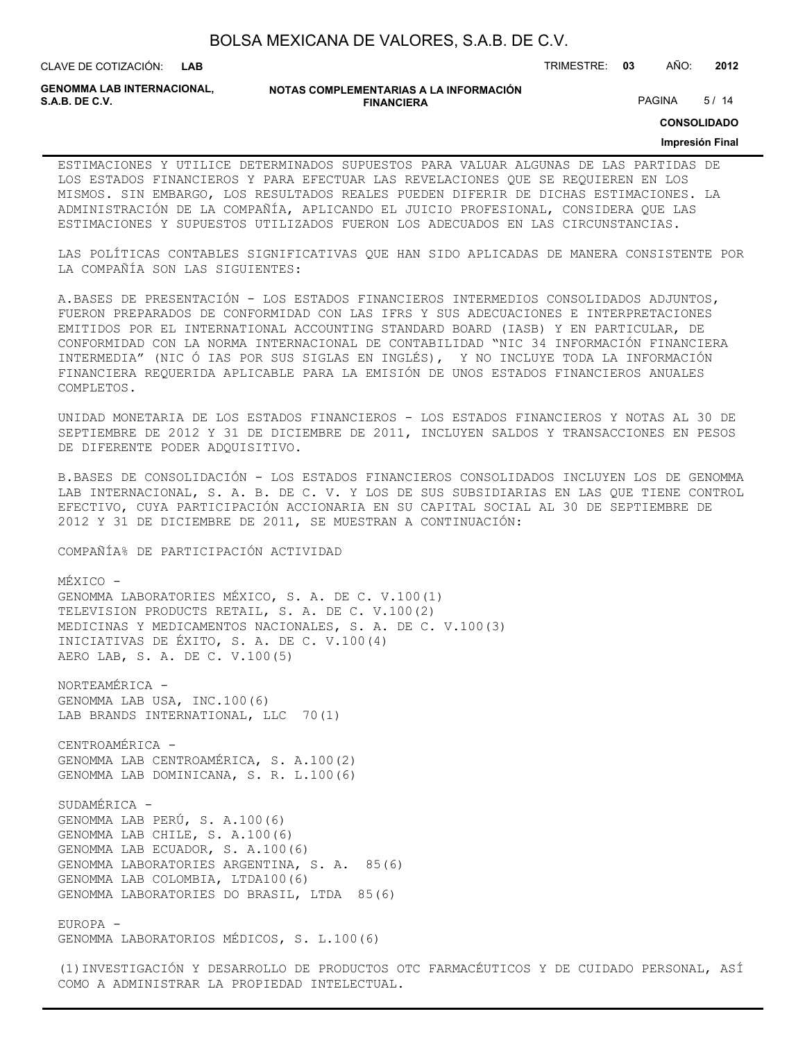ESTIMACIONES Y UTILICE DETERMINADOS SUPUESTOS PARA VALUAR ALGUNAS DE LAS PARTIDAS DE LOS ESTADOS FINANCIEROS Y PARA EFECTUAR LAS REVELACIONES QUE SE REQUIEREN EN LOS MISMOS. SIN EMBARGO, LOS RESULTADOS REALES PUEDEN DIFERIR DE DICHAS ESTIMACIONES. LA ADMINISTRACIÓN DE LA COMPAÑÍA, APLICANDO EL JUICIO PROFESIONAL, CONSIDERA QUE LAS ESTIMACIONES Y SUPUESTOS UTILIZADOS FUERON LOS ADECUADOS EN LAS CIRCUNSTANCIAS.

LAS POLÍTICAS CONTABLES SIGNIFICATIVAS QUE HAN SIDO APLICADAS DE MANERA CONSISTENTE POR LA COMPAÑÍA SON LAS SIGUIENTES:

A.BASES DE PRESENTACIÓN - LOS ESTADOS FINANCIEROS INTERMEDIOS CONSOLIDADOS ADJUNTOS, FUERON PREPARADOS DE CONFORMIDAD CON LAS IFRS Y SUS ADECUACIONES E INTERPRETACIONES EMITIDOS POR EL INTERNATIONAL ACCOUNTING STANDARD BOARD (IASB) Y EN PARTICULAR, DE CONFORMIDAD CON LA NORMA INTERNACIONAL DE CONTABILIDAD “NIC 34 INFORMACIÓN FINANCIERA INTERMEDIA” (NIC Ó IAS POR SUS SIGLAS EN INGLÉS), Y NO INCLUYE TODA LA INFORMACIÓN FINANCIERA REQUERIDA APLICABLE PARA LA EMISIÓN DE UNOS ESTADOS FINANCIEROS ANUALES COMPLETOS.

UNIDAD MONETARIA DE LOS ESTADOS FINANCIEROS - LOS ESTADOS FINANCIEROS Y NOTAS AL 30 DE SEPTIEMBRE DE 2012 Y 31 DE DICIEMBRE DE 2011, INCLUYEN SALDOS Y TRANSACCIONES EN PESOS DE DIFERENTE PODER ADQUISITIVO.

B.BASES DE CONSOLIDACIÓN - LOS ESTADOS FINANCIEROS CONSOLIDADOS INCLUYEN LOS DE GENOMMA LAB INTERNACIONAL, S. A. B. DE C. V. Y LOS DE SUS SUBSIDIARIAS EN LAS QUE TIENE CONTROL EFECTIVO, CUYA PARTICIPACIÓN ACCIONARIA EN SU CAPITAL SOCIAL AL 30 DE SEPTIEMBRE DE 2012 Y 31 DE DICIEMBRE DE 2011, SE MUESTRAN A CONTINUACIÓN:

| COMPAÑÍA | % DE PARTICIPACIÓN | ACTIVIDAD |
|---|---|---|
| MÉXICO - | | |
| GENOMMA LABORATORIES MÉXICO, S. A. DE C. V. | 100 | (1) |
| TELEVISION PRODUCTS RETAIL, S. A. DE C. V. | 100 | (2) |
| MEDICINAS Y MEDICAMENTOS NACIONALES, S. A. DE C. V. | 100 | (3) |
| INICIATIVAS DE ÉXITO, S. A. DE C. V. | 100 | (4) |
| AERO LAB, S. A. DE C. V. | 100 | (5) |
| NORTEAMÉRICA - | | |
| GENOMMA LAB USA, INC. | 100 | (6) |
| LAB BRANDS INTERNATIONAL, LLC | 70 | (1) |
| CENTROAMÉRICA - | | |
| GENOMMA LAB CENTROAMÉRICA, S. A. | 100 | (2) |
| GENOMMA LAB DOMINICANA, S. R. L. | 100 | (6) |
| SUDAMÉRICA - | | |
| GENOMMA LAB PERÚ, S. A. | 100 | (6) |
| GENOMMA LAB CHILE, S. A. | 100 | (6) |
| GENOMMA LAB ECUADOR, S. A. | 100 | (6) |
| GENOMMA LABORATORIES ARGENTINA, S. A. | 85 | (6) |
| GENOMMA LAB COLOMBIA, LTDA | 100 | (6) |
| GENOMMA LABORATORIES DO BRASIL, LTDA | 85 | (6) |
| EUROPA - | | |
| GENOMMA LABORATORIOS MÉDICOS, S. L. | 100 | (6) |

(1) INVESTIGACIÓN Y DESARROLLO DE PRODUCTOS OTC FARMACÉUTICOS Y DE CUIDADO PERSONAL, ASÍ COMO A ADMINISTRAR LA PROPIEDAD INTELECTUAL.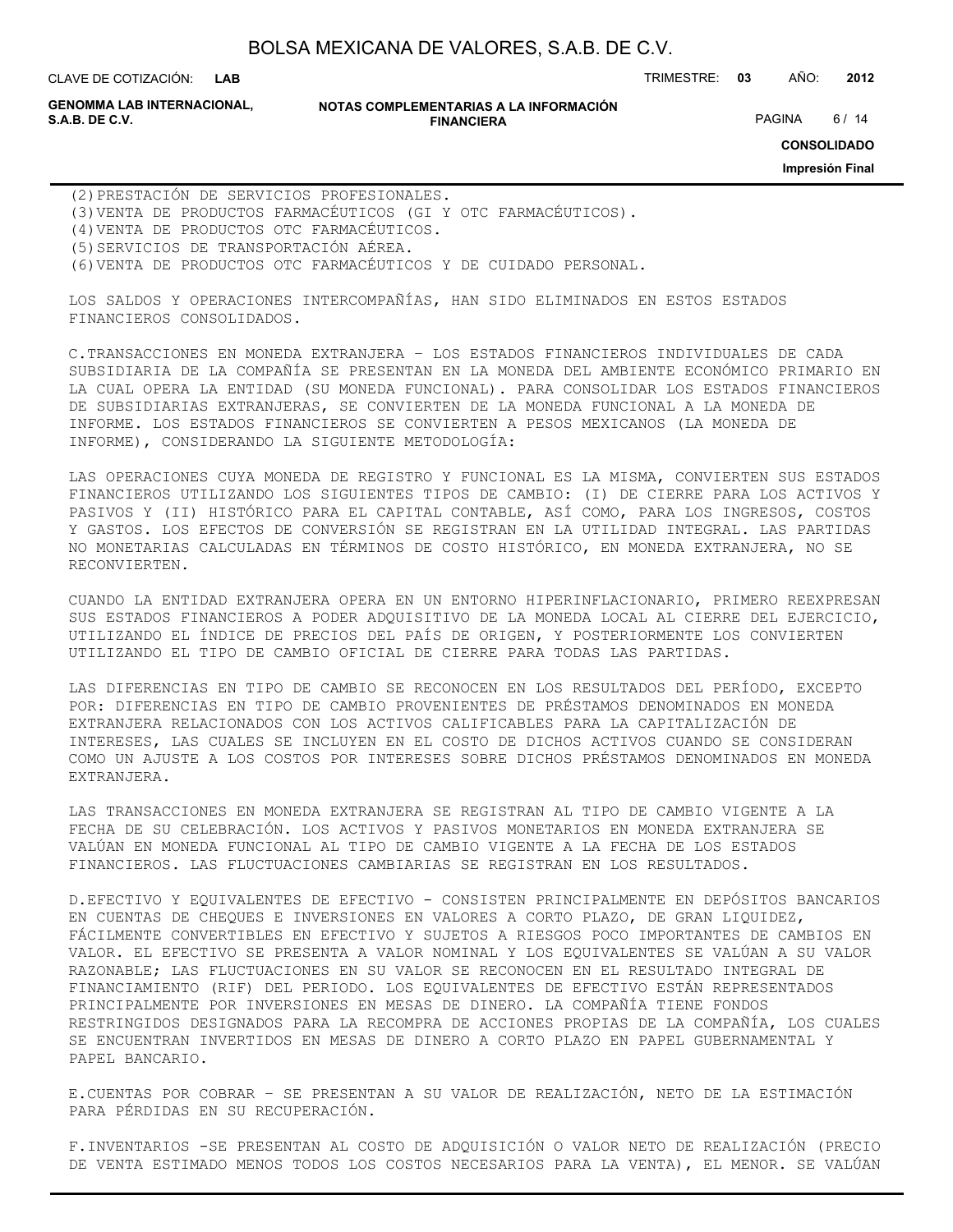(2) PRESTACIÓN DE SERVICIOS PROFESIONALES.
(3) VENTA DE PRODUCTOS FARMACÉUTICOS (GI Y OTC FARMACÉUTICOS).
(4) VENTA DE PRODUCTOS OTC FARMACÉUTICOS.
(5) SERVICIOS DE TRANSPORTACIÓN AÉREA.
(6) VENTA DE PRODUCTOS OTC FARMACÉUTICOS Y DE CUIDADO PERSONAL.

LOS SALDOS Y OPERACIONES INTERCOMPAÑÍAS, HAN SIDO ELIMINADOS EN ESTOS ESTADOS FINANCIEROS CONSOLIDADOS.

C. TRANSACCIONES EN MONEDA EXTRANJERA – LOS ESTADOS FINANCIEROS INDIVIDUALES DE CADA SUBSIDIARIA DE LA COMPAÑÍA SE PRESENTAN EN LA MONEDA DEL AMBIENTE ECONÓMICO PRIMARIO EN LA CUAL OPERA LA ENTIDAD (SU MONEDA FUNCIONAL). PARA CONSOLIDAR LOS ESTADOS FINANCIEROS DE SUBSIDIARIAS EXTRANJERAS, SE CONVIERTEN DE LA MONEDA FUNCIONAL A LA MONEDA DE INFORME. LOS ESTADOS FINANCIEROS SE CONVIERTEN A PESOS MEXICANOS (LA MONEDA DE INFORME), CONSIDERANDO LA SIGUIENTE METODOLOGÍA:

LAS OPERACIONES CUYA MONEDA DE REGISTRO Y FUNCIONAL ES LA MISMA, CONVIERTEN SUS ESTADOS FINANCIEROS UTILIZANDO LOS SIGUIENTES TIPOS DE CAMBIO: (I) DE CIERRE PARA LOS ACTIVOS Y PASIVOS Y (II) HISTÓRICO PARA EL CAPITAL CONTABLE, ASÍ COMO, PARA LOS INGRESOS, COSTOS Y GASTOS. LOS EFECTOS DE CONVERSIÓN SE REGISTRAN EN LA UTILIDAD INTEGRAL. LAS PARTIDAS NO MONETARIAS CALCULADAS EN TÉRMINOS DE COSTO HISTÓRICO, EN MONEDA EXTRANJERA, NO SE RECONVIERTEN.

CUANDO LA ENTIDAD EXTRANJERA OPERA EN UN ENTORNO HIPERINFLACIONARIO, PRIMERO REEXPRESAN SUS ESTADOS FINANCIEROS A PODER ADQUISITIVO DE LA MONEDA LOCAL AL CIERRE DEL EJERCICIO, UTILIZANDO EL ÍNDICE DE PRECIOS DEL PAÍS DE ORIGEN, Y POSTERIORMENTE LOS CONVIERTEN UTILIZANDO EL TIPO DE CAMBIO OFICIAL DE CIERRE PARA TODAS LAS PARTIDAS.

LAS DIFERENCIAS EN TIPO DE CAMBIO SE RECONOCEN EN LOS RESULTADOS DEL PERÍODO, EXCEPTO POR: DIFERENCIAS EN TIPO DE CAMBIO PROVENIENTES DE PRÉSTAMOS DENOMINADOS EN MONEDA EXTRANJERA RELACIONADOS CON LOS ACTIVOS CALIFICABLES PARA LA CAPITALIZACIÓN DE INTERESES, LAS CUALES SE INCLUYEN EN EL COSTO DE DICHOS ACTIVOS CUANDO SE CONSIDERAN COMO UN AJUSTE A LOS COSTOS POR INTERESES SOBRE DICHOS PRÉSTAMOS DENOMINADOS EN MONEDA EXTRANJERA.

LAS TRANSACCIONES EN MONEDA EXTRANJERA SE REGISTRAN AL TIPO DE CAMBIO VIGENTE A LA FECHA DE SU CELEBRACIÓN. LOS ACTIVOS Y PASIVOS MONETARIOS EN MONEDA EXTRANJERA SE VALÚAN EN MONEDA FUNCIONAL AL TIPO DE CAMBIO VIGENTE A LA FECHA DE LOS ESTADOS FINANCIEROS. LAS FLUCTUACIONES CAMBIARIAS SE REGISTRAN EN LOS RESULTADOS.

D. EFECTIVO Y EQUIVALENTES DE EFECTIVO - CONSISTEN PRINCIPALMENTE EN DEPÓSITOS BANCARIOS EN CUENTAS DE CHEQUES E INVERSIONES EN VALORES A CORTO PLAZO, DE GRAN LIQUIDEZ, FÁCILMENTE CONVERTIBLES EN EFECTIVO Y SUJETOS A RIESGOS POCO IMPORTANTES DE CAMBIOS EN VALOR. EL EFECTIVO SE PRESENTA A VALOR NOMINAL Y LOS EQUIVALENTES SE VALÚAN A SU VALOR RAZONABLE; LAS FLUCTUACIONES EN SU VALOR SE RECONOCEN EN EL RESULTADO INTEGRAL DE FINANCIAMIENTO (RIF) DEL PERIODO. LOS EQUIVALENTES DE EFECTIVO ESTÁN REPRESENTADOS PRINCIPALMENTE POR INVERSIONES EN MESAS DE DINERO. LA COMPAÑÍA TIENE FONDOS RESTRINGIDOS DESIGNADOS PARA LA RECOMPRA DE ACCIONES PROPIAS DE LA COMPAÑÍA, LOS CUALES SE ENCUENTRAN INVERTIDOS EN MESAS DE DINERO A CORTO PLAZO EN PAPEL GUBERNAMENTAL Y PAPEL BANCARIO.

E. CUENTAS POR COBRAR – SE PRESENTAN A SU VALOR DE REALIZACIÓN, NETO DE LA ESTIMACIÓN PARA PÉRDIDAS EN SU RECUPERACIÓN.

F. INVENTARIOS -SE PRESENTAN AL COSTO DE ADQUISICIÓN O VALOR NETO DE REALIZACIÓN (PRECIO DE VENTA ESTIMADO MENOS TODOS LOS COSTOS NECESARIOS PARA LA VENTA), EL MENOR. SE VALÚAN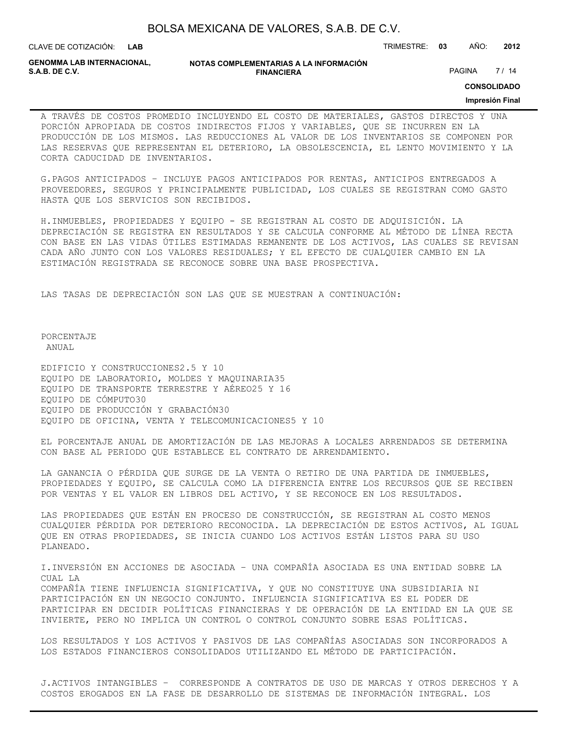A TRAVÉS DE COSTOS PROMEDIO INCLUYENDO EL COSTO DE MATERIALES, GASTOS DIRECTOS Y UNA PORCIÓN APROPIADA DE COSTOS INDIRECTOS FIJOS Y VARIABLES, QUE SE INCURREN EN LA PRODUCCIÓN DE LOS MISMOS. LAS REDUCCIONES AL VALOR DE LOS INVENTARIOS SE COMPONEN POR LAS RESERVAS QUE REPRESENTAN EL DETERIORO, LA OBSOLESCENCIA, EL LENTO MOVIMIENTO Y LA CORTA CADUCIDAD DE INVENTARIOS.

G.PAGOS ANTICIPADOS – INCLUYE PAGOS ANTICIPADOS POR RENTAS, ANTICIPOS ENTREGADOS A PROVEEDORES, SEGUROS Y PRINCIPALMENTE PUBLICIDAD, LOS CUALES SE REGISTRAN COMO GASTO HASTA QUE LOS SERVICIOS SON RECIBIDOS.

H.INMUEBLES, PROPIEDADES Y EQUIPO - SE REGISTRAN AL COSTO DE ADQUISICIÓN. LA DEPRECIACIÓN SE REGISTRA EN RESULTADOS Y SE CALCULA CONFORME AL MÉTODO DE LÍNEA RECTA CON BASE EN LAS VIDAS ÚTILES ESTIMADAS REMANENTE DE LOS ACTIVOS, LAS CUALES SE REVISAN CADA AÑO JUNTO CON LOS VALORES RESIDUALES; Y EL EFECTO DE CUALQUIER CAMBIO EN LA ESTIMACIÓN REGISTRADA SE RECONOCE SOBRE UNA BASE PROSPECTIVA.

LAS TASAS DE DEPRECIACIÓN SON LAS QUE SE MUESTRAN A CONTINUACIÓN:

| | PORCENTAJE ANUAL |
|---|---|
| EDIFICIO Y CONSTRUCCIONES | 2.5 Y 10 |
| EQUIPO DE LABORATORIO, MOLDES Y MAQUINARIA | 35 |
| EQUIPO DE TRANSPORTE TERRESTRE Y AÉREO | 25 Y 16 |
| EQUIPO DE CÓMPUTO | 30 |
| EQUIPO DE PRODUCCIÓN Y GRABACIÓN | 30 |
| EQUIPO DE OFICINA, VENTA Y TELECOMUNICACIONES | 5 Y 10 |

EL PORCENTAJE ANUAL DE AMORTIZACIÓN DE LAS MEJORAS A LOCALES ARRENDADOS SE DETERMINA CON BASE AL PERIODO QUE ESTABLECE EL CONTRATO DE ARRENDAMIENTO.

LA GANANCIA O PÉRDIDA QUE SURGE DE LA VENTA O RETIRO DE UNA PARTIDA DE INMUEBLES, PROPIEDADES Y EQUIPO, SE CALCULA COMO LA DIFERENCIA ENTRE LOS RECURSOS QUE SE RECIBEN POR VENTAS Y EL VALOR EN LIBROS DEL ACTIVO, Y SE RECONOCE EN LOS RESULTADOS.

LAS PROPIEDADES QUE ESTÁN EN PROCESO DE CONSTRUCCIÓN, SE REGISTRAN AL COSTO MENOS CUALQUIER PÉRDIDA POR DETERIORO RECONOCIDA. LA DEPRECIACIÓN DE ESTOS ACTIVOS, AL IGUAL QUE EN OTRAS PROPIEDADES, SE INICIA CUANDO LOS ACTIVOS ESTÁN LISTOS PARA SU USO PLANEADO.

I.INVERSIÓN EN ACCIONES DE ASOCIADA – UNA COMPAÑÍA ASOCIADA ES UNA ENTIDAD SOBRE LA CUAL LA
COMPAÑÍA TIENE INFLUENCIA SIGNIFICATIVA, Y QUE NO CONSTITUYE UNA SUBSIDIARIA NI PARTICIPACIÓN EN UN NEGOCIO CONJUNTO. INFLUENCIA SIGNIFICATIVA ES EL PODER DE PARTICIPAR EN DECIDIR POLÍTICAS FINANCIERAS Y DE OPERACIÓN DE LA ENTIDAD EN LA QUE SE INVIERTE, PERO NO IMPLICA UN CONTROL O CONTROL CONJUNTO SOBRE ESAS POLÍTICAS.

LOS RESULTADOS Y LOS ACTIVOS Y PASIVOS DE LAS COMPAÑÍAS ASOCIADAS SON INCORPORADOS A LOS ESTADOS FINANCIEROS CONSOLIDADOS UTILIZANDO EL MÉTODO DE PARTICIPACIÓN.

J.ACTIVOS INTANGIBLES – CORRESPONDE A CONTRATOS DE USO DE MARCAS Y OTROS DERECHOS Y A COSTOS EROGADOS EN LA FASE DE DESARROLLO DE SISTEMAS DE INFORMACIÓN INTEGRAL. LOS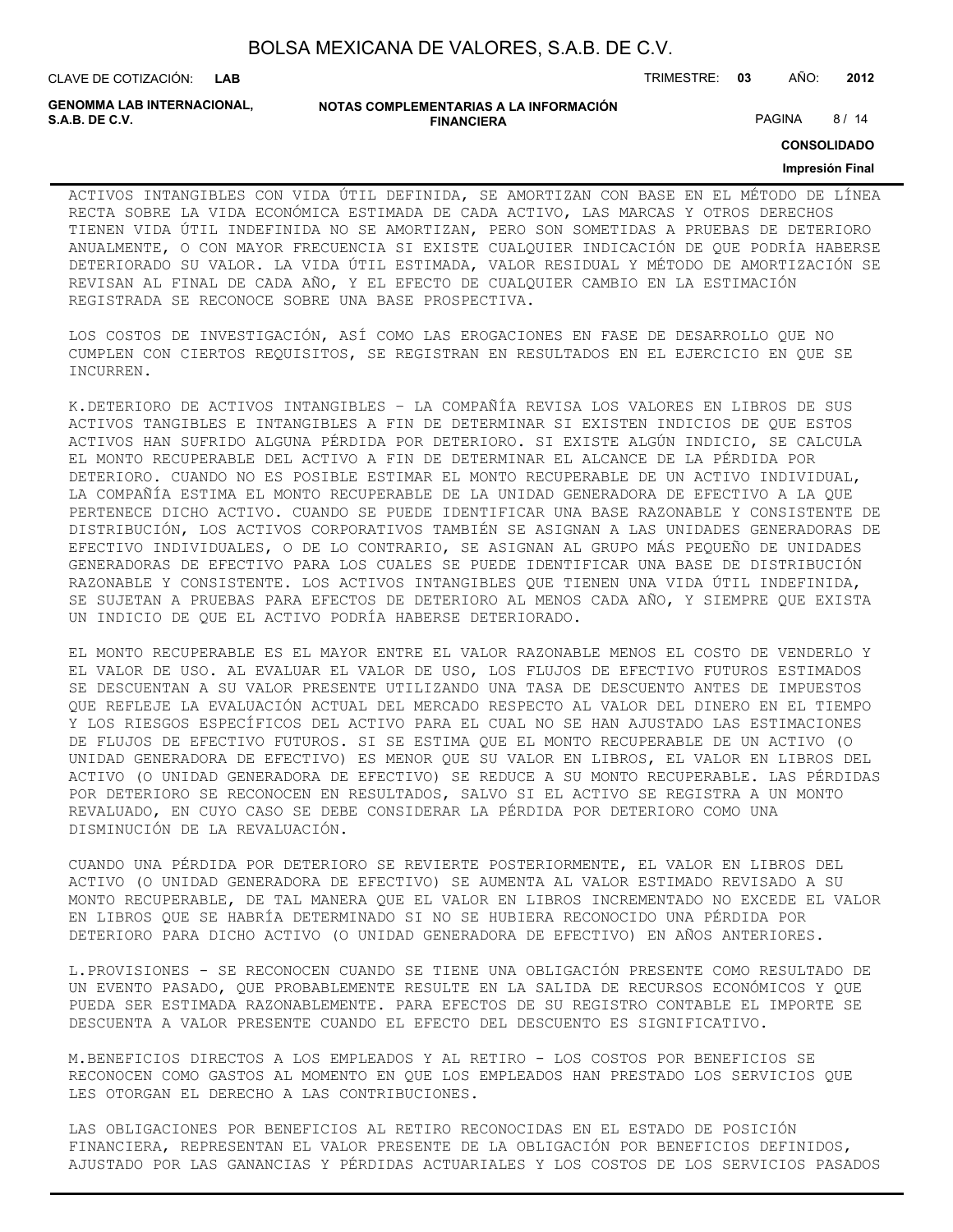ACTIVOS INTANGIBLES CON VIDA ÚTIL DEFINIDA, SE AMORTIZAN CON BASE EN EL MÉTODO DE LÍNEA RECTA SOBRE LA VIDA ECONÓMICA ESTIMADA DE CADA ACTIVO, LAS MARCAS Y OTROS DERECHOS TIENEN VIDA ÚTIL INDEFINIDA NO SE AMORTIZAN, PERO SON SOMETIDAS A PRUEBAS DE DETERIORO ANUALMENTE, O CON MAYOR FRECUENCIA SI EXISTE CUALQUIER INDICACIÓN DE QUE PODRÍA HABERSE DETERIORADO SU VALOR. LA VIDA ÚTIL ESTIMADA, VALOR RESIDUAL Y MÉTODO DE AMORTIZACIÓN SE REVISAN AL FINAL DE CADA AÑO, Y EL EFECTO DE CUALQUIER CAMBIO EN LA ESTIMACIÓN REGISTRADA SE RECONOCE SOBRE UNA BASE PROSPECTIVA.

LOS COSTOS DE INVESTIGACIÓN, ASÍ COMO LAS EROGACIONES EN FASE DE DESARROLLO QUE NO CUMPLEN CON CIERTOS REQUISITOS, SE REGISTRAN EN RESULTADOS EN EL EJERCICIO EN QUE SE INCURREN.

K.DETERIORO DE ACTIVOS INTANGIBLES – LA COMPAÑÍA REVISA LOS VALORES EN LIBROS DE SUS ACTIVOS TANGIBLES E INTANGIBLES A FIN DE DETERMINAR SI EXISTEN INDICIOS DE QUE ESTOS ACTIVOS HAN SUFRIDO ALGUNA PÉRDIDA POR DETERIORO. SI EXISTE ALGÚN INDICIO, SE CALCULA EL MONTO RECUPERABLE DEL ACTIVO A FIN DE DETERMINAR EL ALCANCE DE LA PÉRDIDA POR DETERIORO. CUANDO NO ES POSIBLE ESTIMAR EL MONTO RECUPERABLE DE UN ACTIVO INDIVIDUAL, LA COMPAÑÍA ESTIMA EL MONTO RECUPERABLE DE LA UNIDAD GENERADORA DE EFECTIVO A LA QUE PERTENECE DICHO ACTIVO. CUANDO SE PUEDE IDENTIFICAR UNA BASE RAZONABLE Y CONSISTENTE DE DISTRIBUCIÓN, LOS ACTIVOS CORPORATIVOS TAMBIÉN SE ASIGNAN A LAS UNIDADES GENERADORAS DE EFECTIVO INDIVIDUALES, O DE LO CONTRARIO, SE ASIGNAN AL GRUPO MÁS PEQUEÑO DE UNIDADES GENERADORAS DE EFECTIVO PARA LOS CUALES SE PUEDE IDENTIFICAR UNA BASE DE DISTRIBUCIÓN RAZONABLE Y CONSISTENTE. LOS ACTIVOS INTANGIBLES QUE TIENEN UNA VIDA ÚTIL INDEFINIDA, SE SUJETAN A PRUEBAS PARA EFECTOS DE DETERIORO AL MENOS CADA AÑO, Y SIEMPRE QUE EXISTA UN INDICIO DE QUE EL ACTIVO PODRÍA HABERSE DETERIORADO.

EL MONTO RECUPERABLE ES EL MAYOR ENTRE EL VALOR RAZONABLE MENOS EL COSTO DE VENDERLO Y EL VALOR DE USO. AL EVALUAR EL VALOR DE USO, LOS FLUJOS DE EFECTIVO FUTUROS ESTIMADOS SE DESCUENTAN A SU VALOR PRESENTE UTILIZANDO UNA TASA DE DESCUENTO ANTES DE IMPUESTOS QUE REFLEJE LA EVALUACIÓN ACTUAL DEL MERCADO RESPECTO AL VALOR DEL DINERO EN EL TIEMPO Y LOS RIESGOS ESPECÍFICOS DEL ACTIVO PARA EL CUAL NO SE HAN AJUSTADO LAS ESTIMACIONES DE FLUJOS DE EFECTIVO FUTUROS. SI SE ESTIMA QUE EL MONTO RECUPERABLE DE UN ACTIVO (O UNIDAD GENERADORA DE EFECTIVO) ES MENOR QUE SU VALOR EN LIBROS, EL VALOR EN LIBROS DEL ACTIVO (O UNIDAD GENERADORA DE EFECTIVO) SE REDUCE A SU MONTO RECUPERABLE. LAS PÉRDIDAS POR DETERIORO SE RECONOCEN EN RESULTADOS, SALVO SI EL ACTIVO SE REGISTRA A UN MONTO REVALUADO, EN CUYO CASO SE DEBE CONSIDERAR LA PÉRDIDA POR DETERIORO COMO UNA DISMINUCIÓN DE LA REVALUACIÓN.

CUANDO UNA PÉRDIDA POR DETERIORO SE REVIERTE POSTERIORMENTE, EL VALOR EN LIBROS DEL ACTIVO (O UNIDAD GENERADORA DE EFECTIVO) SE AUMENTA AL VALOR ESTIMADO REVISADO A SU MONTO RECUPERABLE, DE TAL MANERA QUE EL VALOR EN LIBROS INCREMENTADO NO EXCEDE EL VALOR EN LIBROS QUE SE HABRÍA DETERMINADO SI NO SE HUBIERA RECONOCIDO UNA PÉRDIDA POR DETERIORO PARA DICHO ACTIVO (O UNIDAD GENERADORA DE EFECTIVO) EN AÑOS ANTERIORES.

L.PROVISIONES - SE RECONOCEN CUANDO SE TIENE UNA OBLIGACIÓN PRESENTE COMO RESULTADO DE UN EVENTO PASADO, QUE PROBABLEMENTE RESULTE EN LA SALIDA DE RECURSOS ECONÓMICOS Y QUE PUEDA SER ESTIMADA RAZONABLEMENTE. PARA EFECTOS DE SU REGISTRO CONTABLE EL IMPORTE SE DESCUENTA A VALOR PRESENTE CUANDO EL EFECTO DEL DESCUENTO ES SIGNIFICATIVO.

M.BENEFICIOS DIRECTOS A LOS EMPLEADOS Y AL RETIRO - LOS COSTOS POR BENEFICIOS SE RECONOCEN COMO GASTOS AL MOMENTO EN QUE LOS EMPLEADOS HAN PRESTADO LOS SERVICIOS QUE LES OTORGAN EL DERECHO A LAS CONTRIBUCIONES.

LAS OBLIGACIONES POR BENEFICIOS AL RETIRO RECONOCIDAS EN EL ESTADO DE POSICIÓN FINANCIERA, REPRESENTAN EL VALOR PRESENTE DE LA OBLIGACIÓN POR BENEFICIOS DEFINIDOS, AJUSTADO POR LAS GANANCIAS Y PÉRDIDAS ACTUARIALES Y LOS COSTOS DE LOS SERVICIOS PASADOS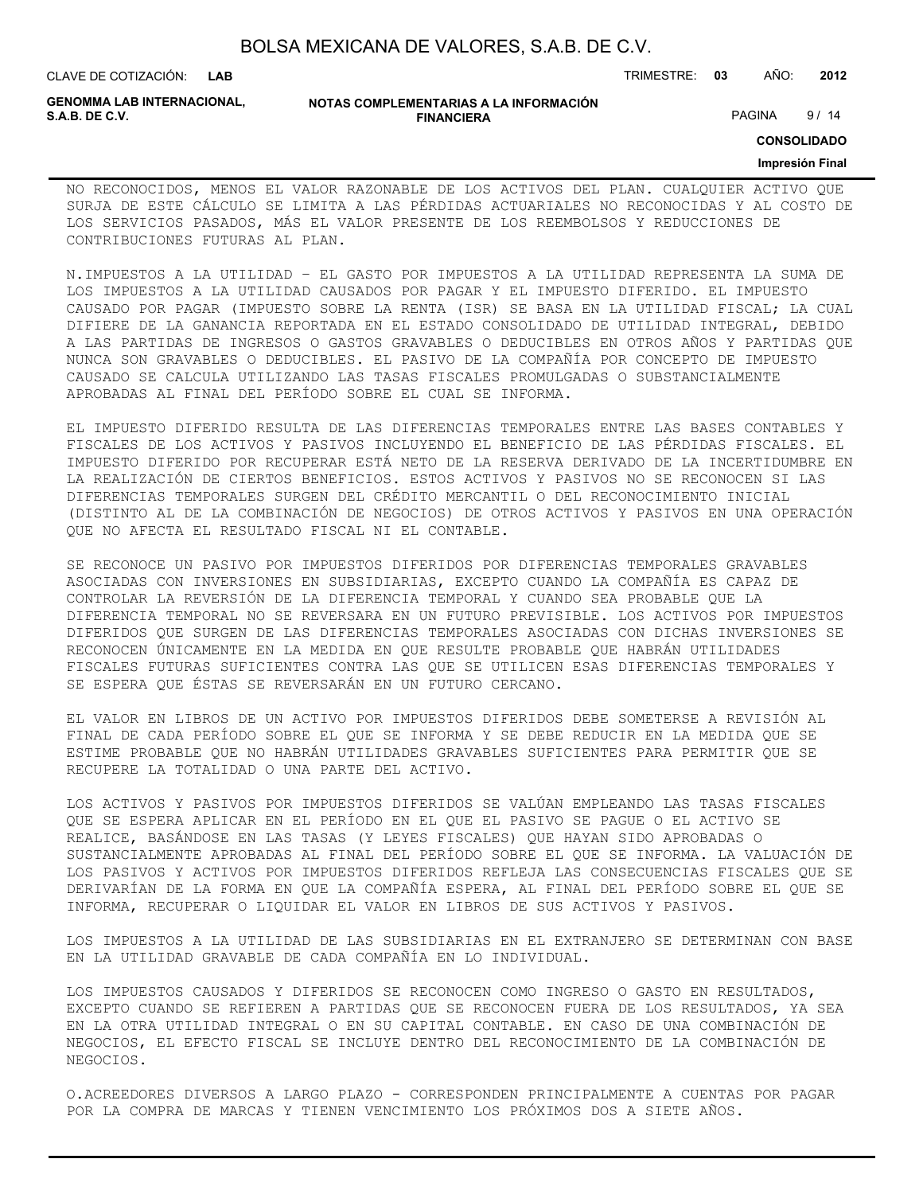NO RECONOCIDOS, MENOS EL VALOR RAZONABLE DE LOS ACTIVOS DEL PLAN. CUALQUIER ACTIVO QUE SURJA DE ESTE CÁLCULO SE LIMITA A LAS PÉRDIDAS ACTUARIALES NO RECONOCIDAS Y AL COSTO DE LOS SERVICIOS PASADOS, MÁS EL VALOR PRESENTE DE LOS REEMBOLSOS Y REDUCCIONES DE CONTRIBUCIONES FUTURAS AL PLAN.

N.IMPUESTOS A LA UTILIDAD – EL GASTO POR IMPUESTOS A LA UTILIDAD REPRESENTA LA SUMA DE LOS IMPUESTOS A LA UTILIDAD CAUSADOS POR PAGAR Y EL IMPUESTO DIFERIDO. EL IMPUESTO CAUSADO POR PAGAR (IMPUESTO SOBRE LA RENTA (ISR) SE BASA EN LA UTILIDAD FISCAL; LA CUAL DIFIERE DE LA GANANCIA REPORTADA EN EL ESTADO CONSOLIDADO DE UTILIDAD INTEGRAL, DEBIDO A LAS PARTIDAS DE INGRESOS O GASTOS GRAVABLES O DEDUCIBLES EN OTROS AÑOS Y PARTIDAS QUE NUNCA SON GRAVABLES O DEDUCIBLES. EL PASIVO DE LA COMPAÑÍA POR CONCEPTO DE IMPUESTO CAUSADO SE CALCULA UTILIZANDO LAS TASAS FISCALES PROMULGADAS O SUBSTANCIALMENTE APROBADAS AL FINAL DEL PERÍODO SOBRE EL CUAL SE INFORMA.

EL IMPUESTO DIFERIDO RESULTA DE LAS DIFERENCIAS TEMPORALES ENTRE LAS BASES CONTABLES Y FISCALES DE LOS ACTIVOS Y PASIVOS INCLUYENDO EL BENEFICIO DE LAS PÉRDIDAS FISCALES. EL IMPUESTO DIFERIDO POR RECUPERAR ESTÁ NETO DE LA RESERVA DERIVADO DE LA INCERTIDUMBRE EN LA REALIZACIÓN DE CIERTOS BENEFICIOS. ESTOS ACTIVOS Y PASIVOS NO SE RECONOCEN SI LAS DIFERENCIAS TEMPORALES SURGEN DEL CRÉDITO MERCANTIL O DEL RECONOCIMIENTO INICIAL (DISTINTO AL DE LA COMBINACIÓN DE NEGOCIOS) DE OTROS ACTIVOS Y PASIVOS EN UNA OPERACIÓN QUE NO AFECTA EL RESULTADO FISCAL NI EL CONTABLE.

SE RECONOCE UN PASIVO POR IMPUESTOS DIFERIDOS POR DIFERENCIAS TEMPORALES GRAVABLES ASOCIADAS CON INVERSIONES EN SUBSIDIARIAS, EXCEPTO CUANDO LA COMPAÑÍA ES CAPAZ DE CONTROLAR LA REVERSIÓN DE LA DIFERENCIA TEMPORAL Y CUANDO SEA PROBABLE QUE LA DIFERENCIA TEMPORAL NO SE REVERSARA EN UN FUTURO PREVISIBLE. LOS ACTIVOS POR IMPUESTOS DIFERIDOS QUE SURGEN DE LAS DIFERENCIAS TEMPORALES ASOCIADAS CON DICHAS INVERSIONES SE RECONOCEN ÚNICAMENTE EN LA MEDIDA EN QUE RESULTE PROBABLE QUE HABRÁN UTILIDADES FISCALES FUTURAS SUFICIENTES CONTRA LAS QUE SE UTILICEN ESAS DIFERENCIAS TEMPORALES Y SE ESPERA QUE ÉSTAS SE REVERSARÁN EN UN FUTURO CERCANO.

EL VALOR EN LIBROS DE UN ACTIVO POR IMPUESTOS DIFERIDOS DEBE SOMETERSE A REVISIÓN AL FINAL DE CADA PERÍODO SOBRE EL QUE SE INFORMA Y SE DEBE REDUCIR EN LA MEDIDA QUE SE ESTIME PROBABLE QUE NO HABRÁN UTILIDADES GRAVABLES SUFICIENTES PARA PERMITIR QUE SE RECUPERE LA TOTALIDAD O UNA PARTE DEL ACTIVO.

LOS ACTIVOS Y PASIVOS POR IMPUESTOS DIFERIDOS SE VALÚAN EMPLEANDO LAS TASAS FISCALES QUE SE ESPERA APLICAR EN EL PERÍODO EN EL QUE EL PASIVO SE PAGUE O EL ACTIVO SE REALICE, BASÁNDOSE EN LAS TASAS (Y LEYES FISCALES) QUE HAYAN SIDO APROBADAS O SUSTANCIALMENTE APROBADAS AL FINAL DEL PERÍODO SOBRE EL QUE SE INFORMA. LA VALUACIÓN DE LOS PASIVOS Y ACTIVOS POR IMPUESTOS DIFERIDOS REFLEJA LAS CONSECUENCIAS FISCALES QUE SE DERIVARÍAN DE LA FORMA EN QUE LA COMPAÑÍA ESPERA, AL FINAL DEL PERÍODO SOBRE EL QUE SE INFORMA, RECUPERAR O LIQUIDAR EL VALOR EN LIBROS DE SUS ACTIVOS Y PASIVOS.

LOS IMPUESTOS A LA UTILIDAD DE LAS SUBSIDIARIAS EN EL EXTRANJERO SE DETERMINAN CON BASE EN LA UTILIDAD GRAVABLE DE CADA COMPAÑÍA EN LO INDIVIDUAL.

LOS IMPUESTOS CAUSADOS Y DIFERIDOS SE RECONOCEN COMO INGRESO O GASTO EN RESULTADOS, EXCEPTO CUANDO SE REFIEREN A PARTIDAS QUE SE RECONOCEN FUERA DE LOS RESULTADOS, YA SEA EN LA OTRA UTILIDAD INTEGRAL O EN SU CAPITAL CONTABLE. EN CASO DE UNA COMBINACIÓN DE NEGOCIOS, EL EFECTO FISCAL SE INCLUYE DENTRO DEL RECONOCIMIENTO DE LA COMBINACIÓN DE NEGOCIOS.

O.ACREEDORES DIVERSOS A LARGO PLAZO - CORRESPONDEN PRINCIPALMENTE A CUENTAS POR PAGAR POR LA COMPRA DE MARCAS Y TIENEN VENCIMIENTO LOS PRÓXIMOS DOS A SIETE AÑOS.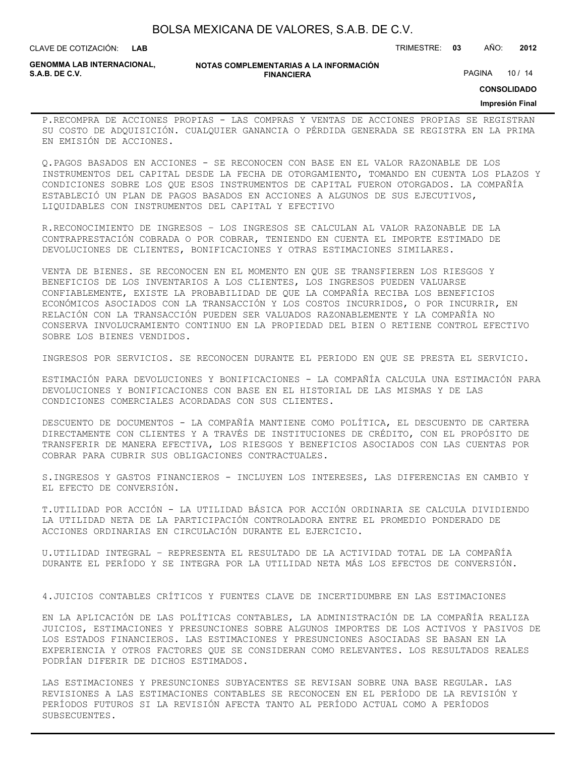P.RECOMPRA DE ACCIONES PROPIAS - LAS COMPRAS Y VENTAS DE ACCIONES PROPIAS SE REGISTRAN SU COSTO DE ADQUISICIÓN. CUALQUIER GANANCIA O PÉRDIDA GENERADA SE REGISTRA EN LA PRIMA EN EMISIÓN DE ACCIONES.

Q.PAGOS BASADOS EN ACCIONES - SE RECONOCEN CON BASE EN EL VALOR RAZONABLE DE LOS INSTRUMENTOS DEL CAPITAL DESDE LA FECHA DE OTORGAMIENTO, TOMANDO EN CUENTA LOS PLAZOS Y CONDICIONES SOBRE LOS QUE ESOS INSTRUMENTOS DE CAPITAL FUERON OTORGADOS. LA COMPAÑÍA ESTABLECIÓ UN PLAN DE PAGOS BASADOS EN ACCIONES A ALGUNOS DE SUS EJECUTIVOS, LIQUIDABLES CON INSTRUMENTOS DEL CAPITAL Y EFECTIVO

R.RECONOCIMIENTO DE INGRESOS – LOS INGRESOS SE CALCULAN AL VALOR RAZONABLE DE LA CONTRAPRESTACIÓN COBRADA O POR COBRAR, TENIENDO EN CUENTA EL IMPORTE ESTIMADO DE DEVOLUCIONES DE CLIENTES, BONIFICACIONES Y OTRAS ESTIMACIONES SIMILARES.

VENTA DE BIENES. SE RECONOCEN EN EL MOMENTO EN QUE SE TRANSFIEREN LOS RIESGOS Y BENEFICIOS DE LOS INVENTARIOS A LOS CLIENTES, LOS INGRESOS PUEDEN VALUARSE CONFIABLEMENTE, EXISTE LA PROBABILIDAD DE QUE LA COMPAÑÍA RECIBA LOS BENEFICIOS ECONÓMICOS ASOCIADOS CON LA TRANSACCIÓN Y LOS COSTOS INCURRIDOS, O POR INCURRIR, EN RELACIÓN CON LA TRANSACCIÓN PUEDEN SER VALUADOS RAZONABLEMENTE Y LA COMPAÑÍA NO CONSERVA INVOLUCRAMIENTO CONTINUO EN LA PROPIEDAD DEL BIEN O RETIENE CONTROL EFECTIVO SOBRE LOS BIENES VENDIDOS.

INGRESOS POR SERVICIOS. SE RECONOCEN DURANTE EL PERIODO EN QUE SE PRESTA EL SERVICIO.

ESTIMACIÓN PARA DEVOLUCIONES Y BONIFICACIONES - LA COMPAÑÍA CALCULA UNA ESTIMACIÓN PARA DEVOLUCIONES Y BONIFICACIONES CON BASE EN EL HISTORIAL DE LAS MISMAS Y DE LAS CONDICIONES COMERCIALES ACORDADAS CON SUS CLIENTES.

DESCUENTO DE DOCUMENTOS - LA COMPAÑÍA MANTIENE COMO POLÍTICA, EL DESCUENTO DE CARTERA DIRECTAMENTE CON CLIENTES Y A TRAVÉS DE INSTITUCIONES DE CRÉDITO, CON EL PROPÓSITO DE TRANSFERIR DE MANERA EFECTIVA, LOS RIESGOS Y BENEFICIOS ASOCIADOS CON LAS CUENTAS POR COBRAR PARA CUBRIR SUS OBLIGACIONES CONTRACTUALES.

S.INGRESOS Y GASTOS FINANCIEROS - INCLUYEN LOS INTERESES, LAS DIFERENCIAS EN CAMBIO Y EL EFECTO DE CONVERSIÓN.

T.UTILIDAD POR ACCIÓN - LA UTILIDAD BÁSICA POR ACCIÓN ORDINARIA SE CALCULA DIVIDIENDO LA UTILIDAD NETA DE LA PARTICIPACIÓN CONTROLADORA ENTRE EL PROMEDIO PONDERADO DE ACCIONES ORDINARIAS EN CIRCULACIÓN DURANTE EL EJERCICIO.

U.UTILIDAD INTEGRAL – REPRESENTA EL RESULTADO DE LA ACTIVIDAD TOTAL DE LA COMPAÑÍA DURANTE EL PERÍODO Y SE INTEGRA POR LA UTILIDAD NETA MÁS LOS EFECTOS DE CONVERSIÓN.

## 4.JUICIOS CONTABLES CRÍTICOS Y FUENTES CLAVE DE INCERTIDUMBRE EN LAS ESTIMACIONES

EN LA APLICACIÓN DE LAS POLÍTICAS CONTABLES, LA ADMINISTRACIÓN DE LA COMPAÑÍA REALIZA JUICIOS, ESTIMACIONES Y PRESUNCIONES SOBRE ALGUNOS IMPORTES DE LOS ACTIVOS Y PASIVOS DE LOS ESTADOS FINANCIEROS. LAS ESTIMACIONES Y PRESUNCIONES ASOCIADAS SE BASAN EN LA EXPERIENCIA Y OTROS FACTORES QUE SE CONSIDERAN COMO RELEVANTES. LOS RESULTADOS REALES PODRÍAN DIFERIR DE DICHOS ESTIMADOS.

LAS ESTIMACIONES Y PRESUNCIONES SUBYACENTES SE REVISAN SOBRE UNA BASE REGULAR. LAS REVISIONES A LAS ESTIMACIONES CONTABLES SE RECONOCEN EN EL PERÍODO DE LA REVISIÓN Y PERÍODOS FUTUROS SI LA REVISIÓN AFECTA TANTO AL PERÍODO ACTUAL COMO A PERÍODOS SUBSECUENTES.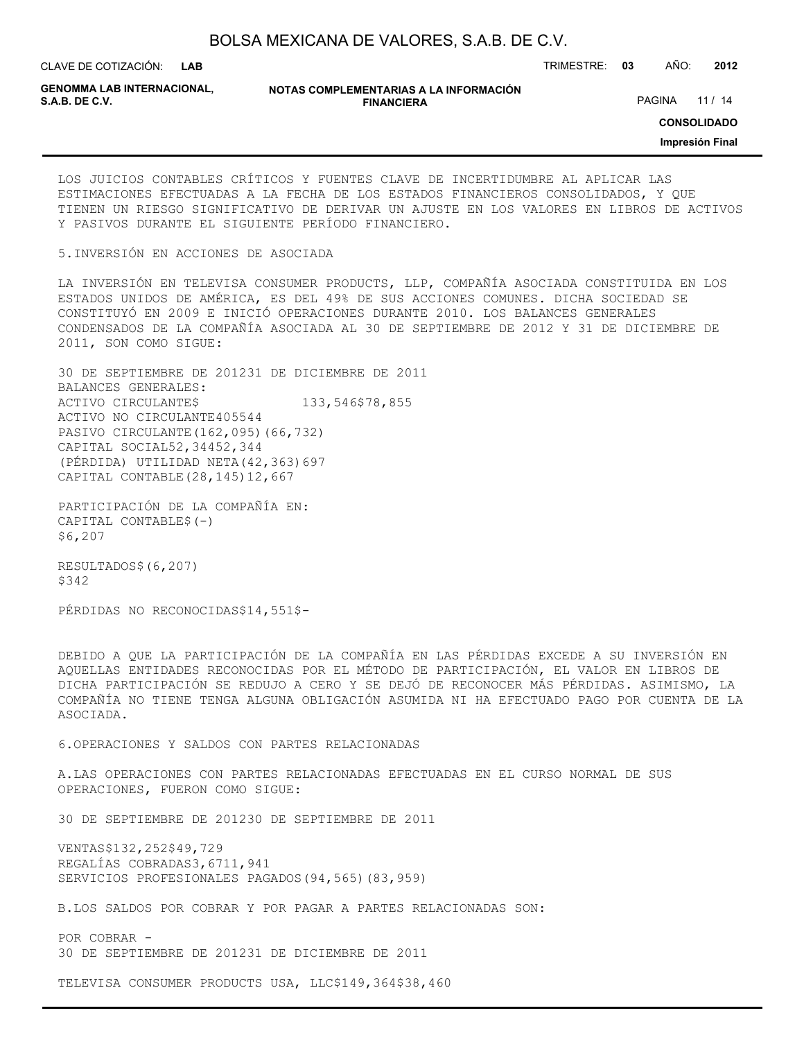LOS JUICIOS CONTABLES CRÍTICOS Y FUENTES CLAVE DE INCERTIDUMBRE AL APLICAR LAS ESTIMACIONES EFECTUADAS A LA FECHA DE LOS ESTADOS FINANCIEROS CONSOLIDADOS, Y QUE TIENEN UN RIESGO SIGNIFICATIVO DE DERIVAR UN AJUSTE EN LOS VALORES EN LIBROS DE ACTIVOS Y PASIVOS DURANTE EL SIGUIENTE PERÍODO FINANCIERO.

5.INVERSIÓN EN ACCIONES DE ASOCIADA

LA INVERSIÓN EN TELEVISA CONSUMER PRODUCTS, LLP, COMPAÑÍA ASOCIADA CONSTITUIDA EN LOS ESTADOS UNIDOS DE AMÉRICA, ES DEL 49% DE SUS ACCIONES COMUNES. DICHA SOCIEDAD SE CONSTITUYÓ EN 2009 E INICIÓ OPERACIONES DURANTE 2010. LOS BALANCES GENERALES CONDENSADOS DE LA COMPAÑÍA ASOCIADA AL 30 DE SEPTIEMBRE DE 2012 Y 31 DE DICIEMBRE DE 2011, SON COMO SIGUE:

| | 30 DE SEPTIEMBRE DE 2012 | 31 DE DICIEMBRE DE 2011 |
|---|---|---|
| BALANCES GENERALES: | | |
| ACTIVO CIRCULANTE | $ 133,546 | $78,855 |
| ACTIVO NO CIRCULANTE | 405 | 544 |
| PASIVO CIRCULANTE | (162,095) | (66,732) |
| CAPITAL SOCIAL | 52,344 | 52,344 |
| (PÉRDIDA) UTILIDAD NETA | (42,363) | 697 |
| CAPITAL CONTABLE | (28,145) | 12,667 |
| PARTICIPACIÓN DE LA COMPAÑÍA EN: | | |
| CAPITAL CONTABLE | $(-) | $6,207 |
| RESULTADOS | $(6,207) | $342 |
| PÉRDIDAS NO RECONOCIDAS | $14,551 | $- |

DEBIDO A QUE LA PARTICIPACIÓN DE LA COMPAÑÍA EN LAS PÉRDIDAS EXCEDE A SU INVERSIÓN EN AQUELLAS ENTIDADES RECONOCIDAS POR EL MÉTODO DE PARTICIPACIÓN, EL VALOR EN LIBROS DE DICHA PARTICIPACIÓN SE REDUJO A CERO Y SE DEJÓ DE RECONOCER MÁS PÉRDIDAS. ASIMISMO, LA COMPAÑÍA NO TIENE TENGA ALGUNA OBLIGACIÓN ASUMIDA NI HA EFECTUADO PAGO POR CUENTA DE LA ASOCIADA.

6.OPERACIONES Y SALDOS CON PARTES RELACIONADAS

A.LAS OPERACIONES CON PARTES RELACIONADAS EFECTUADAS EN EL CURSO NORMAL DE SUS OPERACIONES, FUERON COMO SIGUE:

| | 30 DE SEPTIEMBRE DE 2012 | 30 DE SEPTIEMBRE DE 2011 |
|---|---|---|
| VENTAS | $132,252 | $49,729 |
| REGALÍAS COBRADAS | 3,671 | 1,941 |
| SERVICIOS PROFESIONALES PAGADOS | (94,565) | (83,959) |

B.LOS SALDOS POR COBRAR Y POR PAGAR A PARTES RELACIONADAS SON:

| POR COBRAR - | 30 DE SEPTIEMBRE DE 2012 | 31 DE DICIEMBRE DE 2011 |
|---|---|---|
| TELEVISA CONSUMER PRODUCTS USA, LLC | $149,364 | $38,460 |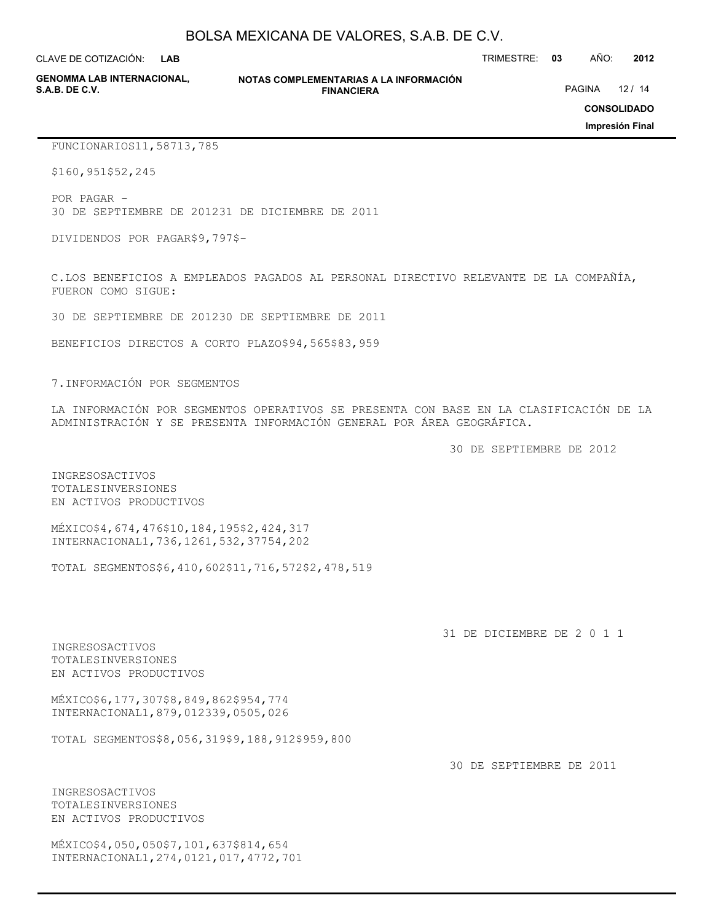| | | |
|---|---|---|
| FUNCIONARIOS | 11,587 | 13,785 |
| | $160,951 | $52,245 |

POR PAGAR -

| | 30 DE SEPTIEMBRE DE 2012 | 31 DE DICIEMBRE DE 2011 |
|---|---|---|
| DIVIDENDOS POR PAGAR | $9,797 | $- |

C.LOS BENEFICIOS A EMPLEADOS PAGADOS AL PERSONAL DIRECTIVO RELEVANTE DE LA COMPAÑÍA, FUERON COMO SIGUE:

| | 30 DE SEPTIEMBRE DE 2012 | 30 DE SEPTIEMBRE DE 2011 |
|---|---|---|
| BENEFICIOS DIRECTOS A CORTO PLAZO | $94,565 | $83,959 |

7.INFORMACIÓN POR SEGMENTOS

LA INFORMACIÓN POR SEGMENTOS OPERATIVOS SE PRESENTA CON BASE EN LA CLASIFICACIÓN DE LA ADMINISTRACIÓN Y SE PRESENTA INFORMACIÓN GENERAL POR ÁREA GEOGRÁFICA.

30 DE SEPTIEMBRE DE 2012

| | INGRESOS | ACTIVOS TOTALES | INVERSIONES EN ACTIVOS PRODUCTIVOS |
|---|---|---|---|
| MÉXICO | $4,674,476 | $10,184,195 | $2,424,317 |
| INTERNACIONAL | 1,736,126 | 1,532,377 | 54,202 |
| TOTAL SEGMENTOS | $6,410,602 | $11,716,572 | $2,478,519 |

31 DE DICIEMBRE DE 2 0 1 1

| | INGRESOS | ACTIVOS TOTALES | INVERSIONES EN ACTIVOS PRODUCTIVOS |
|---|---|---|---|
| MÉXICO | $6,177,307 | $8,849,862 | $954,774 |
| INTERNACIONAL | 1,879,012 | 339,050 | 5,026 |
| TOTAL SEGMENTOS | $8,056,319 | $9,188,912 | $959,800 |

30 DE SEPTIEMBRE DE 2011

| | INGRESOS | ACTIVOS TOTALES | INVERSIONES EN ACTIVOS PRODUCTIVOS |
|---|---|---|---|
| MÉXICO | $4,050,050 | $7,101,637 | $814,654 |
| INTERNACIONAL | 1,274,012 | 1,017,477 | 2,701 |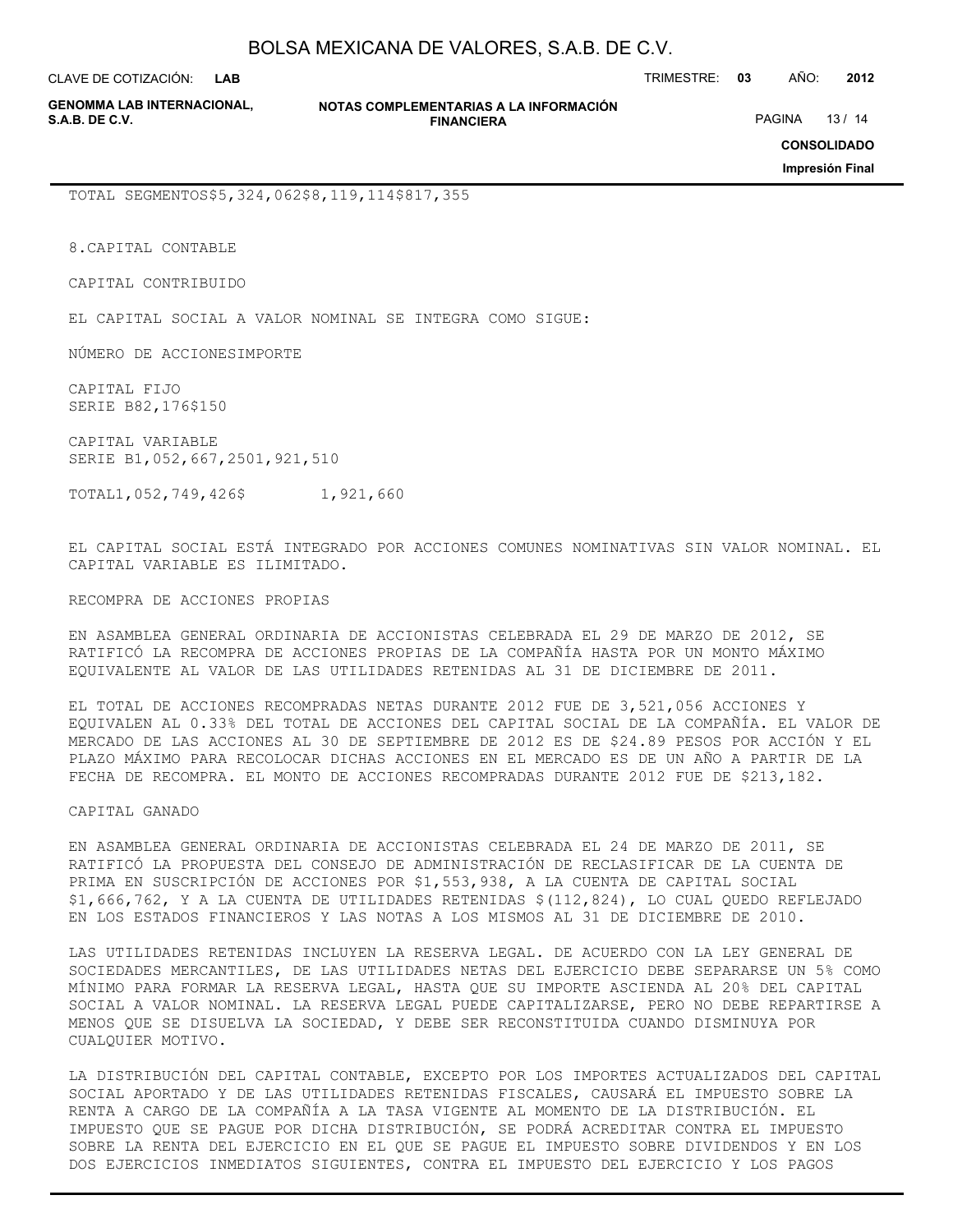TOTAL SEGMENTOS$5,324,062$8,119,114$817,355

8.CAPITAL CONTABLE

CAPITAL CONTRIBUIDO

EL CAPITAL SOCIAL A VALOR NOMINAL SE INTEGRA COMO SIGUE:

| | NÚMERO DE ACCIONES | IMPORTE |
|---|---|---|
| CAPITAL FIJO | | |
| SERIE B | 82,176 | $150 |
| CAPITAL VARIABLE | | |
| SERIE B | 1,052,667,250 | 1,921,510 |
| TOTAL | 1,052,749,426 | $ 1,921,660 |

EL CAPITAL SOCIAL ESTÁ INTEGRADO POR ACCIONES COMUNES NOMINATIVAS SIN VALOR NOMINAL. EL CAPITAL VARIABLE ES ILIMITADO.

RECOMPRA DE ACCIONES PROPIAS

EN ASAMBLEA GENERAL ORDINARIA DE ACCIONISTAS CELEBRADA EL 29 DE MARZO DE 2012, SE RATIFICÓ LA RECOMPRA DE ACCIONES PROPIAS DE LA COMPAÑÍA HASTA POR UN MONTO MÁXIMO EQUIVALENTE AL VALOR DE LAS UTILIDADES RETENIDAS AL 31 DE DICIEMBRE DE 2011.

EL TOTAL DE ACCIONES RECOMPRADAS NETAS DURANTE 2012 FUE DE 3,521,056 ACCIONES Y EQUIVALEN AL 0.33% DEL TOTAL DE ACCIONES DEL CAPITAL SOCIAL DE LA COMPAÑÍA. EL VALOR DE MERCADO DE LAS ACCIONES AL 30 DE SEPTIEMBRE DE 2012 ES DE $24.89 PESOS POR ACCIÓN Y EL PLAZO MÁXIMO PARA RECOLOCAR DICHAS ACCIONES EN EL MERCADO ES DE UN AÑO A PARTIR DE LA FECHA DE RECOMPRA. EL MONTO DE ACCIONES RECOMPRADAS DURANTE 2012 FUE DE $213,182.

CAPITAL GANADO

EN ASAMBLEA GENERAL ORDINARIA DE ACCIONISTAS CELEBRADA EL 24 DE MARZO DE 2011, SE RATIFICÓ LA PROPUESTA DEL CONSEJO DE ADMINISTRACIÓN DE RECLASIFICAR DE LA CUENTA DE PRIMA EN SUSCRIPCIÓN DE ACCIONES POR $1,553,938, A LA CUENTA DE CAPITAL SOCIAL $1,666,762, Y A LA CUENTA DE UTILIDADES RETENIDAS $(112,824), LO CUAL QUEDO REFLEJADO EN LOS ESTADOS FINANCIEROS Y LAS NOTAS A LOS MISMOS AL 31 DE DICIEMBRE DE 2010.

LAS UTILIDADES RETENIDAS INCLUYEN LA RESERVA LEGAL. DE ACUERDO CON LA LEY GENERAL DE SOCIEDADES MERCANTILES, DE LAS UTILIDADES NETAS DEL EJERCICIO DEBE SEPARARSE UN 5% COMO MÍNIMO PARA FORMAR LA RESERVA LEGAL, HASTA QUE SU IMPORTE ASCIENDA AL 20% DEL CAPITAL SOCIAL A VALOR NOMINAL. LA RESERVA LEGAL PUEDE CAPITALIZARSE, PERO NO DEBE REPARTIRSE A MENOS QUE SE DISUELVA LA SOCIEDAD, Y DEBE SER RECONSTITUIDA CUANDO DISMINUYA POR CUALQUIER MOTIVO.

LA DISTRIBUCIÓN DEL CAPITAL CONTABLE, EXCEPTO POR LOS IMPORTES ACTUALIZADOS DEL CAPITAL SOCIAL APORTADO Y DE LAS UTILIDADES RETENIDAS FISCALES, CAUSARÁ EL IMPUESTO SOBRE LA RENTA A CARGO DE LA COMPAÑÍA A LA TASA VIGENTE AL MOMENTO DE LA DISTRIBUCIÓN. EL IMPUESTO QUE SE PAGUE POR DICHA DISTRIBUCIÓN, SE PODRÁ ACREDITAR CONTRA EL IMPUESTO SOBRE LA RENTA DEL EJERCICIO EN EL QUE SE PAGUE EL IMPUESTO SOBRE DIVIDENDOS Y EN LOS DOS EJERCICIOS INMEDIATOS SIGUIENTES, CONTRA EL IMPUESTO DEL EJERCICIO Y LOS PAGOS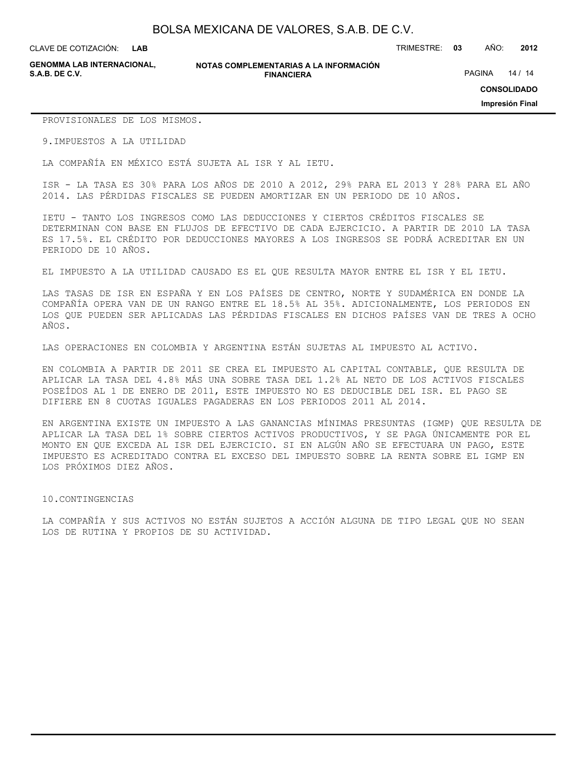PROVISIONALES DE LOS MISMOS.

## 9.IMPUESTOS A LA UTILIDAD

LA COMPAÑÍA EN MÉXICO ESTÁ SUJETA AL ISR Y AL IETU.

ISR - LA TASA ES 30% PARA LOS AÑOS DE 2010 A 2012, 29% PARA EL 2013 Y 28% PARA EL AÑO 2014. LAS PÉRDIDAS FISCALES SE PUEDEN AMORTIZAR EN UN PERIODO DE 10 AÑOS.

IETU - TANTO LOS INGRESOS COMO LAS DEDUCCIONES Y CIERTOS CRÉDITOS FISCALES SE DETERMINAN CON BASE EN FLUJOS DE EFECTIVO DE CADA EJERCICIO. A PARTIR DE 2010 LA TASA ES 17.5%. EL CRÉDITO POR DEDUCCIONES MAYORES A LOS INGRESOS SE PODRÁ ACREDITAR EN UN PERIODO DE 10 AÑOS.

EL IMPUESTO A LA UTILIDAD CAUSADO ES EL QUE RESULTA MAYOR ENTRE EL ISR Y EL IETU.

LAS TASAS DE ISR EN ESPAÑA Y EN LOS PAÍSES DE CENTRO, NORTE Y SUDAMÉRICA EN DONDE LA COMPAÑÍA OPERA VAN DE UN RANGO ENTRE EL 18.5% AL 35%. ADICIONALMENTE, LOS PERIODOS EN LOS QUE PUEDEN SER APLICADAS LAS PÉRDIDAS FISCALES EN DICHOS PAÍSES VAN DE TRES A OCHO AÑOS.

LAS OPERACIONES EN COLOMBIA Y ARGENTINA ESTÁN SUJETAS AL IMPUESTO AL ACTIVO.

EN COLOMBIA A PARTIR DE 2011 SE CREA EL IMPUESTO AL CAPITAL CONTABLE, QUE RESULTA DE APLICAR LA TASA DEL 4.8% MÁS UNA SOBRE TASA DEL 1.2% AL NETO DE LOS ACTIVOS FISCALES POSEÍDOS AL 1 DE ENERO DE 2011, ESTE IMPUESTO NO ES DEDUCIBLE DEL ISR. EL PAGO SE DIFIERE EN 8 CUOTAS IGUALES PAGADERAS EN LOS PERIODOS 2011 AL 2014.

EN ARGENTINA EXISTE UN IMPUESTO A LAS GANANCIAS MÍNIMAS PRESUNTAS (IGMP) QUE RESULTA DE APLICAR LA TASA DEL 1% SOBRE CIERTOS ACTIVOS PRODUCTIVOS, Y SE PAGA ÚNICAMENTE POR EL MONTO EN QUE EXCEDA AL ISR DEL EJERCICIO. SI EN ALGÚN AÑO SE EFECTUARA UN PAGO, ESTE IMPUESTO ES ACREDITADO CONTRA EL EXCESO DEL IMPUESTO SOBRE LA RENTA SOBRE EL IGMP EN LOS PRÓXIMOS DIEZ AÑOS.

## 10.CONTINGENCIAS

LA COMPAÑÍA Y SUS ACTIVOS NO ESTÁN SUJETOS A ACCIÓN ALGUNA DE TIPO LEGAL QUE NO SEAN LOS DE RUTINA Y PROPIOS DE SU ACTIVIDAD.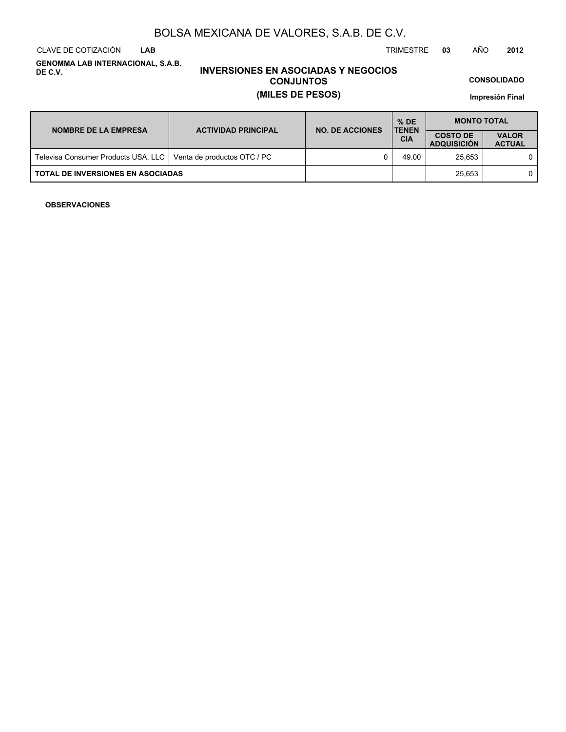# BOLSA MEXICANA DE VALORES, S.A.B. DE C.V.

CLAVE DE COTIZACIÓN **LAB** TRIMESTRE **03** AÑO **2012**

**GENOMMA LAB INTERNACIONAL, S.A.B. DE C.V.**

## INVERSIONES EN ASOCIADAS Y NEGOCIOS CONJUNTOS
## (MILES DE PESOS)

**CONSOLIDADO**

**Impresión Final**

| NOMBRE DE LA EMPRESA | ACTIVIDAD PRINCIPAL | NO. DE ACCIONES | % DE TENENCIA | MONTO TOTAL | |
|---|---|---|---|---|---|
| | | | | COSTO DE ADQUISICIÓN | VALOR ACTUAL |
| Televisa Consumer Products USA, LLC | Venta de productos OTC / PC | 0 | 49.00 | 25,653 | 0 |
| **TOTAL DE INVERSIONES EN ASOCIADAS** | | | | 25,653 | 0 |

**OBSERVACIONES**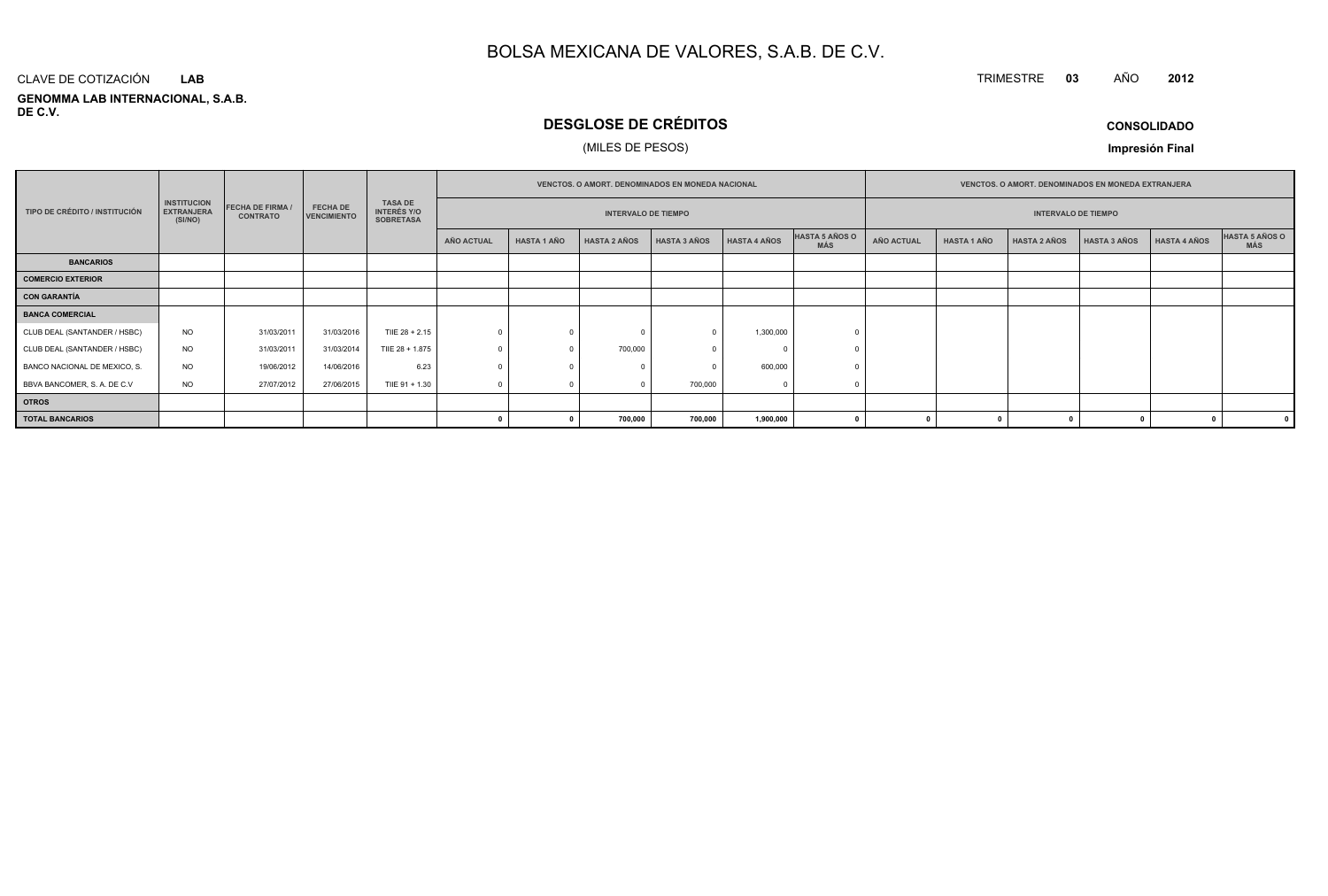# BOLSA MEXICANA DE VALORES, S.A.B. DE C.V.

CLAVE DE COTIZACIÓN **LAB**

TRIMESTRE **03** AÑO **2012**

**GENOMMA LAB INTERNACIONAL, S.A.B. DE C.V.**

## DESGLOSE DE CRÉDITOS

(MILES DE PESOS)

**CONSOLIDADO**

**Impresión Final**

| TIPO DE CRÉDITO / INSTITUCIÓN | INSTITUCION EXTRANJERA (SI/NO) | FECHA DE FIRMA / CONTRATO | FECHA DE VENCIMIENTO | TASA DE INTERÉS Y/O SOBRETASA | VENCTOS. O AMORT. DENOMINADOS EN MONEDA NACIONAL | | | | | | VENCTOS. O AMORT. DENOMINADOS EN MONEDA EXTRANJERA | | | | | |
|---|---|---|---|---|---|---|---|---|---|---|---|---|---|---|---|---|
| | | | | | INTERVALO DE TIEMPO | | | | | | INTERVALO DE TIEMPO | | | | | |
| | | | | | AÑO ACTUAL | HASTA 1 AÑO | HASTA 2 AÑOS | HASTA 3 AÑOS | HASTA 4 AÑOS | HASTA 5 AÑOS O MÁS | AÑO ACTUAL | HASTA 1 AÑO | HASTA 2 AÑOS | HASTA 3 AÑOS | HASTA 4 AÑOS | HASTA 5 AÑOS O MÁS |
| **BANCARIOS** | | | | | | | | | | | | | | | | |
| **COMERCIO EXTERIOR** | | | | | | | | | | | | | | | | |
| **CON GARANTÍA** | | | | | | | | | | | | | | | | |
| **BANCA COMERCIAL** | | | | | | | | | | | | | | | | |
| CLUB DEAL (SANTANDER / HSBC) | NO | 31/03/2011 | 31/03/2016 | TIIE 28 + 2.15 | 0 | 0 | 0 | 0 | 1,300,000 | 0 | | | | | | |
| CLUB DEAL (SANTANDER / HSBC) | NO | 31/03/2011 | 31/03/2014 | TIIE 28 + 1.875 | 0 | 0 | 700,000 | 0 | 0 | 0 | | | | | | |
| BANCO NACIONAL DE MEXICO, S. | NO | 19/06/2012 | 14/06/2016 | 6.23 | 0 | 0 | 0 | 0 | 600,000 | 0 | | | | | | |
| BBVA BANCOMER, S. A. DE C.V | NO | 27/07/2012 | 27/06/2015 | TIIE 91 + 1.30 | 0 | 0 | 0 | 700,000 | 0 | 0 | | | | | | |
| **OTROS** | | | | | | | | | | | | | | | | |
| **TOTAL BANCARIOS** | | | | | **0** | **0** | **700,000** | **700,000** | **1,900,000** | **0** | **0** | **0** | **0** | **0** | **0** | **0** |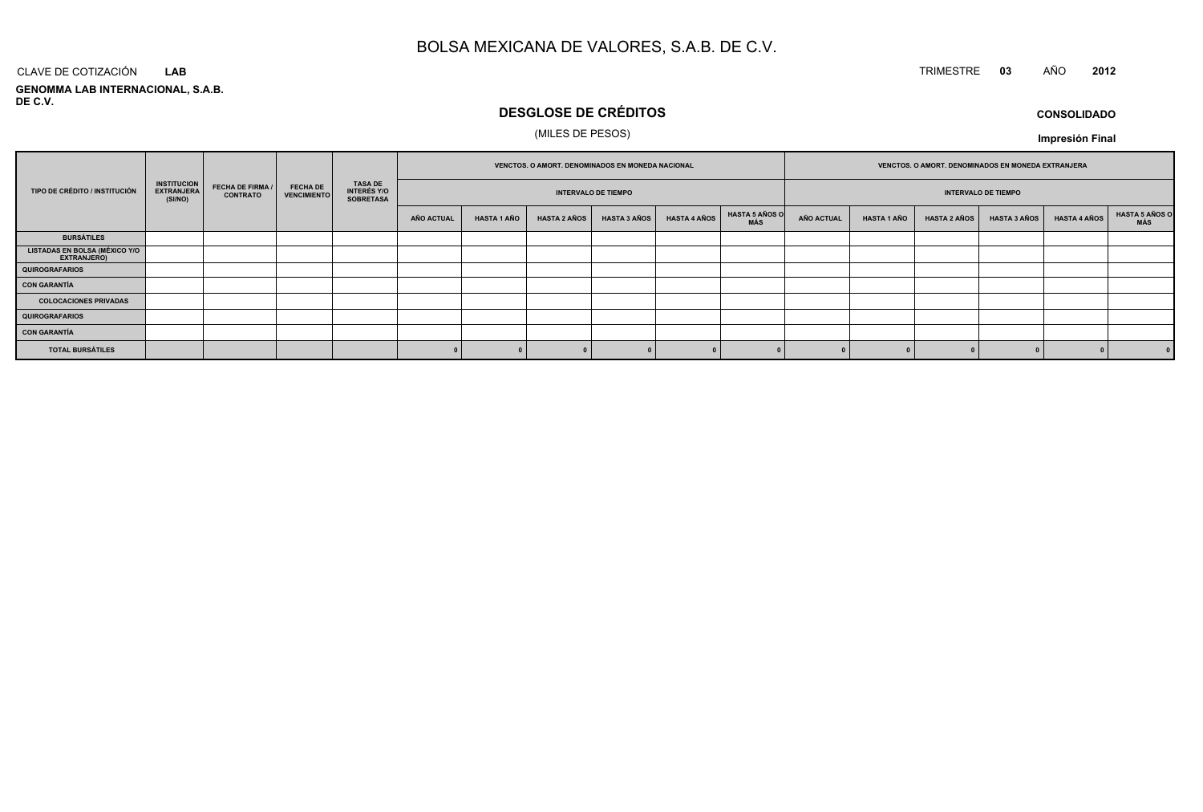# BOLSA MEXICANA DE VALORES, S.A.B. DE C.V.

CLAVE DE COTIZACIÓN **LAB**

TRIMESTRE **03** AÑO **2012**

**GENOMMA LAB INTERNACIONAL, S.A.B. DE C.V.**

## DESGLOSE DE CRÉDITOS

(MILES DE PESOS)

**CONSOLIDADO**

**Impresión Final**

| TIPO DE CRÉDITO / INSTITUCIÓN | INSTITUCION EXTRANJERA (SI/NO) | FECHA DE FIRMA / CONTRATO | FECHA DE VENCIMIENTO | TASA DE INTERÉS Y/O SOBRETASA | VENCTOS. O AMORT. DENOMINADOS EN MONEDA NACIONAL | | | | | | VENCTOS. O AMORT. DENOMINADOS EN MONEDA EXTRANJERA | | | | | |
|---|---|---|---|---|---|---|---|---|---|---|---|---|---|---|---|---|
| | | | | | INTERVALO DE TIEMPO | | | | | | INTERVALO DE TIEMPO | | | | | |
| | | | | | AÑO ACTUAL | HASTA 1 AÑO | HASTA 2 AÑOS | HASTA 3 AÑOS | HASTA 4 AÑOS | HASTA 5 AÑOS O MÁS | AÑO ACTUAL | HASTA 1 AÑO | HASTA 2 AÑOS | HASTA 3 AÑOS | HASTA 4 AÑOS | HASTA 5 AÑOS O MÁS |
| **BURSÁTILES** | | | | | | | | | | | | | | | | |
| **LISTADAS EN BOLSA (MÉXICO Y/O EXTRANJERO)** | | | | | | | | | | | | | | | | |
| **QUIROGRAFARIOS** | | | | | | | | | | | | | | | | |
| **CON GARANTÍA** | | | | | | | | | | | | | | | | |
| **COLOCACIONES PRIVADAS** | | | | | | | | | | | | | | | | |
| **QUIROGRAFARIOS** | | | | | | | | | | | | | | | | |
| **CON GARANTÍA** | | | | | | | | | | | | | | | | |
| **TOTAL BURSÁTILES** | | | | | 0 | 0 | 0 | 0 | 0 | 0 | 0 | 0 | 0 | 0 | 0 | 0 |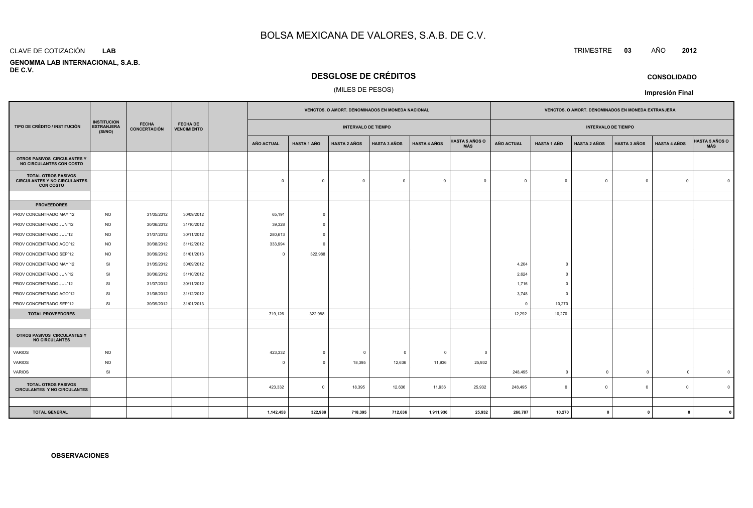# BOLSA MEXICANA DE VALORES, S.A.B. DE C.V.

CLAVE DE COTIZACIÓN **LAB**

TRIMESTRE **03** AÑO **2012**

**GENOMMA LAB INTERNACIONAL, S.A.B. DE C.V.**

## DESGLOSE DE CRÉDITOS

(MILES DE PESOS)

**CONSOLIDADO**

**Impresión Final**

| TIPO DE CRÉDITO / INSTITUCIÓN | INSTITUCION EXTRANJERA (SI/NO) | FECHA CONCERTACIÓN | FECHA DE VENCIMIENTO | | VENCTOS. O AMORT. DENOMINADOS EN MONEDA NACIONAL | | | | | | VENCTOS. O AMORT. DENOMINADOS EN MONEDA EXTRANJERA | | | | | |
|---|---|---|---|---|---|---|---|---|---|---|---|---|---|---|---|---|
| | | | | | INTERVALO DE TIEMPO | | | | | | INTERVALO DE TIEMPO | | | | | |
| | | | | | AÑO ACTUAL | HASTA 1 AÑO | HASTA 2 AÑOS | HASTA 3 AÑOS | HASTA 4 AÑOS | HASTA 5 AÑOS O MÁS | AÑO ACTUAL | HASTA 1 AÑO | HASTA 2 AÑOS | HASTA 3 AÑOS | HASTA 4 AÑOS | HASTA 5 AÑOS O MÁS |
| **OTROS PASIVOS CIRCULANTES Y NO CIRCULANTES CON COSTO** | | | | | | | | | | | | | | | | |
| **TOTAL OTROS PASIVOS CIRCULANTES Y NO CIRCULANTES CON COSTO** | | | | | 0 | 0 | 0 | 0 | 0 | 0 | 0 | 0 | 0 | 0 | 0 | 0 |
| | | | | | | | | | | | | | | | | |
| **PROVEEDORES** | | | | | | | | | | | | | | | | |
| PROV CONCENTRADO MAY´12 | NO | 31/05/2012 | 30/09/2012 | | 65,191 | 0 | | | | | | | | | | |
| PROV CONCENTRADO JUN´12 | NO | 30/06/2012 | 31/10/2012 | | 39,328 | 0 | | | | | | | | | | |
| PROV CONCENTRADO JUL´12 | NO | 31/07/2012 | 30/11/2012 | | 280,613 | 0 | | | | | | | | | | |
| PROV CONCENTRADO AGO´12 | NO | 30/08/2012 | 31/12/2012 | | 333,994 | 0 | | | | | | | | | | |
| PROV CONCENTRADO SEP´12 | NO | 30/09/2012 | 31/01/2013 | | 0 | 322,988 | | | | | | | | | | |
| PROV CONCENTRADO MAY´12 | SI | 31/05/2012 | 30/09/2012 | | | | | | | | 4,204 | 0 | | | | |
| PROV CONCENTRADO JUN´12 | SI | 30/06/2012 | 31/10/2012 | | | | | | | | 2,624 | 0 | | | | |
| PROV CONCENTRADO JUL´12 | SI | 31/07/2012 | 30/11/2012 | | | | | | | | 1,716 | 0 | | | | |
| PROV CONCENTRADO AGO´12 | SI | 31/08/2012 | 31/12/2012 | | | | | | | | 3,748 | 0 | | | | |
| PROV CONCENTRADO SEP´12 | SI | 30/09/2012 | 31/01/2013 | | | | | | | | 0 | 10,270 | | | | |
| **TOTAL PROVEEDORES** | | | | | 719,126 | 322,988 | | | | | 12,292 | 10,270 | | | | |
| | | | | | | | | | | | | | | | | |
| **OTROS PASIVOS CIRCULANTES Y NO CIRCULANTES** | | | | | | | | | | | | | | | | |
| VARIOS | NO | | | | 423,332 | 0 | 0 | 0 | 0 | 0 | | | | | | |
| VARIOS | NO | | | | 0 | 0 | 18,395 | 12,636 | 11,936 | 25,932 | | | | | | |
| VARIOS | SI | | | | | | | | | | 248,495 | 0 | 0 | 0 | 0 | 0 |
| **TOTAL OTROS PASIVOS CIRCULANTES Y NO CIRCULANTES** | | | | | 423,332 | 0 | 18,395 | 12,636 | 11,936 | 25,932 | 248,495 | 0 | 0 | 0 | 0 | 0 |
| | | | | | | | | | | | | | | | | |
| **TOTAL GENERAL** | | | | | **1,142,458** | **322,988** | **718,395** | **712,636** | **1,911,936** | **25,932** | **260,787** | **10,270** | **0** | **0** | **0** | **0** |

**OBSERVACIONES**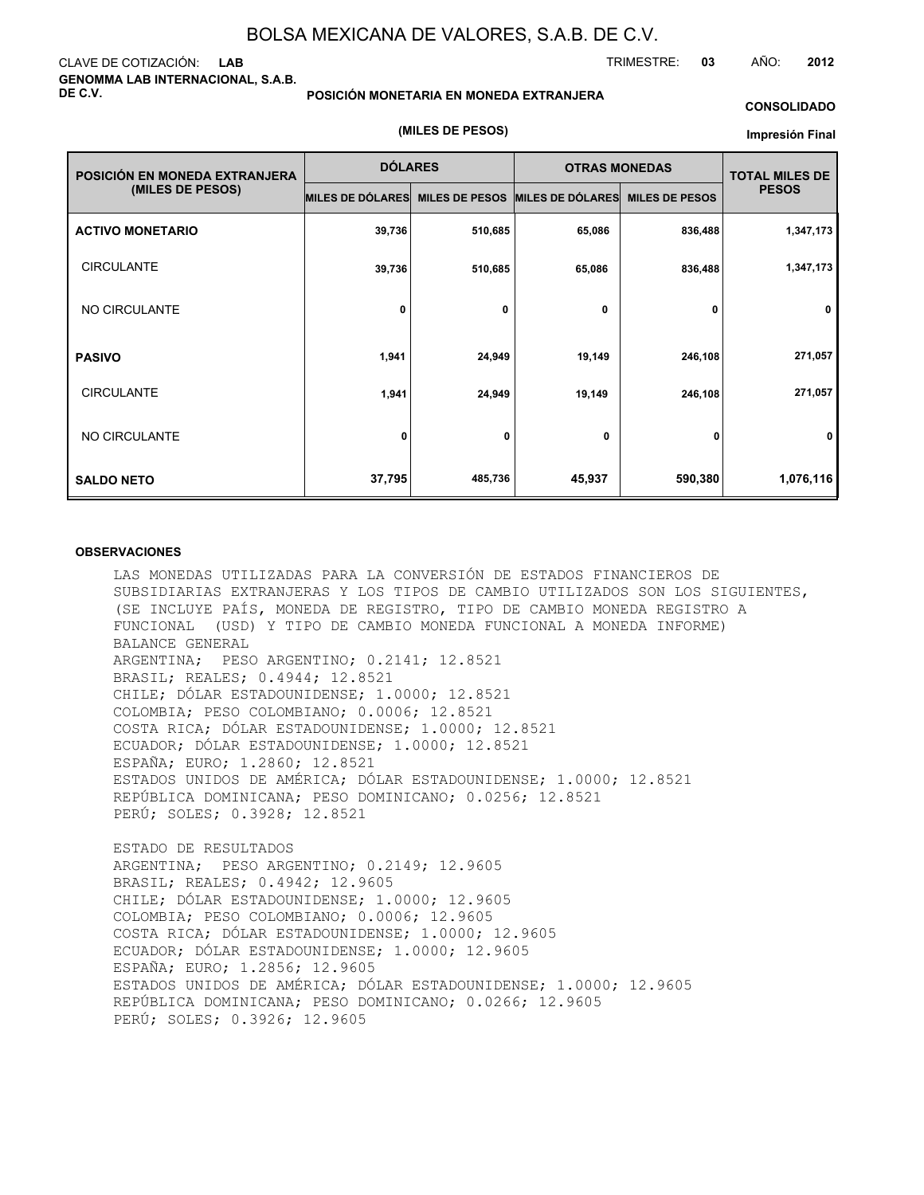# BOLSA MEXICANA DE VALORES, S.A.B. DE C.V.

CLAVE DE COTIZACIÓN: **LAB**

TRIMESTRE: **03** AÑO: **2012**

**GENOMMA LAB INTERNACIONAL, S.A.B. DE C.V.**

**POSICIÓN MONETARIA EN MONEDA EXTRANJERA**

**CONSOLIDADO**

**(MILES DE PESOS)**

**Impresión Final**

| POSICIÓN EN MONEDA EXTRANJERA (MILES DE PESOS) | DÓLARES | | OTRAS MONEDAS | | TOTAL MILES DE PESOS |
|---|---|---|---|---|---|
| | MILES DE DÓLARES | MILES DE PESOS | MILES DE DÓLARES | MILES DE PESOS | |
| **ACTIVO MONETARIO** | 39,736 | 510,685 | 65,086 | 836,488 | 1,347,173 |
| CIRCULANTE | 39,736 | 510,685 | 65,086 | 836,488 | 1,347,173 |
| NO CIRCULANTE | 0 | 0 | 0 | 0 | 0 |
| **PASIVO** | 1,941 | 24,949 | 19,149 | 246,108 | 271,057 |
| CIRCULANTE | 1,941 | 24,949 | 19,149 | 246,108 | 271,057 |
| NO CIRCULANTE | 0 | 0 | 0 | 0 | 0 |
| **SALDO NETO** | 37,795 | 485,736 | 45,937 | 590,380 | 1,076,116 |

**OBSERVACIONES**

LAS MONEDAS UTILIZADAS PARA LA CONVERSIÓN DE ESTADOS FINANCIEROS DE SUBSIDIARIAS EXTRANJERAS Y LOS TIPOS DE CAMBIO UTILIZADOS SON LOS SIGUIENTES, (SE INCLUYE PAÍS, MONEDA DE REGISTRO, TIPO DE CAMBIO MONEDA REGISTRO A FUNCIONAL (USD) Y TIPO DE CAMBIO MONEDA FUNCIONAL A MONEDA INFORME)

BALANCE GENERAL

ARGENTINA; PESO ARGENTINO; 0.2141; 12.8521
BRASIL; REALES; 0.4944; 12.8521
CHILE; DÓLAR ESTADOUNIDENSE; 1.0000; 12.8521
COLOMBIA; PESO COLOMBIANO; 0.0006; 12.8521
COSTA RICA; DÓLAR ESTADOUNIDENSE; 1.0000; 12.8521
ECUADOR; DÓLAR ESTADOUNIDENSE; 1.0000; 12.8521
ESPAÑA; EURO; 1.2860; 12.8521
ESTADOS UNIDOS DE AMÉRICA; DÓLAR ESTADOUNIDENSE; 1.0000; 12.8521
REPÚBLICA DOMINICANA; PESO DOMINICANO; 0.0256; 12.8521
PERÚ; SOLES; 0.3928; 12.8521

ESTADO DE RESULTADOS

ARGENTINA; PESO ARGENTINO; 0.2149; 12.9605
BRASIL; REALES; 0.4942; 12.9605
CHILE; DÓLAR ESTADOUNIDENSE; 1.0000; 12.9605
COLOMBIA; PESO COLOMBIANO; 0.0006; 12.9605
COSTA RICA; DÓLAR ESTADOUNIDENSE; 1.0000; 12.9605
ECUADOR; DÓLAR ESTADOUNIDENSE; 1.0000; 12.9605
ESPAÑA; EURO; 1.2856; 12.9605
ESTADOS UNIDOS DE AMÉRICA; DÓLAR ESTADOUNIDENSE; 1.0000; 12.9605
REPÚBLICA DOMINICANA; PESO DOMINICANO; 0.0266; 12.9605
PERÚ; SOLES; 0.3926; 12.9605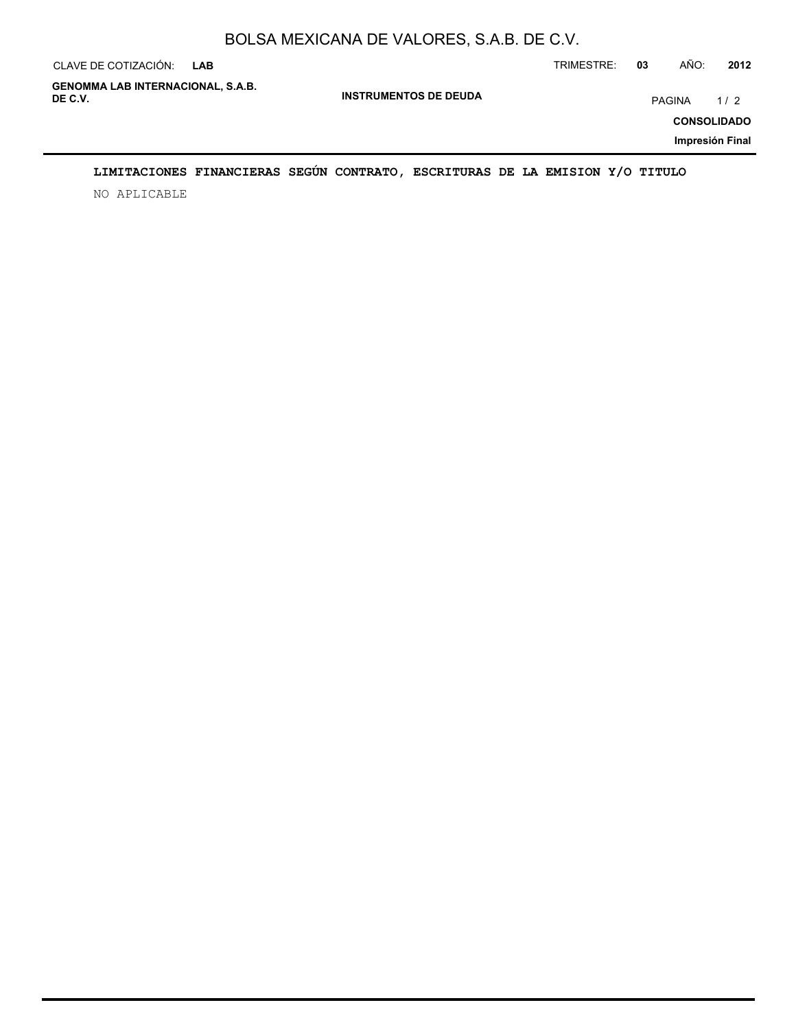**LIMITACIONES FINANCIERAS SEGÚN CONTRATO, ESCRITURAS DE LA EMISION Y/O TITULO**

NO APLICABLE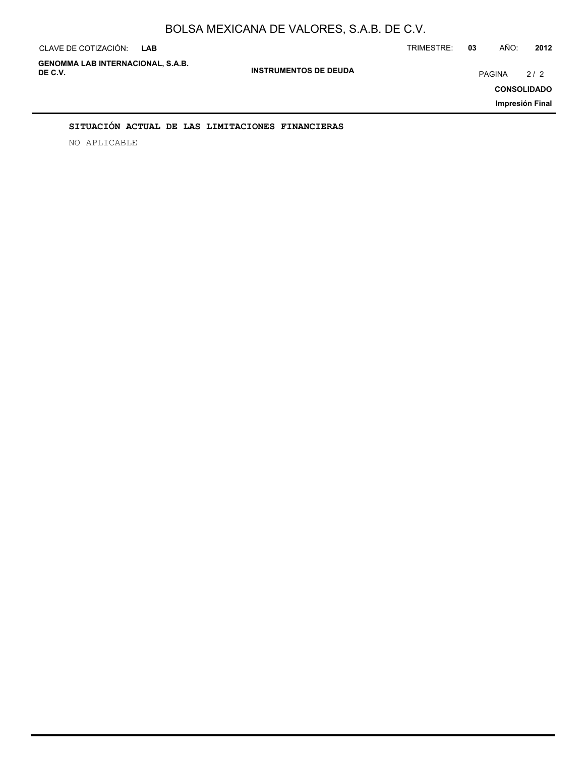## SITUACIÓN ACTUAL DE LAS LIMITACIONES FINANCIERAS

NO APLICABLE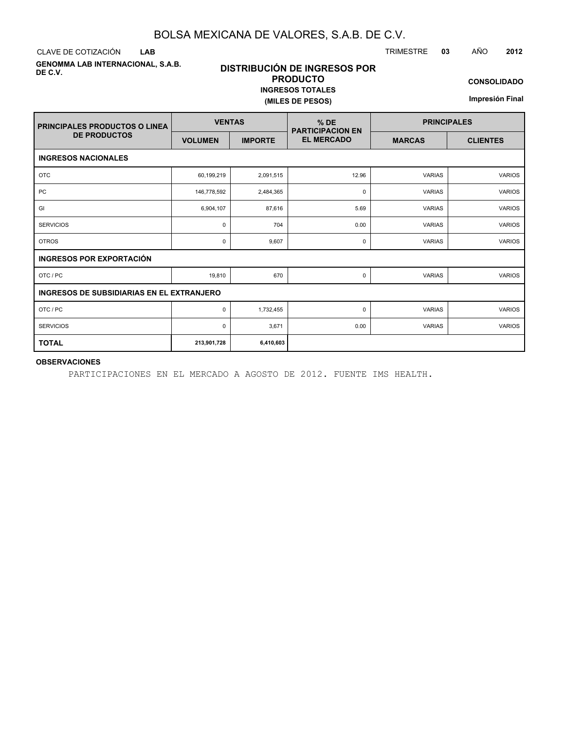# BOLSA MEXICANA DE VALORES, S.A.B. DE C.V.

CLAVE DE COTIZACIÓN **LAB** TRIMESTRE **03** AÑO **2012**

**GENOMMA LAB INTERNACIONAL, S.A.B. DE C.V.**

## DISTRIBUCIÓN DE INGRESOS POR PRODUCTO

**INGRESOS TOTALES**

**(MILES DE PESOS)**

**CONSOLIDADO**

**Impresión Final**

| PRINCIPALES PRODUCTOS O LINEA DE PRODUCTOS | VENTAS | | % DE PARTICIPACION EN EL MERCADO | PRINCIPALES | |
|---|---|---|---|---|---|
| | VOLUMEN | IMPORTE | | MARCAS | CLIENTES |
| **INGRESOS NACIONALES** | | | | | |
| OTC | 60,199,219 | 2,091,515 | 12.96 | VARIAS | VARIOS |
| PC | 146,778,592 | 2,484,365 | 0 | VARIAS | VARIOS |
| GI | 6,904,107 | 87,616 | 5.69 | VARIAS | VARIOS |
| SERVICIOS | 0 | 704 | 0.00 | VARIAS | VARIOS |
| OTROS | 0 | 9,607 | 0 | VARIAS | VARIOS |
| **INGRESOS POR EXPORTACIÓN** | | | | | |
| OTC / PC | 19,810 | 670 | 0 | VARIAS | VARIOS |
| **INGRESOS DE SUBSIDIARIAS EN EL EXTRANJERO** | | | | | |
| OTC / PC | 0 | 1,732,455 | 0 | VARIAS | VARIOS |
| SERVICIOS | 0 | 3,671 | 0.00 | VARIAS | VARIOS |
| **TOTAL** | **213,901,728** | **6,410,603** | | | |

**OBSERVACIONES**

PARTICIPACIONES EN EL MERCADO A AGOSTO DE 2012. FUENTE IMS HEALTH.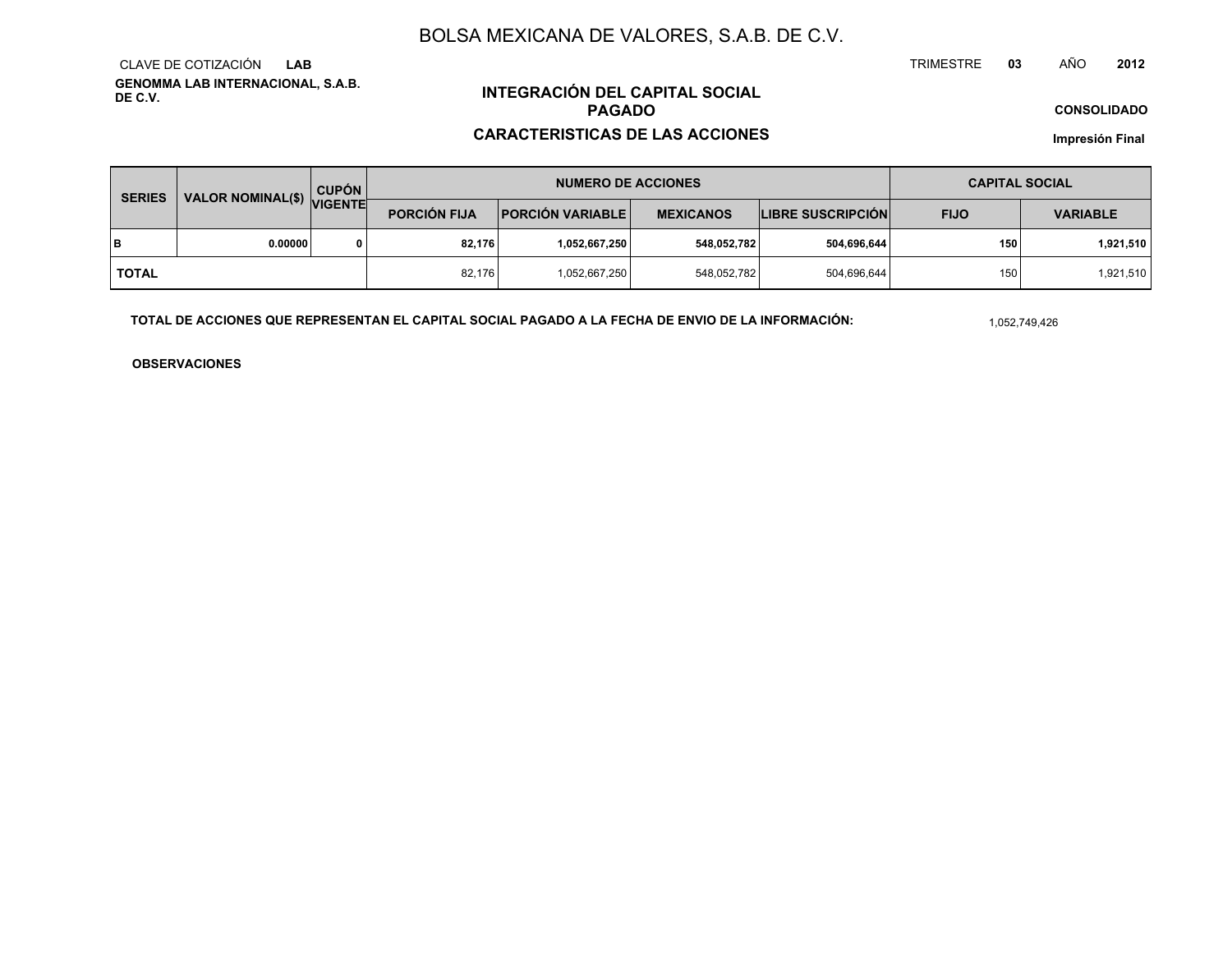# BOLSA MEXICANA DE VALORES, S.A.B. DE C.V.

CLAVE DE COTIZACIÓN **LAB**

TRIMESTRE **03** AÑO **2012**

**GENOMMA LAB INTERNACIONAL, S.A.B. DE C.V.**

## INTEGRACIÓN DEL CAPITAL SOCIAL PAGADO

## CARACTERISTICAS DE LAS ACCIONES

**CONSOLIDADO**

**Impresión Final**

| SERIES | VALOR NOMINAL($) | CUPÓN VIGENTE | NUMERO DE ACCIONES | | | | CAPITAL SOCIAL | |
|---|---|---|---|---|---|---|---|---|
| | | | PORCIÓN FIJA | PORCIÓN VARIABLE | MEXICANOS | LIBRE SUSCRIPCIÓN | FIJO | VARIABLE |
| **B** | **0.00000** | **0** | **82,176** | **1,052,667,250** | **548,052,782** | **504,696,644** | **150** | **1,921,510** |
| **TOTAL** | | | 82,176 | 1,052,667,250 | 548,052,782 | 504,696,644 | 150 | 1,921,510 |

**TOTAL DE ACCIONES QUE REPRESENTAN EL CAPITAL SOCIAL PAGADO A LA FECHA DE ENVIO DE LA INFORMACIÓN:** 1,052,749,426

**OBSERVACIONES**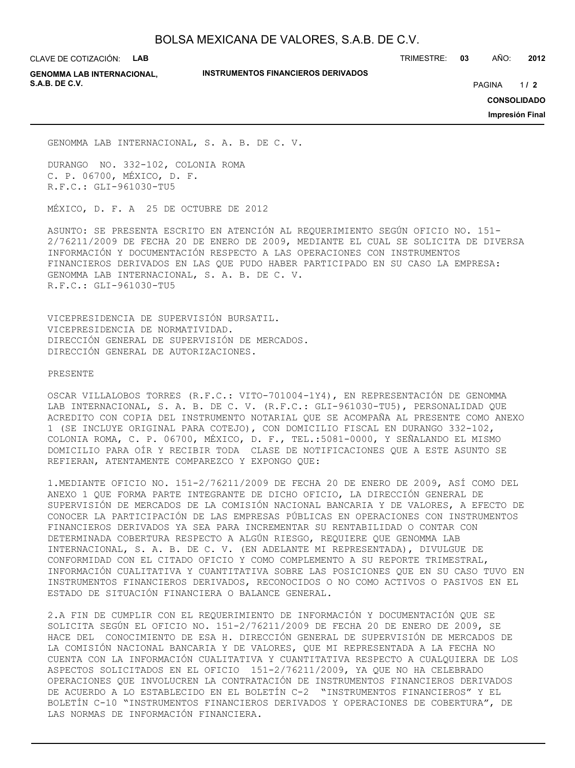GENOMMA LAB INTERNACIONAL, S. A. B. DE C. V.

DURANGO NO. 332-102, COLONIA ROMA
C. P. 06700, MÉXICO, D. F.
R.F.C.: GLI-961030-TU5

MÉXICO, D. F. A 25 DE OCTUBRE DE 2012

ASUNTO: SE PRESENTA ESCRITO EN ATENCIÓN AL REQUERIMIENTO SEGÚN OFICIO NO. 151-2/76211/2009 DE FECHA 20 DE ENERO DE 2009, MEDIANTE EL CUAL SE SOLICITA DE DIVERSA INFORMACIÓN Y DOCUMENTACIÓN RESPECTO A LAS OPERACIONES CON INSTRUMENTOS FINANCIEROS DERIVADOS EN LAS QUE PUDO HABER PARTICIPADO EN SU CASO LA EMPRESA: GENOMMA LAB INTERNACIONAL, S. A. B. DE C. V.
R.F.C.: GLI-961030-TU5

VICEPRESIDENCIA DE SUPERVISIÓN BURSATIL.
VICEPRESIDENCIA DE NORMATIVIDAD.
DIRECCIÓN GENERAL DE SUPERVISIÓN DE MERCADOS.
DIRECCIÓN GENERAL DE AUTORIZACIONES.

PRESENTE

OSCAR VILLALOBOS TORRES (R.F.C.: VITO-701004-1Y4), EN REPRESENTACIÓN DE GENOMMA LAB INTERNACIONAL, S. A. B. DE C. V. (R.F.C.: GLI-961030-TU5), PERSONALIDAD QUE ACREDITO CON COPIA DEL INSTRUMENTO NOTARIAL QUE SE ACOMPAÑA AL PRESENTE COMO ANEXO 1 (SE INCLUYE ORIGINAL PARA COTEJO), CON DOMICILIO FISCAL EN DURANGO 332-102, COLONIA ROMA, C. P. 06700, MÉXICO, D. F., TEL.:5081-0000, Y SEÑALANDO EL MISMO DOMICILIO PARA OÍR Y RECIBIR TODA CLASE DE NOTIFICACIONES QUE A ESTE ASUNTO SE REFIERAN, ATENTAMENTE COMPAREZCO Y EXPONGO QUE:

1.MEDIANTE OFICIO NO. 151-2/76211/2009 DE FECHA 20 DE ENERO DE 2009, ASÍ COMO DEL ANEXO 1 QUE FORMA PARTE INTEGRANTE DE DICHO OFICIO, LA DIRECCIÓN GENERAL DE SUPERVISIÓN DE MERCADOS DE LA COMISIÓN NACIONAL BANCARIA Y DE VALORES, A EFECTO DE CONOCER LA PARTICIPACIÓN DE LAS EMPRESAS PÚBLICAS EN OPERACIONES CON INSTRUMENTOS FINANCIEROS DERIVADOS YA SEA PARA INCREMENTAR SU RENTABILIDAD O CONTAR CON DETERMINADA COBERTURA RESPECTO A ALGÚN RIESGO, REQUIERE QUE GENOMMA LAB INTERNACIONAL, S. A. B. DE C. V. (EN ADELANTE MI REPRESENTADA), DIVULGUE DE CONFORMIDAD CON EL CITADO OFICIO Y COMO COMPLEMENTO A SU REPORTE TRIMESTRAL, INFORMACIÓN CUALITATIVA Y CUANTITATIVA SOBRE LAS POSICIONES QUE EN SU CASO TUVO EN INSTRUMENTOS FINANCIEROS DERIVADOS, RECONOCIDOS O NO COMO ACTIVOS O PASIVOS EN EL ESTADO DE SITUACIÓN FINANCIERA O BALANCE GENERAL.

2.A FIN DE CUMPLIR CON EL REQUERIMIENTO DE INFORMACIÓN Y DOCUMENTACIÓN QUE SE SOLICITA SEGÚN EL OFICIO NO. 151-2/76211/2009 DE FECHA 20 DE ENERO DE 2009, SE HACE DEL CONOCIMIENTO DE ESA H. DIRECCIÓN GENERAL DE SUPERVISIÓN DE MERCADOS DE LA COMISIÓN NACIONAL BANCARIA Y DE VALORES, QUE MI REPRESENTADA A LA FECHA NO CUENTA CON LA INFORMACIÓN CUALITATIVA Y CUANTITATIVA RESPECTO A CUALQUIERA DE LOS ASPECTOS SOLICITADOS EN EL OFICIO 151-2/76211/2009, YA QUE NO HA CELEBRADO OPERACIONES QUE INVOLUCREN LA CONTRATACIÓN DE INSTRUMENTOS FINANCIEROS DERIVADOS DE ACUERDO A LO ESTABLECIDO EN EL BOLETÍN C-2 "INSTRUMENTOS FINANCIEROS" Y EL BOLETÍN C-10 "INSTRUMENTOS FINANCIEROS DERIVADOS Y OPERACIONES DE COBERTURA", DE LAS NORMAS DE INFORMACIÓN FINANCIERA.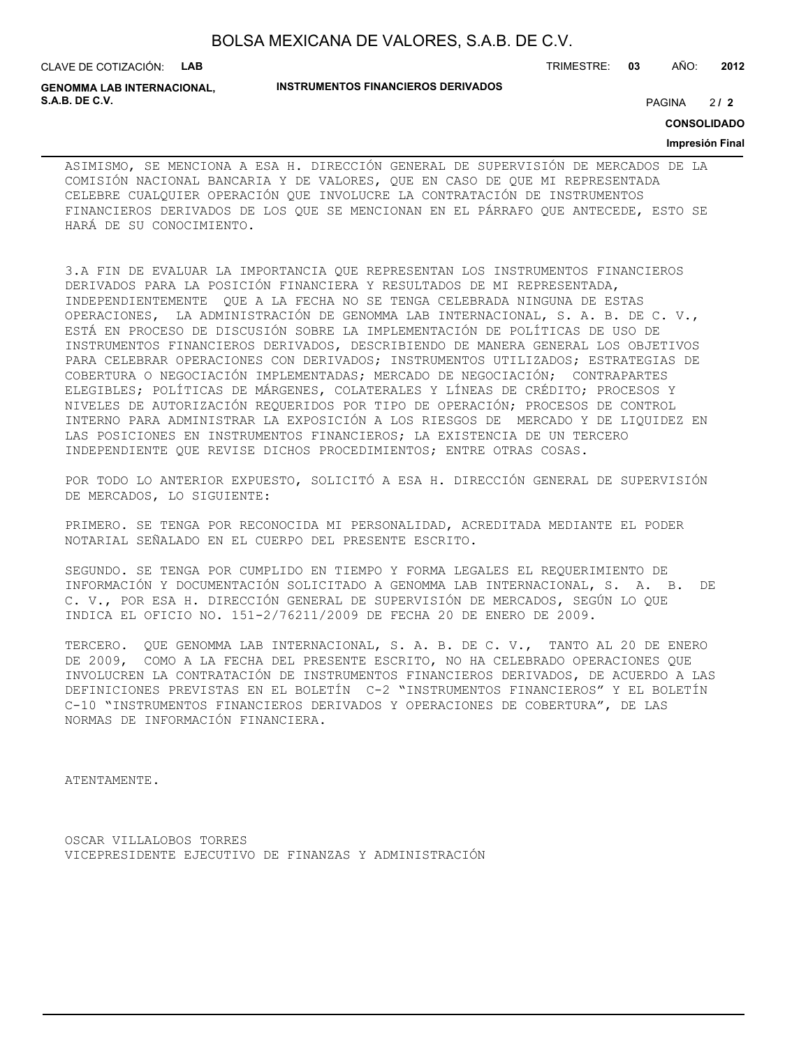ASIMISMO, SE MENCIONA A ESA H. DIRECCIÓN GENERAL DE SUPERVISIÓN DE MERCADOS DE LA COMISIÓN NACIONAL BANCARIA Y DE VALORES, QUE EN CASO DE QUE MI REPRESENTADA CELEBRE CUALQUIER OPERACIÓN QUE INVOLUCRE LA CONTRATACIÓN DE INSTRUMENTOS FINANCIEROS DERIVADOS DE LOS QUE SE MENCIONAN EN EL PÁRRAFO QUE ANTECEDE, ESTO SE HARÁ DE SU CONOCIMIENTO.

3.A FIN DE EVALUAR LA IMPORTANCIA QUE REPRESENTAN LOS INSTRUMENTOS FINANCIEROS DERIVADOS PARA LA POSICIÓN FINANCIERA Y RESULTADOS DE MI REPRESENTADA, INDEPENDIENTEMENTE QUE A LA FECHA NO SE TENGA CELEBRADA NINGUNA DE ESTAS OPERACIONES, LA ADMINISTRACIÓN DE GENOMMA LAB INTERNACIONAL, S. A. B. DE C. V., ESTÁ EN PROCESO DE DISCUSIÓN SOBRE LA IMPLEMENTACIÓN DE POLÍTICAS DE USO DE INSTRUMENTOS FINANCIEROS DERIVADOS, DESCRIBIENDO DE MANERA GENERAL LOS OBJETIVOS PARA CELEBRAR OPERACIONES CON DERIVADOS; INSTRUMENTOS UTILIZADOS; ESTRATEGIAS DE COBERTURA O NEGOCIACIÓN IMPLEMENTADAS; MERCADO DE NEGOCIACIÓN; CONTRAPARTES ELEGIBLES; POLÍTICAS DE MÁRGENES, COLATERALES Y LÍNEAS DE CRÉDITO; PROCESOS Y NIVELES DE AUTORIZACIÓN REQUERIDOS POR TIPO DE OPERACIÓN; PROCESOS DE CONTROL INTERNO PARA ADMINISTRAR LA EXPOSICIÓN A LOS RIESGOS DE MERCADO Y DE LIQUIDEZ EN LAS POSICIONES EN INSTRUMENTOS FINANCIEROS; LA EXISTENCIA DE UN TERCERO INDEPENDIENTE QUE REVISE DICHOS PROCEDIMIENTOS; ENTRE OTRAS COSAS.

POR TODO LO ANTERIOR EXPUESTO, SOLICITÓ A ESA H. DIRECCIÓN GENERAL DE SUPERVISIÓN DE MERCADOS, LO SIGUIENTE:

PRIMERO. SE TENGA POR RECONOCIDA MI PERSONALIDAD, ACREDITADA MEDIANTE EL PODER NOTARIAL SEÑALADO EN EL CUERPO DEL PRESENTE ESCRITO.

SEGUNDO. SE TENGA POR CUMPLIDO EN TIEMPO Y FORMA LEGALES EL REQUERIMIENTO DE INFORMACIÓN Y DOCUMENTACIÓN SOLICITADO A GENOMMA LAB INTERNACIONAL, S. A. B. DE C. V., POR ESA H. DIRECCIÓN GENERAL DE SUPERVISIÓN DE MERCADOS, SEGÚN LO QUE INDICA EL OFICIO NO. 151-2/76211/2009 DE FECHA 20 DE ENERO DE 2009.

TERCERO. QUE GENOMMA LAB INTERNACIONAL, S. A. B. DE C. V., TANTO AL 20 DE ENERO DE 2009, COMO A LA FECHA DEL PRESENTE ESCRITO, NO HA CELEBRADO OPERACIONES QUE INVOLUCREN LA CONTRATACIÓN DE INSTRUMENTOS FINANCIEROS DERIVADOS, DE ACUERDO A LAS DEFINICIONES PREVISTAS EN EL BOLETÍN C-2 "INSTRUMENTOS FINANCIEROS" Y EL BOLETÍN C-10 "INSTRUMENTOS FINANCIEROS DERIVADOS Y OPERACIONES DE COBERTURA", DE LAS NORMAS DE INFORMACIÓN FINANCIERA.

ATENTAMENTE.

OSCAR VILLALOBOS TORRES
VICEPRESIDENTE EJECUTIVO DE FINANZAS Y ADMINISTRACIÓN